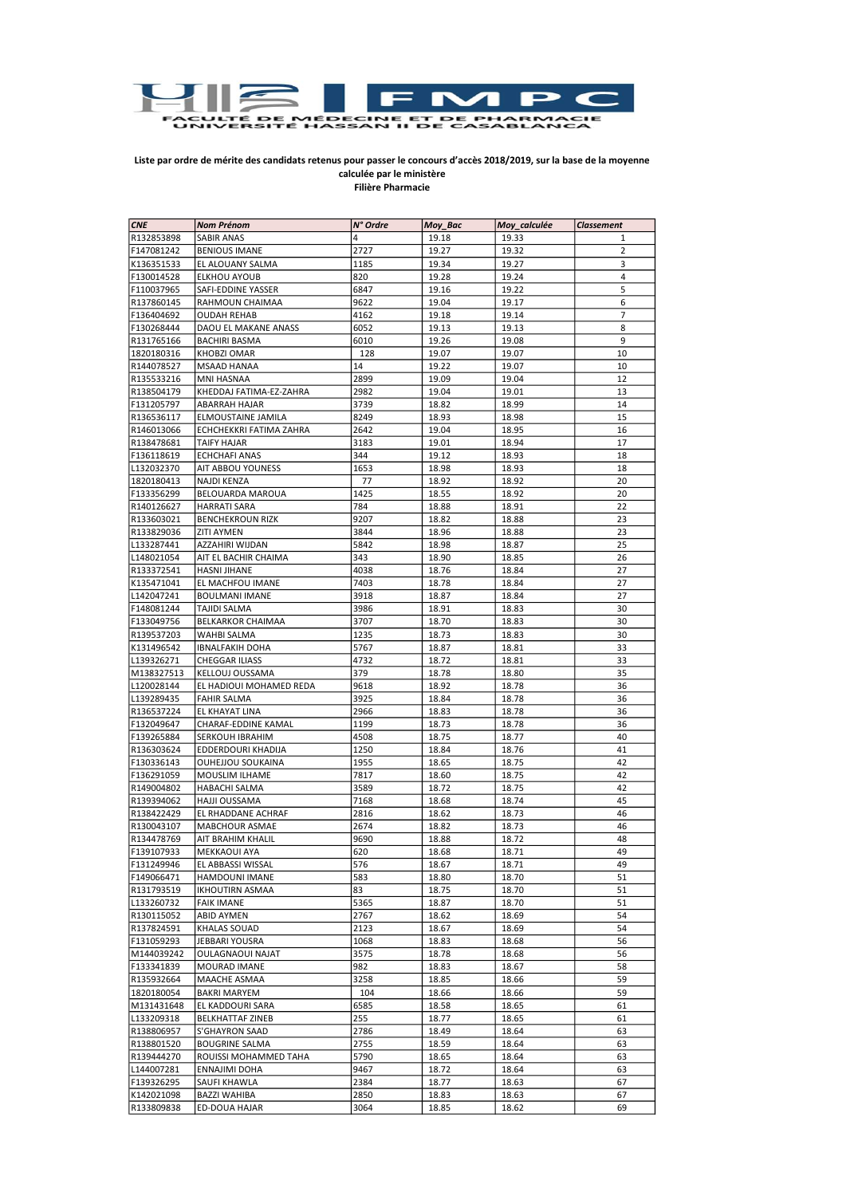FACULTÉ DE MÉDECINE ET DE PHARMACIE
UNIVERSITÉ HASSAN II DE CASABLANCA

**Liste par ordre de mérite des candidats retenus pour passer le concours d'accès 2018/2019, sur la base de la moyenne calculée par le ministère**
**Filière Pharmacie**

| CNE | Nom Prénom | N° Ordre | Moy_Bac | Moy_calculée | Classement |
|---|---|---|---|---|---|
| R132853898 | SABIR ANAS | 4 | 19.18 | 19.33 | 1 |
| F147081242 | BENIOUS IMANE | 2727 | 19.27 | 19.32 | 2 |
| K136351533 | EL ALOUANY SALMA | 1185 | 19.34 | 19.27 | 3 |
| F130014528 | ELKHOU AYOUB | 820 | 19.28 | 19.24 | 4 |
| F110037965 | SAFI-EDDINE YASSER | 6847 | 19.16 | 19.22 | 5 |
| R137860145 | RAHMOUN CHAIMAA | 9622 | 19.04 | 19.17 | 6 |
| F136404692 | OUDAH REHAB | 4162 | 19.18 | 19.14 | 7 |
| F130268444 | DAOU EL MAKANE ANASS | 6052 | 19.13 | 19.13 | 8 |
| R131765166 | BACHIRI BASMA | 6010 | 19.26 | 19.08 | 9 |
| 1820180316 | KHOBZI OMAR | 128 | 19.07 | 19.07 | 10 |
| R144078527 | MSAAD HANAA | 14 | 19.22 | 19.07 | 10 |
| R135533216 | MNI HASNAA | 2899 | 19.09 | 19.04 | 12 |
| R138504179 | KHEDDAJ FATIMA-EZ-ZAHRA | 2982 | 19.04 | 19.01 | 13 |
| F131205797 | ABARRAH HAJAR | 3739 | 18.82 | 18.99 | 14 |
| R136536117 | ELMOUSTAINE JAMILA | 8249 | 18.93 | 18.98 | 15 |
| R146013066 | ECHCHEKKRI FATIMA ZAHRA | 2642 | 19.04 | 18.95 | 16 |
| R138478681 | TAIFY HAJAR | 3183 | 19.01 | 18.94 | 17 |
| F136118619 | ECHCHAFI ANAS | 344 | 19.12 | 18.93 | 18 |
| L132032370 | AIT ABBOU YOUNESS | 1653 | 18.98 | 18.93 | 18 |
| 1820180413 | NAJDI KENZA | 77 | 18.92 | 18.92 | 20 |
| F133356299 | BELOUARDA MAROUA | 1425 | 18.55 | 18.92 | 20 |
| R140126627 | HARRATI SARA | 784 | 18.88 | 18.91 | 22 |
| R133603021 | BENCHEKROUN RIZK | 9207 | 18.82 | 18.88 | 23 |
| R133829036 | ZITI AYMEN | 3844 | 18.96 | 18.88 | 23 |
| L133287441 | AZZAHIRI WIJDAN | 5842 | 18.98 | 18.87 | 25 |
| L148021054 | AIT EL BACHIR CHAIMA | 343 | 18.90 | 18.85 | 26 |
| R133372541 | HASNI JIHANE | 4038 | 18.76 | 18.84 | 27 |
| K135471041 | EL MACHFOU IMANE | 7403 | 18.78 | 18.84 | 27 |
| L142047241 | BOULMANI IMANE | 3918 | 18.87 | 18.84 | 27 |
| F148081244 | TAJIDI SALMA | 3986 | 18.91 | 18.83 | 30 |
| F133049756 | BELKARKOR CHAIMAA | 3707 | 18.70 | 18.83 | 30 |
| R139537203 | WAHBI SALMA | 1235 | 18.73 | 18.83 | 30 |
| K131496542 | IBNALFAKIH DOHA | 5767 | 18.87 | 18.81 | 33 |
| L139326271 | CHEGGAR ILIASS | 4732 | 18.72 | 18.81 | 33 |
| M138327513 | KELLOUJ OUSSAMA | 379 | 18.78 | 18.80 | 35 |
| L120028144 | EL HADIOUI MOHAMED REDA | 9618 | 18.92 | 18.78 | 36 |
| L139289435 | FAHIR SALMA | 3925 | 18.84 | 18.78 | 36 |
| R136537224 | EL KHAYAT LINA | 2966 | 18.83 | 18.78 | 36 |
| F132049647 | CHARAF-EDDINE KAMAL | 1199 | 18.73 | 18.78 | 36 |
| F139265884 | SERKOUH IBRAHIM | 4508 | 18.75 | 18.77 | 40 |
| R136303624 | EDDERDOURI KHADIJA | 1250 | 18.84 | 18.76 | 41 |
| F130336143 | OUHEJJOU SOUKAINA | 1955 | 18.65 | 18.75 | 42 |
| F136291059 | MOUSLIM ILHAME | 7817 | 18.60 | 18.75 | 42 |
| R149004802 | HABACHI SALMA | 3589 | 18.72 | 18.75 | 42 |
| R139394062 | HAJJI OUSSAMA | 7168 | 18.68 | 18.74 | 45 |
| R138422429 | EL RHADDANE ACHRAF | 2816 | 18.62 | 18.73 | 46 |
| R130043107 | MABCHOUR ASMAE | 2674 | 18.82 | 18.73 | 46 |
| R134478769 | AIT BRAHIM KHALIL | 9690 | 18.88 | 18.72 | 48 |
| F139107933 | MEKKAOUI AYA | 620 | 18.68 | 18.71 | 49 |
| F131249946 | EL ABBASSI WISSAL | 576 | 18.67 | 18.71 | 49 |
| F149066471 | HAMDOUNI IMANE | 583 | 18.80 | 18.70 | 51 |
| R131793519 | IKHOUTIRN ASMAA | 83 | 18.75 | 18.70 | 51 |
| L133260732 | FAIK IMANE | 5365 | 18.87 | 18.70 | 51 |
| R130115052 | ABID AYMEN | 2767 | 18.62 | 18.69 | 54 |
| R137824591 | KHALAS SOUAD | 2123 | 18.67 | 18.69 | 54 |
| F131059293 | JEBBARI YOUSRA | 1068 | 18.83 | 18.68 | 56 |
| M144039242 | OULAGNAOUI NAJAT | 3575 | 18.78 | 18.68 | 56 |
| F133341839 | MOURAD IMANE | 982 | 18.83 | 18.67 | 58 |
| R135932664 | MAACHE ASMAA | 3258 | 18.85 | 18.66 | 59 |
| 1820180054 | BAKRI MARYEM | 104 | 18.66 | 18.66 | 59 |
| M131431648 | EL KADDOURI SARA | 6585 | 18.58 | 18.65 | 61 |
| L133209318 | BELKHATTAF ZINEB | 255 | 18.77 | 18.65 | 61 |
| R138806957 | S'GHAYRON SAAD | 2786 | 18.49 | 18.64 | 63 |
| R138801520 | BOUGRINE SALMA | 2755 | 18.59 | 18.64 | 63 |
| R139444270 | ROUISSI MOHAMMED TAHA | 5790 | 18.65 | 18.64 | 63 |
| L144007281 | ENNAJIMI DOHA | 9467 | 18.72 | 18.64 | 63 |
| F139326295 | SAUFI KHAWLA | 2384 | 18.77 | 18.63 | 67 |
| K142021098 | BAZZI WAHIBA | 2850 | 18.83 | 18.63 | 67 |
| R133809838 | ED-DOUA HAJAR | 3064 | 18.85 | 18.62 | 69 |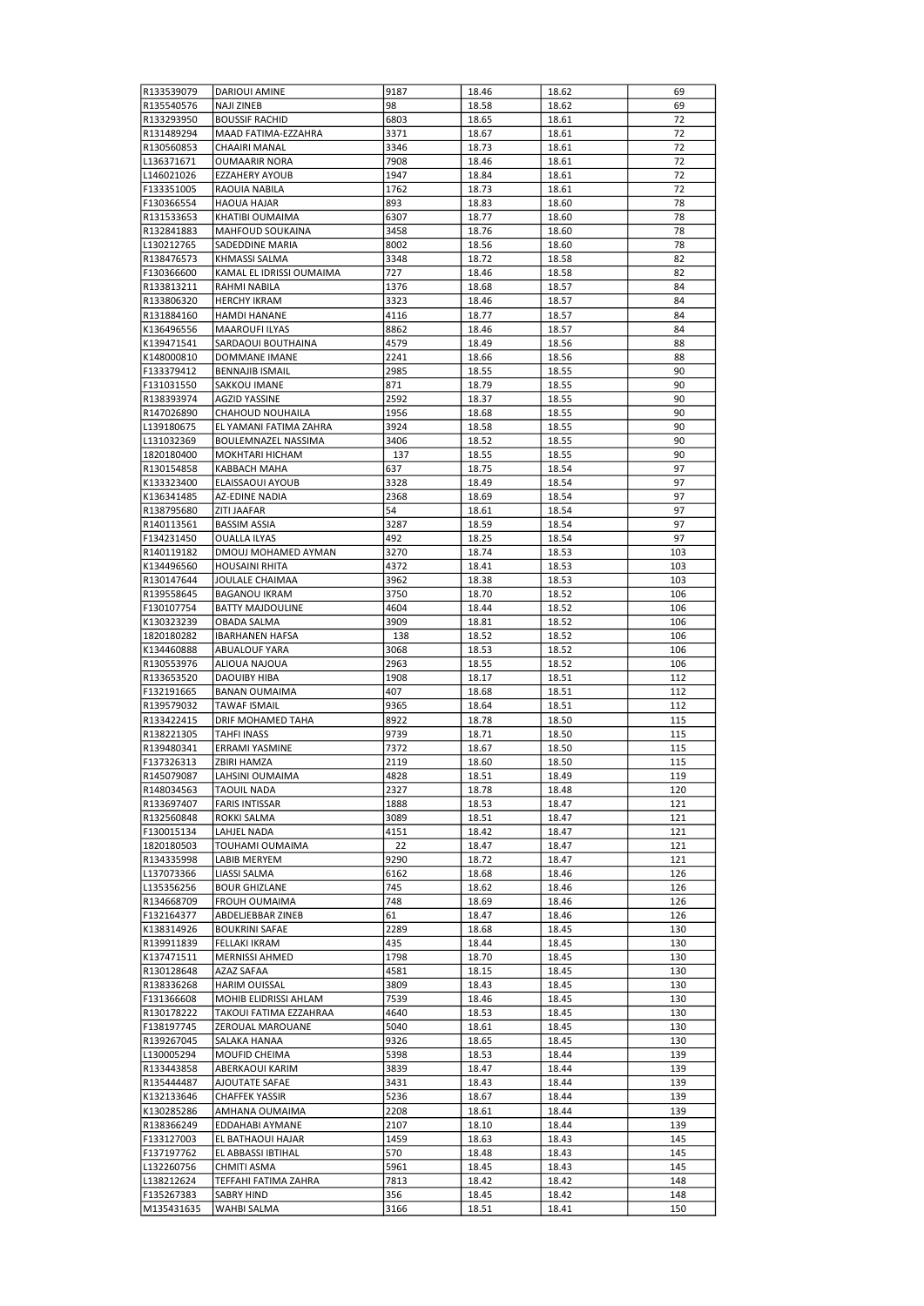| R133539079 | DARIOUI AMINE | 9187 | 18.46 | 18.62 | 69 |
|---|---|---|---|---|---|
| R135540576 | NAJI ZINEB | 98 | 18.58 | 18.62 | 69 |
| R133293950 | BOUSSIF RACHID | 6803 | 18.65 | 18.61 | 72 |
| R131489294 | MAAD FATIMA-EZZAHRA | 3371 | 18.67 | 18.61 | 72 |
| R130560853 | CHAAIRI MANAL | 3346 | 18.73 | 18.61 | 72 |
| L136371671 | OUMAARIR NORA | 7908 | 18.46 | 18.61 | 72 |
| L146021026 | EZZAHERY AYOUB | 1947 | 18.84 | 18.61 | 72 |
| F133351005 | RAOUIA NABILA | 1762 | 18.73 | 18.61 | 72 |
| F130366554 | HAOUA HAJAR | 893 | 18.83 | 18.60 | 78 |
| R131533653 | KHATIBI OUMAIMA | 6307 | 18.77 | 18.60 | 78 |
| R132841883 | MAHFOUD SOUKAINA | 3458 | 18.76 | 18.60 | 78 |
| L130212765 | SADEDDINE MARIA | 8002 | 18.56 | 18.60 | 78 |
| R138476573 | KHMASSI SALMA | 3348 | 18.72 | 18.58 | 82 |
| F130366600 | KAMAL EL IDRISSI OUMAIMA | 727 | 18.46 | 18.58 | 82 |
| R133813211 | RAHMI NABILA | 1376 | 18.68 | 18.57 | 84 |
| R133806320 | HERCHY IKRAM | 3323 | 18.46 | 18.57 | 84 |
| R131884160 | HAMDI HANANE | 4116 | 18.77 | 18.57 | 84 |
| K136496556 | MAAROUFI ILYAS | 8862 | 18.46 | 18.57 | 84 |
| K139471541 | SARDAOUI BOUTHAINA | 4579 | 18.49 | 18.56 | 88 |
| K148000810 | DOMMANE IMANE | 2241 | 18.66 | 18.56 | 88 |
| F133379412 | BENNAJIB ISMAIL | 2985 | 18.55 | 18.55 | 90 |
| F131031550 | SAKKOU IMANE | 871 | 18.79 | 18.55 | 90 |
| R138393974 | AGZID YASSINE | 2592 | 18.37 | 18.55 | 90 |
| R147026890 | CHAHOUD NOUHAILA | 1956 | 18.68 | 18.55 | 90 |
| L139180675 | EL YAMANI FATIMA ZAHRA | 3924 | 18.58 | 18.55 | 90 |
| L131032369 | BOULEMNAZEL NASSIMA | 3406 | 18.52 | 18.55 | 90 |
| 1820180400 | MOKHTARI HICHAM | 137 | 18.55 | 18.55 | 90 |
| R130154858 | KABBACH MAHA | 637 | 18.75 | 18.54 | 97 |
| K133323400 | ELAISSAOUI AYOUB | 3328 | 18.49 | 18.54 | 97 |
| K136341485 | AZ-EDINE NADIA | 2368 | 18.69 | 18.54 | 97 |
| R138795680 | ZITI JAAFAR | 54 | 18.61 | 18.54 | 97 |
| R140113561 | BASSIM ASSIA | 3287 | 18.59 | 18.54 | 97 |
| F134231450 | OUALLA ILYAS | 492 | 18.25 | 18.54 | 97 |
| R140119182 | DMOUJ MOHAMED AYMAN | 3270 | 18.74 | 18.53 | 103 |
| K134496560 | HOUSAINI RHITA | 4372 | 18.41 | 18.53 | 103 |
| R130147644 | JOULALE CHAIMAA | 3962 | 18.38 | 18.53 | 103 |
| R139558645 | BAGANOU IKRAM | 3750 | 18.70 | 18.52 | 106 |
| F130107754 | BATTY MAJDOULINE | 4604 | 18.44 | 18.52 | 106 |
| K130323239 | OBADA SALMA | 3909 | 18.81 | 18.52 | 106 |
| 1820180282 | IBARHANEN HAFSA | 138 | 18.52 | 18.52 | 106 |
| K134460888 | ABUALOUF YARA | 3068 | 18.53 | 18.52 | 106 |
| R130553976 | ALIOUA NAJOUA | 2963 | 18.55 | 18.52 | 106 |
| R133653520 | DAOUIBY HIBA | 1908 | 18.17 | 18.51 | 112 |
| F132191665 | BANAN OUMAIMA | 407 | 18.68 | 18.51 | 112 |
| R139579032 | TAWAF ISMAIL | 9365 | 18.64 | 18.51 | 112 |
| R133422415 | DRIF MOHAMED TAHA | 8922 | 18.78 | 18.50 | 115 |
| R138221305 | TAHFI INASS | 9739 | 18.71 | 18.50 | 115 |
| R139480341 | ERRAMI YASMINE | 7372 | 18.67 | 18.50 | 115 |
| F137326313 | ZBIRI HAMZA | 2119 | 18.60 | 18.50 | 115 |
| R145079087 | LAHSINI OUMAIMA | 4828 | 18.51 | 18.49 | 119 |
| R148034563 | TAOUIL NADA | 2327 | 18.78 | 18.48 | 120 |
| R133697407 | FARIS INTISSAR | 1888 | 18.53 | 18.47 | 121 |
| R132560848 | ROKKI SALMA | 3089 | 18.51 | 18.47 | 121 |
| F130015134 | LAHJEL NADA | 4151 | 18.42 | 18.47 | 121 |
| 1820180503 | TOUHAMI OUMAIMA | 22 | 18.47 | 18.47 | 121 |
| R134335998 | LABIB MERYEM | 9290 | 18.72 | 18.47 | 121 |
| L137073366 | LIASSI SALMA | 6162 | 18.68 | 18.46 | 126 |
| L135356256 | BOUR GHIZLANE | 745 | 18.62 | 18.46 | 126 |
| R134668709 | FROUH OUMAIMA | 748 | 18.69 | 18.46 | 126 |
| F132164377 | ABDELJEBBAR ZINEB | 61 | 18.47 | 18.46 | 126 |
| K138314926 | BOUKRINI SAFAE | 2289 | 18.68 | 18.45 | 130 |
| R139911839 | FELLAKI IKRAM | 435 | 18.44 | 18.45 | 130 |
| K137471511 | MERNISSI AHMED | 1798 | 18.70 | 18.45 | 130 |
| R130128648 | AZAZ SAFAA | 4581 | 18.15 | 18.45 | 130 |
| R138336268 | HARIM OUISSAL | 3809 | 18.43 | 18.45 | 130 |
| F131366608 | MOHIB ELIDRISSI AHLAM | 7539 | 18.46 | 18.45 | 130 |
| R130178222 | TAKOUI FATIMA EZZAHRAA | 4640 | 18.53 | 18.45 | 130 |
| F138197745 | ZEROUAL MAROUANE | 5040 | 18.61 | 18.45 | 130 |
| R139267045 | SALAKA HANAA | 9326 | 18.65 | 18.45 | 130 |
| L130005294 | MOUFID CHEIMA | 5398 | 18.53 | 18.44 | 139 |
| R133443858 | ABERKAOUI KARIM | 3839 | 18.47 | 18.44 | 139 |
| R135444487 | AJOUTATE SAFAE | 3431 | 18.43 | 18.44 | 139 |
| K132133646 | CHAFFEK YASSIR | 5236 | 18.67 | 18.44 | 139 |
| K130285286 | AMHANA OUMAIMA | 2208 | 18.61 | 18.44 | 139 |
| R138366249 | EDDAHABI AYMANE | 2107 | 18.10 | 18.44 | 139 |
| F133127003 | EL BATHAOUI HAJAR | 1459 | 18.63 | 18.43 | 145 |
| F137197762 | EL ABBASSI IBTIHAL | 570 | 18.48 | 18.43 | 145 |
| L132260756 | CHMITI ASMA | 5961 | 18.45 | 18.43 | 145 |
| L138212624 | TEFFAHI FATIMA ZAHRA | 7813 | 18.42 | 18.42 | 148 |
| F135267383 | SABRY HIND | 356 | 18.45 | 18.42 | 148 |
| M135431635 | WAHBI SALMA | 3166 | 18.51 | 18.41 | 150 |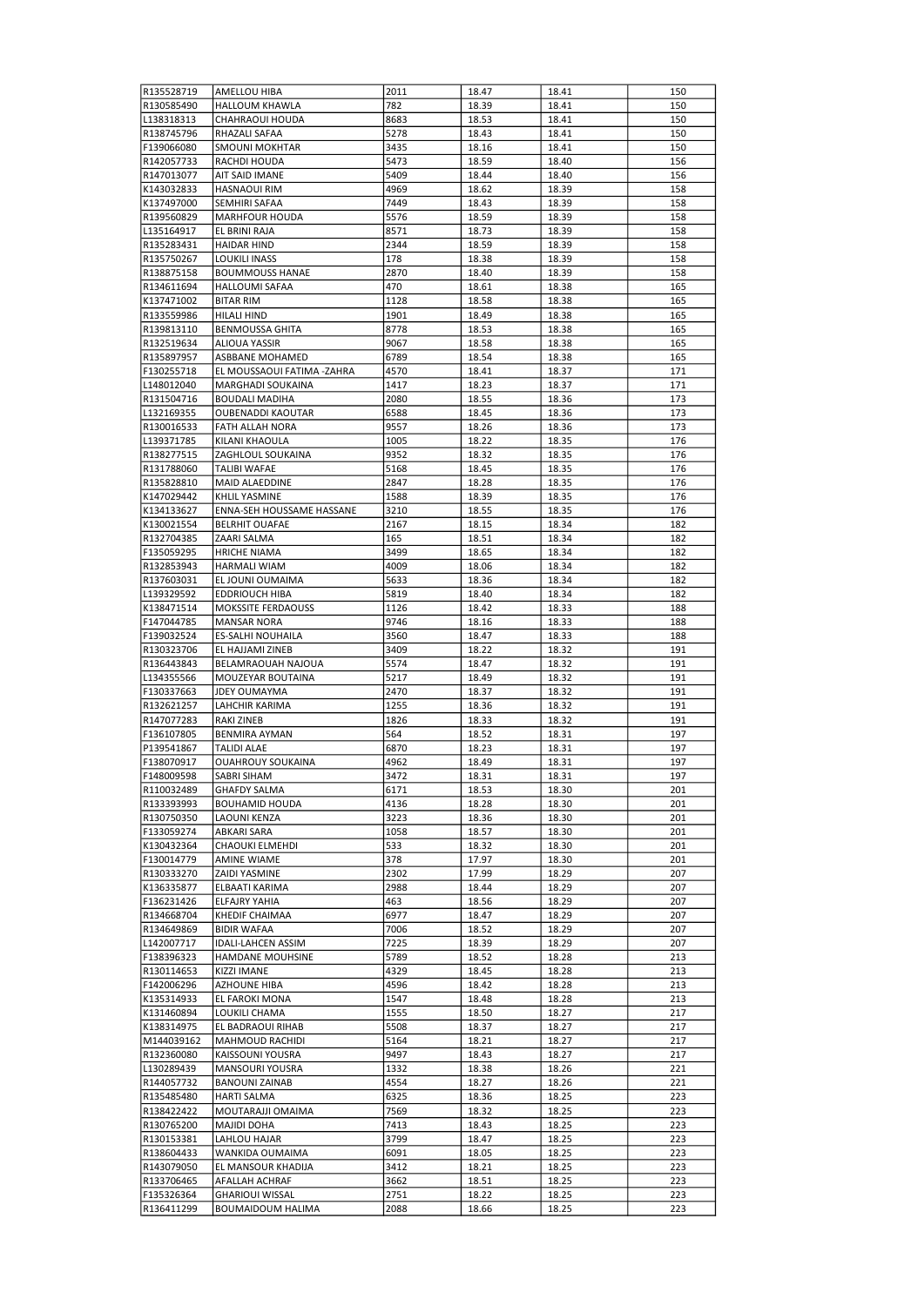| R135528719 | AMELLOU HIBA | 2011 | 18.47 | 18.41 | 150 |
|---|---|---|---|---|---|
| R130585490 | HALLOUM KHAWLA | 782 | 18.39 | 18.41 | 150 |
| L138318313 | CHAHRAOUI HOUDA | 8683 | 18.53 | 18.41 | 150 |
| R138745796 | RHAZALI SAFAA | 5278 | 18.43 | 18.41 | 150 |
| F139066080 | SMOUNI MOKHTAR | 3435 | 18.16 | 18.41 | 150 |
| R142057733 | RACHDI HOUDA | 5473 | 18.59 | 18.40 | 156 |
| R147013077 | AIT SAID IMANE | 5409 | 18.44 | 18.40 | 156 |
| R143032833 | HASNAOUI RIM | 4969 | 18.62 | 18.39 | 158 |
| K137497000 | SEMHIRI SAFAA | 7449 | 18.43 | 18.39 | 158 |
| R139560829 | MARHFOUR HOUDA | 5576 | 18.59 | 18.39 | 158 |
| L135164917 | EL BRINI RAJA | 8571 | 18.73 | 18.39 | 158 |
| R135283431 | HAIDAR HIND | 2344 | 18.59 | 18.39 | 158 |
| R135750267 | LOUKILI INASS | 178 | 18.38 | 18.39 | 158 |
| R138875158 | BOUMMOUSS HANAE | 2870 | 18.40 | 18.39 | 158 |
| R134611694 | HALLOUMI SAFAA | 470 | 18.61 | 18.38 | 165 |
| K137471002 | BITAR RIM | 1128 | 18.58 | 18.38 | 165 |
| R133559986 | HILALI HIND | 1901 | 18.49 | 18.38 | 165 |
| R139813110 | BENMOUSSA GHITA | 8778 | 18.53 | 18.38 | 165 |
| R132519634 | ALIOUA YASSIR | 9067 | 18.58 | 18.38 | 165 |
| R135897957 | ASBBANE MOHAMED | 6789 | 18.54 | 18.38 | 165 |
| F130255718 | EL MOUSSAOUI FATIMA -ZAHRA | 4570 | 18.41 | 18.37 | 171 |
| L148012040 | MARGHADI SOUKAINA | 1417 | 18.23 | 18.37 | 171 |
| R131504716 | BOUDALI MADIHA | 2080 | 18.55 | 18.36 | 173 |
| L132169355 | OUBENADDI KAOUTAR | 6588 | 18.45 | 18.36 | 173 |
| R130016533 | FATH ALLAH NORA | 9557 | 18.26 | 18.36 | 173 |
| L139371785 | KILANI KHAOULA | 1005 | 18.22 | 18.35 | 176 |
| R138277515 | ZAGHLOUL SOUKAINA | 9352 | 18.32 | 18.35 | 176 |
| R131788060 | TALIBI WAFAE | 5168 | 18.45 | 18.35 | 176 |
| R135828810 | MAID ALAEDDINE | 2847 | 18.28 | 18.35 | 176 |
| K147029442 | KHLIL YASMINE | 1588 | 18.39 | 18.35 | 176 |
| K134133627 | ENNA-SEH HOUSSAME HASSANE | 3210 | 18.55 | 18.35 | 176 |
| K130021554 | BELRHIT OUAFAE | 2167 | 18.15 | 18.34 | 182 |
| R132704385 | ZAARI SALMA | 165 | 18.51 | 18.34 | 182 |
| F135059295 | HRICHE NIAMA | 3499 | 18.65 | 18.34 | 182 |
| R132853943 | HARMALI WIAM | 4009 | 18.06 | 18.34 | 182 |
| R137603031 | EL JOUNI OUMAIMA | 5633 | 18.36 | 18.34 | 182 |
| L139329592 | EDDRIOUCH HIBA | 5819 | 18.40 | 18.34 | 182 |
| K138471514 | MOKSSITE FERDAOUSS | 1126 | 18.42 | 18.33 | 188 |
| F147044785 | MANSAR NORA | 9746 | 18.16 | 18.33 | 188 |
| F139032524 | ES-SALHI NOUHAILA | 3560 | 18.47 | 18.33 | 188 |
| R130323706 | EL HAJJAMI ZINEB | 3409 | 18.22 | 18.32 | 191 |
| R136443843 | BELAMRAOUAH NAJOUA | 5574 | 18.47 | 18.32 | 191 |
| L134355566 | MOUZEYAR BOUTAINA | 5217 | 18.49 | 18.32 | 191 |
| F130337663 | JDEY OUMAYMA | 2470 | 18.37 | 18.32 | 191 |
| R132621257 | LAHCHIR KARIMA | 1255 | 18.36 | 18.32 | 191 |
| R147077283 | RAKI ZINEB | 1826 | 18.33 | 18.32 | 191 |
| F136107805 | BENMIRA AYMAN | 564 | 18.52 | 18.31 | 197 |
| P139541867 | TALIDI ALAE | 6870 | 18.23 | 18.31 | 197 |
| F138070917 | OUAHROUY SOUKAINA | 4962 | 18.49 | 18.31 | 197 |
| F148009598 | SABRI SIHAM | 3472 | 18.31 | 18.31 | 197 |
| R110032489 | GHAFDY SALMA | 6171 | 18.53 | 18.30 | 201 |
| R133393993 | BOUHAMID HOUDA | 4136 | 18.28 | 18.30 | 201 |
| R130750350 | LAOUNI KENZA | 3223 | 18.36 | 18.30 | 201 |
| F133059274 | ABKARI SARA | 1058 | 18.57 | 18.30 | 201 |
| K130432364 | CHAOUKI ELMEHDI | 533 | 18.32 | 18.30 | 201 |
| F130014779 | AMINE WIAME | 378 | 17.97 | 18.30 | 201 |
| R130333270 | ZAIDI YASMINE | 2302 | 17.99 | 18.29 | 207 |
| K136335877 | ELBAATI KARIMA | 2988 | 18.44 | 18.29 | 207 |
| F136231426 | ELFAJRY YAHIA | 463 | 18.56 | 18.29 | 207 |
| R134668704 | KHEDIF CHAIMAA | 6977 | 18.47 | 18.29 | 207 |
| R134649869 | BIDIR WAFAA | 7006 | 18.52 | 18.29 | 207 |
| L142007717 | IDALI-LAHCEN ASSIM | 7225 | 18.39 | 18.29 | 207 |
| F138396323 | HAMDANE MOUHSINE | 5789 | 18.52 | 18.28 | 213 |
| R130114653 | KIZZI IMANE | 4329 | 18.45 | 18.28 | 213 |
| F142006296 | AZHOUNE HIBA | 4596 | 18.42 | 18.28 | 213 |
| K135314933 | EL FAROKI MONA | 1547 | 18.48 | 18.28 | 213 |
| K131460894 | LOUKILI CHAMA | 1555 | 18.50 | 18.27 | 217 |
| K138314975 | EL BADRAOUI RIHAB | 5508 | 18.37 | 18.27 | 217 |
| M144039162 | MAHMOUD RACHIDI | 5164 | 18.21 | 18.27 | 217 |
| R132360080 | KAISSOUNI YOUSRA | 9497 | 18.43 | 18.27 | 217 |
| L130289439 | MANSOURI YOUSRA | 1332 | 18.38 | 18.26 | 221 |
| R144057732 | BANOUNI ZAINAB | 4554 | 18.27 | 18.26 | 221 |
| R135485480 | HARTI SALMA | 6325 | 18.36 | 18.25 | 223 |
| R138422422 | MOUTARAJJI OMAIMA | 7569 | 18.32 | 18.25 | 223 |
| R130765200 | MAJIDI DOHA | 7413 | 18.43 | 18.25 | 223 |
| R130153381 | LAHLOU HAJAR | 3799 | 18.47 | 18.25 | 223 |
| R138604433 | WANKIDA OUMAIMA | 6091 | 18.05 | 18.25 | 223 |
| R143079050 | EL MANSOUR KHADIJA | 3412 | 18.21 | 18.25 | 223 |
| R133706465 | AFALLAH ACHRAF | 3662 | 18.51 | 18.25 | 223 |
| F135326364 | GHARIOUI WISSAL | 2751 | 18.22 | 18.25 | 223 |
| R136411299 | BOUMAIDOUM HALIMA | 2088 | 18.66 | 18.25 | 223 |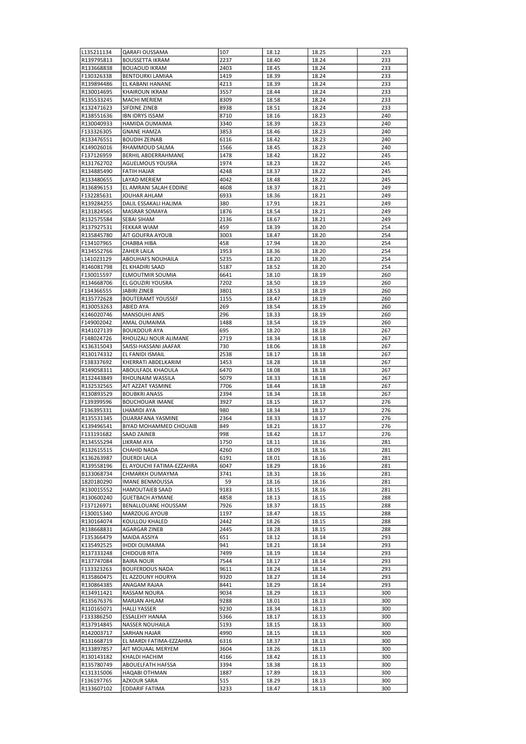| L135211134 | QARAFI OUSSAMA | 107 | 18.12 | 18.25 | 223 |
|---|---|---|---|---|---|
| R139795813 | BOUSSETTA IKRAM | 2237 | 18.40 | 18.24 | 233 |
| R133668838 | BOUAOUD IKRAM | 2403 | 18.45 | 18.24 | 233 |
| F130326338 | BENTOURKI LAMIAA | 1419 | 18.39 | 18.24 | 233 |
| R139894486 | EL KABANI HANANE | 4213 | 18.39 | 18.24 | 233 |
| R130014695 | KHAIROUN IKRAM | 3557 | 18.44 | 18.24 | 233 |
| R135533245 | MACHI MERIEM | 8309 | 18.58 | 18.24 | 233 |
| K132471623 | SIFDINE ZINEB | 8938 | 18.51 | 18.24 | 233 |
| R138551636 | IBN IDRYS ISSAM | 8710 | 18.16 | 18.23 | 240 |
| R130040933 | HAMIDA OUMAIMA | 3340 | 18.39 | 18.23 | 240 |
| F133326305 | GNANE HAMZA | 3853 | 18.46 | 18.23 | 240 |
| R133476551 | BOUDIH ZEINAB | 6116 | 18.42 | 18.23 | 240 |
| K149026016 | RHAMMOUD SALMA | 1566 | 18.45 | 18.23 | 240 |
| F137126959 | BERHIL ABDERRAHMANE | 1478 | 18.42 | 18.22 | 245 |
| R131762702 | AGUELMOUS YOUSRA | 1974 | 18.23 | 18.22 | 245 |
| R134885490 | FATIH HAJAR | 4248 | 18.37 | 18.22 | 245 |
| R133480655 | LAYAD MERIEM | 4042 | 18.48 | 18.22 | 245 |
| R136896153 | EL AMRANI SALAH EDDINE | 4608 | 18.37 | 18.21 | 249 |
| F132285631 | JOUHAR AHLAM | 6933 | 18.36 | 18.21 | 249 |
| R139284255 | DALIL ESSAKALI HALIMA | 380 | 17.91 | 18.21 | 249 |
| R131824565 | MASRAR SOMAYA | 1876 | 18.54 | 18.21 | 249 |
| R132575584 | SEBAI SIHAM | 2136 | 18.67 | 18.21 | 249 |
| R137927531 | FEKKAR WIAM | 459 | 18.39 | 18.20 | 254 |
| R135845780 | AIT GOUFRA AYOUB | 3003 | 18.47 | 18.20 | 254 |
| F134107965 | CHABBA HIBA | 458 | 17.94 | 18.20 | 254 |
| R134552766 | ZAHER LAILA | 1953 | 18.36 | 18.20 | 254 |
| L141023129 | ABOUHAFS NOUHAILA | 5235 | 18.20 | 18.20 | 254 |
| R146081798 | EL KHADIRI SAAD | 5187 | 18.52 | 18.20 | 254 |
| F130015597 | ELMOUTMIR SOUMIA | 6641 | 18.10 | 18.19 | 260 |
| R134668706 | EL GOUZIRI YOUSRA | 7202 | 18.50 | 18.19 | 260 |
| F134366555 | JABIRI ZINEB | 3801 | 18.53 | 18.19 | 260 |
| R135772628 | BOUTERAMT YOUSSEF | 1155 | 18.47 | 18.19 | 260 |
| R130053263 | ABIED AYA | 269 | 18.54 | 18.19 | 260 |
| K146020746 | MANSOUHI ANIS | 296 | 18.33 | 18.19 | 260 |
| F149002042 | AMAL OUMAIMA | 1488 | 18.54 | 18.19 | 260 |
| R141027139 | BOUKDOUR AYA | 695 | 18.20 | 18.18 | 267 |
| F148024726 | RHOUZALI NOUR ALIMANE | 2719 | 18.34 | 18.18 | 267 |
| K136315043 | SAISSI-HASSANI JAAFAR | 730 | 18.06 | 18.18 | 267 |
| R130174332 | EL FANIDI ISMAIL | 2538 | 18.17 | 18.18 | 267 |
| F138337692 | KHERRATI ABDELKARIM | 1453 | 18.28 | 18.18 | 267 |
| R149058311 | ABOULFADL KHAOULA | 6470 | 18.08 | 18.18 | 267 |
| R132443849 | RHOUNAIM WASSILA | 5079 | 18.33 | 18.18 | 267 |
| R132532565 | AIT AZZAT YASMINE | 7706 | 18.44 | 18.18 | 267 |
| R130893529 | BOUBKRI ANASS | 2394 | 18.34 | 18.18 | 267 |
| F139399596 | BOUCHOUAR IMANE | 3927 | 18.15 | 18.17 | 276 |
| F136395331 | LHAMIDI AYA | 980 | 18.34 | 18.17 | 276 |
| R135531345 | OUARAFANA YASMINE | 2364 | 18.33 | 18.17 | 276 |
| K139496541 | BIYAD MOHAMMED CHOUAIB | 849 | 18.21 | 18.17 | 276 |
| F133191682 | SAAD ZAINEB | 998 | 18.42 | 18.17 | 276 |
| R134555294 | LIKRAM AYA | 1750 | 18.11 | 18.16 | 281 |
| R132615515 | CHAHID NADA | 4260 | 18.09 | 18.16 | 281 |
| K136263987 | OUERDI LAILA | 6191 | 18.01 | 18.16 | 281 |
| R139558196 | EL AYOUCHI FATIMA-EZZAHRA | 6047 | 18.29 | 18.16 | 281 |
| B133068734 | CHMARKH OUMAYMA | 3741 | 18.31 | 18.16 | 281 |
| 1820180290 | IMANE BENMOUSSA | 59 | 18.16 | 18.16 | 281 |
| R130015552 | HAMOUTAIEB SAAD | 9183 | 18.15 | 18.16 | 281 |
| R130600240 | GUETBACH AYMANE | 4858 | 18.13 | 18.15 | 288 |
| F137126971 | BENALLOUANE HOUSSAM | 7926 | 18.37 | 18.15 | 288 |
| F130015340 | MARZOUG AYOUB | 1197 | 18.47 | 18.15 | 288 |
| R130164074 | KOULLOU KHALED | 2442 | 18.26 | 18.15 | 288 |
| R138668831 | AGARGAR ZINEB | 2445 | 18.28 | 18.15 | 288 |
| F135366479 | MAIDA ASSIYA | 651 | 18.12 | 18.14 | 293 |
| K135492525 | IHDDI OUMAIMA | 941 | 18.21 | 18.14 | 293 |
| R137333248 | CHIDOUB RITA | 7499 | 18.19 | 18.14 | 293 |
| R137747084 | BAIRA NOUR | 7544 | 18.17 | 18.14 | 293 |
| F133323263 | BOUFERDOUS NADA | 9611 | 18.24 | 18.14 | 293 |
| R135860475 | EL AZZOUNY HOURYA | 9320 | 18.27 | 18.14 | 293 |
| R130864385 | ANAGAM RAJAA | 8441 | 18.29 | 18.14 | 293 |
| R134911421 | RASSAM NOURA | 9034 | 18.29 | 18.13 | 300 |
| R135676376 | MARJAN AHLAM | 9288 | 18.01 | 18.13 | 300 |
| R110165071 | HALLI YASSER | 9230 | 18.34 | 18.13 | 300 |
| F133386250 | ESSALEHY HANAA | 5366 | 18.17 | 18.13 | 300 |
| R137914845 | NASSER NOUHAILA | 5193 | 18.15 | 18.13 | 300 |
| R142003717 | SARHAN HAJAR | 4990 | 18.15 | 18.13 | 300 |
| R131668719 | EL MARDI FATIMA-EZZAHRA | 6316 | 18.37 | 18.13 | 300 |
| R133897857 | AIT MOUAAL MERYEM | 3604 | 18.26 | 18.13 | 300 |
| R130143182 | KHALDI HACHIM | 4166 | 18.42 | 18.13 | 300 |
| R135780749 | ABOUELFATH HAFSSA | 3394 | 18.38 | 18.13 | 300 |
| K131315006 | HAQABI OTHMAN | 1887 | 17.89 | 18.13 | 300 |
| F136197765 | AZKOUR SARA | 515 | 18.29 | 18.13 | 300 |
| R133607102 | EDDARIF FATIMA | 3233 | 18.47 | 18.13 | 300 |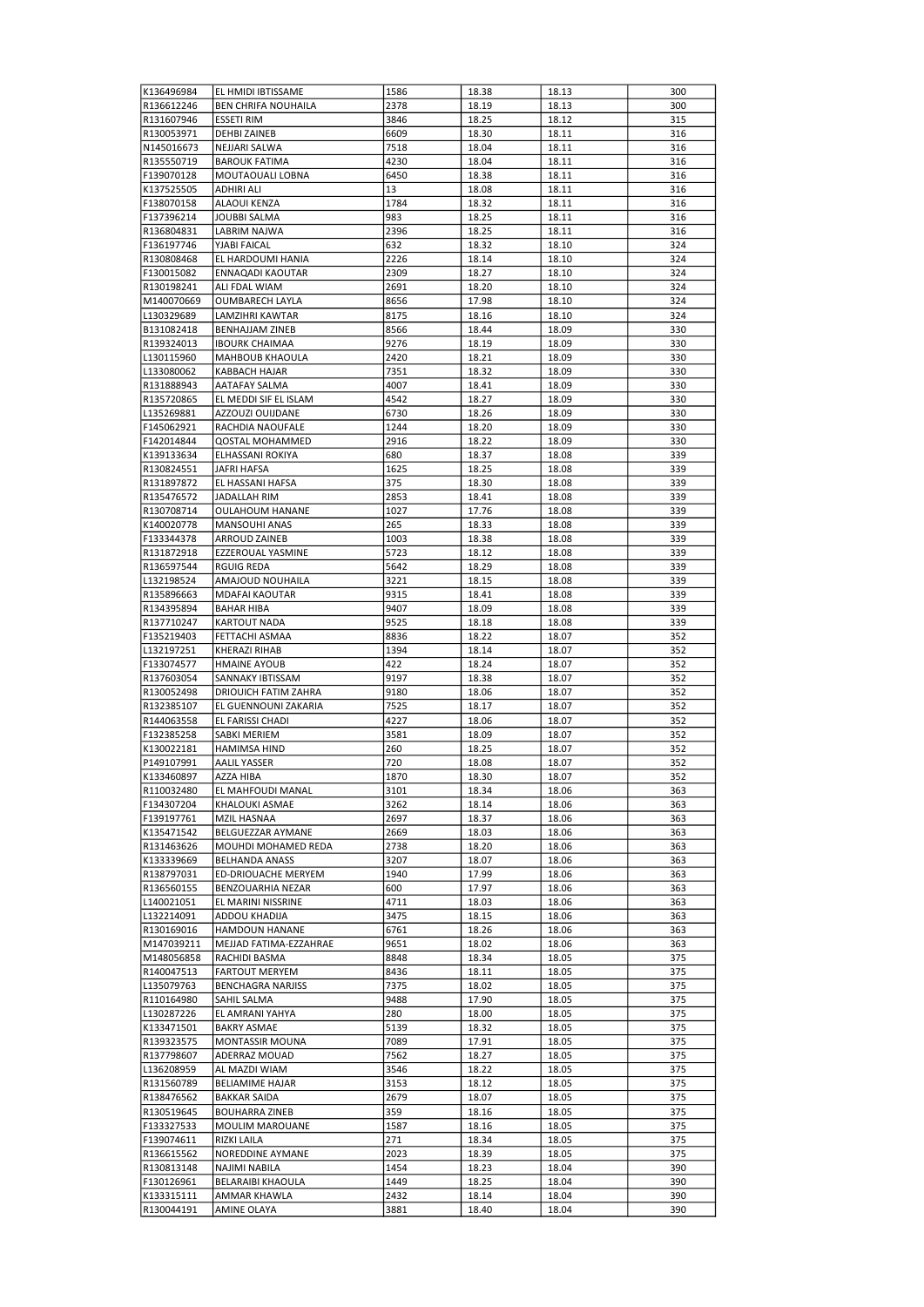| | | | | | |
|---|---|---|---|---|---|
| K136496984 | EL HMIDI IBTISSAME | 1586 | 18.38 | 18.13 | 300 |
| R136612246 | BEN CHRIFA NOUHAILA | 2378 | 18.19 | 18.13 | 300 |
| R131607946 | ESSETI RIM | 3846 | 18.25 | 18.12 | 315 |
| R130053971 | DEHBI ZAINEB | 6609 | 18.30 | 18.11 | 316 |
| N145016673 | NEJJARI SALWA | 7518 | 18.04 | 18.11 | 316 |
| R135550719 | BAROUK FATIMA | 4230 | 18.04 | 18.11 | 316 |
| F139070128 | MOUTAOUALI LOBNA | 6450 | 18.38 | 18.11 | 316 |
| K137525505 | ADHIRI ALI | 13 | 18.08 | 18.11 | 316 |
| F138070158 | ALAOUI KENZA | 1784 | 18.32 | 18.11 | 316 |
| F137396214 | JOUBBI SALMA | 983 | 18.25 | 18.11 | 316 |
| R136804831 | LABRIM NAJWA | 2396 | 18.25 | 18.11 | 316 |
| F136197746 | YJABI FAICAL | 632 | 18.32 | 18.10 | 324 |
| R130808468 | EL HARDOUMI HANIA | 2226 | 18.14 | 18.10 | 324 |
| F130015082 | ENNAQADI KAOUTAR | 2309 | 18.27 | 18.10 | 324 |
| R130198241 | ALI FDAL WIAM | 2691 | 18.20 | 18.10 | 324 |
| M140070669 | OUMBARECH LAYLA | 8656 | 17.98 | 18.10 | 324 |
| L130329689 | LAMZIHRI KAWTAR | 8175 | 18.16 | 18.10 | 324 |
| B131082418 | BENHAJJAM ZINEB | 8566 | 18.44 | 18.09 | 330 |
| R139324013 | IBOURK CHAIMAA | 9276 | 18.19 | 18.09 | 330 |
| L130115960 | MAHBOUB KHAOULA | 2420 | 18.21 | 18.09 | 330 |
| L133080062 | KABBACH HAJAR | 7351 | 18.32 | 18.09 | 330 |
| R131888943 | AATAFAY SALMA | 4007 | 18.41 | 18.09 | 330 |
| R135720865 | EL MEDDI SIF EL ISLAM | 4542 | 18.27 | 18.09 | 330 |
| L135269881 | AZZOUZI OUIJDANE | 6730 | 18.26 | 18.09 | 330 |
| F145062921 | RACHDIA NAOUFALE | 1244 | 18.20 | 18.09 | 330 |
| F142014844 | QOSTAL MOHAMMED | 2916 | 18.22 | 18.09 | 330 |
| K139133634 | ELHASSANI ROKIYA | 680 | 18.37 | 18.08 | 339 |
| R130824551 | JAFRI HAFSA | 1625 | 18.25 | 18.08 | 339 |
| R131897872 | EL HASSANI HAFSA | 375 | 18.30 | 18.08 | 339 |
| R135476572 | JADALLAH RIM | 2853 | 18.41 | 18.08 | 339 |
| R130708714 | OULAHOUM HANANE | 1027 | 17.76 | 18.08 | 339 |
| K140020778 | MANSOUHI ANAS | 265 | 18.33 | 18.08 | 339 |
| F133344378 | ARROUD ZAINEB | 1003 | 18.38 | 18.08 | 339 |
| R131872918 | EZZEROUAL YASMINE | 5723 | 18.12 | 18.08 | 339 |
| R136597544 | RGUIG REDA | 5642 | 18.29 | 18.08 | 339 |
| L132198524 | AMAJOUD NOUHAILA | 3221 | 18.15 | 18.08 | 339 |
| R135896663 | MDAFAI KAOUTAR | 9315 | 18.41 | 18.08 | 339 |
| R134395894 | BAHAR HIBA | 9407 | 18.09 | 18.08 | 339 |
| R137710247 | KARTOUT NADA | 9525 | 18.18 | 18.08 | 339 |
| F135219403 | FETTACHI ASMAA | 8836 | 18.22 | 18.07 | 352 |
| L132197251 | KHERAZI RIHAB | 1394 | 18.14 | 18.07 | 352 |
| F133074577 | HMAINE AYOUB | 422 | 18.24 | 18.07 | 352 |
| R137603054 | SANNAKY IBTISSAM | 9197 | 18.38 | 18.07 | 352 |
| R130052498 | DRIOUICH FATIM ZAHRA | 9180 | 18.06 | 18.07 | 352 |
| R132385107 | EL GUENNOUNI ZAKARIA | 7525 | 18.17 | 18.07 | 352 |
| R144063558 | EL FARISSI CHADI | 4227 | 18.06 | 18.07 | 352 |
| F132385258 | SABKI MERIEM | 3581 | 18.09 | 18.07 | 352 |
| K130022181 | HAMIMSA HIND | 260 | 18.25 | 18.07 | 352 |
| P149107991 | AALIL YASSER | 720 | 18.08 | 18.07 | 352 |
| K133460897 | AZZA HIBA | 1870 | 18.30 | 18.07 | 352 |
| R110032480 | EL MAHFOUDI MANAL | 3101 | 18.34 | 18.06 | 363 |
| F134307204 | KHALOUKI ASMAE | 3262 | 18.14 | 18.06 | 363 |
| F139197761 | MZIL HASNAA | 2697 | 18.37 | 18.06 | 363 |
| K135471542 | BELGUEZZAR AYMANE | 2669 | 18.03 | 18.06 | 363 |
| R131463626 | MOUHDI MOHAMED REDA | 2738 | 18.20 | 18.06 | 363 |
| K133339669 | BELHANDA ANASS | 3207 | 18.07 | 18.06 | 363 |
| R138797031 | ED-DRIOUACHE MERYEM | 1940 | 17.99 | 18.06 | 363 |
| R136560155 | BENZOUARHIA NEZAR | 600 | 17.97 | 18.06 | 363 |
| L140021051 | EL MARINI NISSRINE | 4711 | 18.03 | 18.06 | 363 |
| L132214091 | ADDOU KHADIJA | 3475 | 18.15 | 18.06 | 363 |
| R130169016 | HAMDOUN HANANE | 6761 | 18.26 | 18.06 | 363 |
| M147039211 | MEJJAD FATIMA-EZZAHRAE | 9651 | 18.02 | 18.06 | 363 |
| M148056858 | RACHIDI BASMA | 8848 | 18.34 | 18.05 | 375 |
| R140047513 | FARTOUT MERYEM | 8436 | 18.11 | 18.05 | 375 |
| L135079763 | BENCHAGRA NARJISS | 7375 | 18.02 | 18.05 | 375 |
| R110164980 | SAHIL SALMA | 9488 | 17.90 | 18.05 | 375 |
| L130287226 | EL AMRANI YAHYA | 280 | 18.00 | 18.05 | 375 |
| K133471501 | BAKRY ASMAE | 5139 | 18.32 | 18.05 | 375 |
| R139323575 | MONTASSIR MOUNA | 7089 | 17.91 | 18.05 | 375 |
| R137798607 | ADERRAZ MOUAD | 7562 | 18.27 | 18.05 | 375 |
| L136208959 | AL MAZDI WIAM | 3546 | 18.22 | 18.05 | 375 |
| R131560789 | BELIAMIME HAJAR | 3153 | 18.12 | 18.05 | 375 |
| R138476562 | BAKKAR SAIDA | 2679 | 18.07 | 18.05 | 375 |
| R130519645 | BOUHARRA ZINEB | 359 | 18.16 | 18.05 | 375 |
| F133327533 | MOULIM MAROUANE | 1587 | 18.16 | 18.05 | 375 |
| F139074611 | RIZKI LAILA | 271 | 18.34 | 18.05 | 375 |
| R136615562 | NOREDDINE AYMANE | 2023 | 18.39 | 18.05 | 375 |
| R130813148 | NAJIMI NABILA | 1454 | 18.23 | 18.04 | 390 |
| F130126961 | BELARAIBI KHAOULA | 1449 | 18.25 | 18.04 | 390 |
| K133315111 | AMMAR KHAWLA | 2432 | 18.14 | 18.04 | 390 |
| R130044191 | AMINE OLAYA | 3881 | 18.40 | 18.04 | 390 |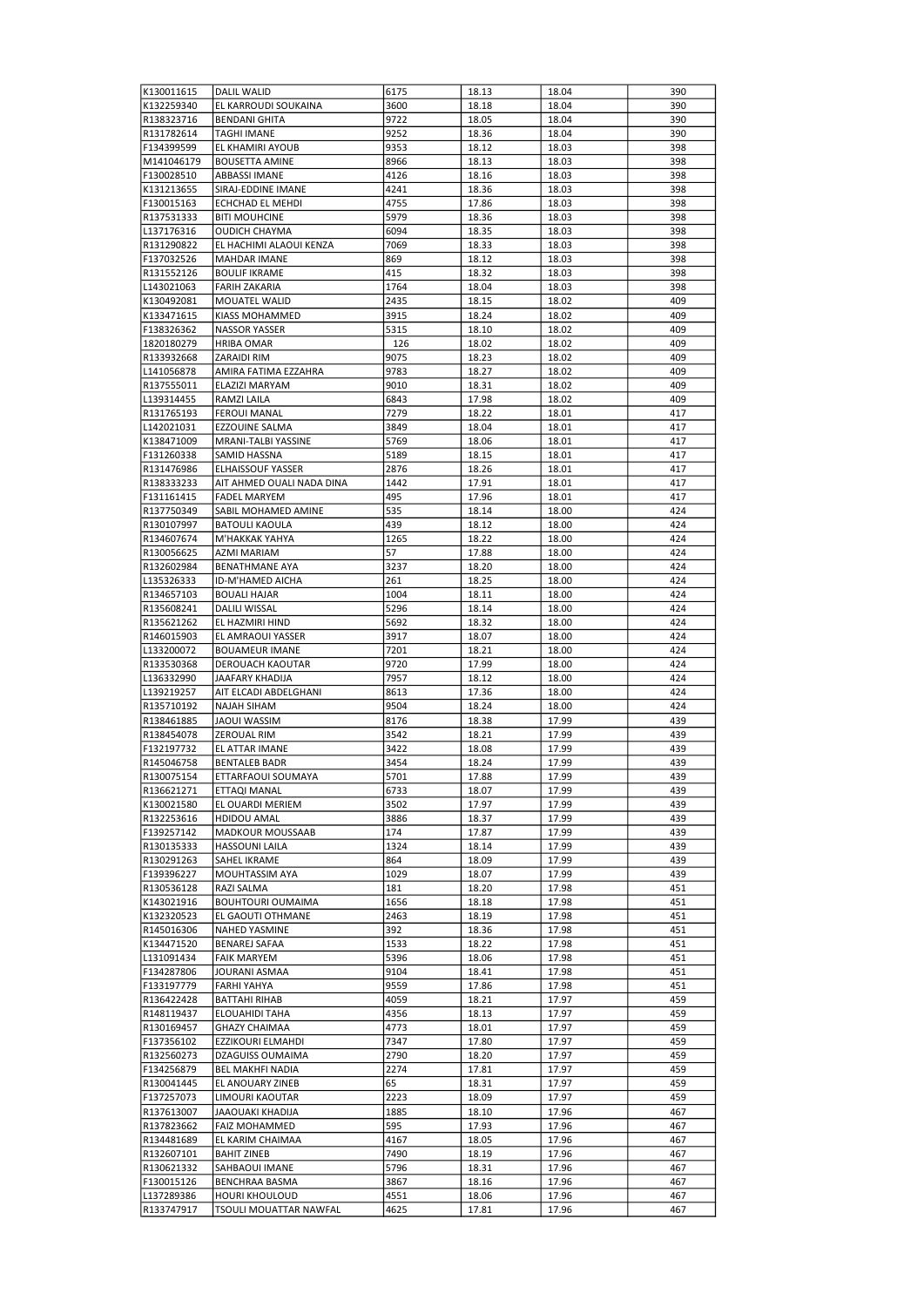| K130011615 | DALIL WALID | 6175 | 18.13 | 18.04 | 390 |
|---|---|---|---|---|---|
| K132259340 | EL KARROUDI SOUKAINA | 3600 | 18.18 | 18.04 | 390 |
| R138323716 | BENDANI GHITA | 9722 | 18.05 | 18.04 | 390 |
| R131782614 | TAGHI IMANE | 9252 | 18.36 | 18.04 | 390 |
| F134399599 | EL KHAMIRI AYOUB | 9353 | 18.12 | 18.03 | 398 |
| M141046179 | BOUSETTA AMINE | 8966 | 18.13 | 18.03 | 398 |
| F130028510 | ABBASSI IMANE | 4126 | 18.16 | 18.03 | 398 |
| K131213655 | SIRAJ-EDDINE IMANE | 4241 | 18.36 | 18.03 | 398 |
| F130015163 | ECHCHAD EL MEHDI | 4755 | 17.86 | 18.03 | 398 |
| R137531333 | BITI MOUHCINE | 5979 | 18.36 | 18.03 | 398 |
| L137176316 | OUDICH CHAYMA | 6094 | 18.35 | 18.03 | 398 |
| R131290822 | EL HACHIMI ALAOUI KENZA | 7069 | 18.33 | 18.03 | 398 |
| F137032526 | MAHDAR IMANE | 869 | 18.12 | 18.03 | 398 |
| R131552126 | BOULIF IKRAME | 415 | 18.32 | 18.03 | 398 |
| L143021063 | FARIH ZAKARIA | 1764 | 18.04 | 18.03 | 398 |
| K130492081 | MOUATEL WALID | 2435 | 18.15 | 18.02 | 409 |
| K133471615 | KIASS MOHAMMED | 3915 | 18.24 | 18.02 | 409 |
| F138326362 | NASSOR YASSER | 5315 | 18.10 | 18.02 | 409 |
| 1820180279 | HRIBA OMAR | 126 | 18.02 | 18.02 | 409 |
| R133932668 | ZARAIDI RIM | 9075 | 18.23 | 18.02 | 409 |
| L141056878 | AMIRA FATIMA EZZAHRA | 9783 | 18.27 | 18.02 | 409 |
| R137555011 | ELAZIZI MARYAM | 9010 | 18.31 | 18.02 | 409 |
| L139314455 | RAMZI LAILA | 6843 | 17.98 | 18.02 | 409 |
| R131765193 | FEROUI MANAL | 7279 | 18.22 | 18.01 | 417 |
| L142021031 | EZZOUINE SALMA | 3849 | 18.04 | 18.01 | 417 |
| K138471009 | MRANI-TALBI YASSINE | 5769 | 18.06 | 18.01 | 417 |
| F131260338 | SAMID HASSNA | 5189 | 18.15 | 18.01 | 417 |
| R131476986 | ELHAISSOUF YASSER | 2876 | 18.26 | 18.01 | 417 |
| R138333233 | AIT AHMED OUALI NADA DINA | 1442 | 17.91 | 18.01 | 417 |
| F131161415 | FADEL MARYEM | 495 | 17.96 | 18.01 | 417 |
| R137750349 | SABIL MOHAMED AMINE | 535 | 18.14 | 18.00 | 424 |
| R130107997 | BATOULI KAOULA | 439 | 18.12 | 18.00 | 424 |
| R134607674 | M'HAKKAK YAHYA | 1265 | 18.22 | 18.00 | 424 |
| R130056625 | AZMI MARIAM | 57 | 17.88 | 18.00 | 424 |
| R132602984 | BENATHMANE AYA | 3237 | 18.20 | 18.00 | 424 |
| L135326333 | ID-M'HAMED AICHA | 261 | 18.25 | 18.00 | 424 |
| R134657103 | BOUALI HAJAR | 1004 | 18.11 | 18.00 | 424 |
| R135608241 | DALILI WISSAL | 5296 | 18.14 | 18.00 | 424 |
| R135621262 | EL HAZMIRI HIND | 5692 | 18.32 | 18.00 | 424 |
| R146015903 | EL AMRAOUI YASSER | 3917 | 18.07 | 18.00 | 424 |
| L133200072 | BOUAMEUR IMANE | 7201 | 18.21 | 18.00 | 424 |
| R133530368 | DEROUACH KAOUTAR | 9720 | 17.99 | 18.00 | 424 |
| L136332990 | JAAFARY KHADIJA | 7957 | 18.12 | 18.00 | 424 |
| L139219257 | AIT ELCADI ABDELGHANI | 8613 | 17.36 | 18.00 | 424 |
| R135710192 | NAJAH SIHAM | 9504 | 18.24 | 18.00 | 424 |
| R138461885 | JAOUI WASSIM | 8176 | 18.38 | 17.99 | 439 |
| R138454078 | ZEROUAL RIM | 3542 | 18.21 | 17.99 | 439 |
| F132197732 | EL ATTAR IMANE | 3422 | 18.08 | 17.99 | 439 |
| R145046758 | BENTALEB BADR | 3454 | 18.24 | 17.99 | 439 |
| R130075154 | ETTARFAOUI SOUMAYA | 5701 | 17.88 | 17.99 | 439 |
| R136621271 | ETTAQI MANAL | 6733 | 18.07 | 17.99 | 439 |
| K130021580 | EL OUARDI MERIEM | 3502 | 17.97 | 17.99 | 439 |
| R132253616 | HDIDOU AMAL | 3886 | 18.37 | 17.99 | 439 |
| F139257142 | MADKOUR MOUSSAAB | 174 | 17.87 | 17.99 | 439 |
| R130135333 | HASSOUNI LAILA | 1324 | 18.14 | 17.99 | 439 |
| R130291263 | SAHEL IKRAME | 864 | 18.09 | 17.99 | 439 |
| F139396227 | MOUHTASSIM AYA | 1029 | 18.07 | 17.99 | 439 |
| R130536128 | RAZI SALMA | 181 | 18.20 | 17.98 | 451 |
| K143021916 | BOUHTOURI OUMAIMA | 1656 | 18.18 | 17.98 | 451 |
| K132320523 | EL GAOUTI OTHMANE | 2463 | 18.19 | 17.98 | 451 |
| R145016306 | NAHED YASMINE | 392 | 18.36 | 17.98 | 451 |
| K134471520 | BENAREJ SAFAA | 1533 | 18.22 | 17.98 | 451 |
| L131091434 | FAIK MARYEM | 5396 | 18.06 | 17.98 | 451 |
| F134287806 | JOURANI ASMAA | 9104 | 18.41 | 17.98 | 451 |
| F133197779 | FARHI YAHYA | 9559 | 17.86 | 17.98 | 451 |
| R136422428 | BATTAHI RIHAB | 4059 | 18.21 | 17.97 | 459 |
| R148119437 | ELOUAHIDI TAHA | 4356 | 18.13 | 17.97 | 459 |
| R130169457 | GHAZY CHAIMAA | 4773 | 18.01 | 17.97 | 459 |
| F137356102 | EZZIKOURI ELMAHDI | 7347 | 17.80 | 17.97 | 459 |
| R132560273 | DZAGUISS OUMAIMA | 2790 | 18.20 | 17.97 | 459 |
| F134256879 | BEL MAKHFI NADIA | 2274 | 17.81 | 17.97 | 459 |
| R130041445 | EL ANOUARY ZINEB | 65 | 18.31 | 17.97 | 459 |
| F137257073 | LIMOURI KAOUTAR | 2223 | 18.09 | 17.97 | 459 |
| R137613007 | JAAOUAKI KHADIJA | 1885 | 18.10 | 17.96 | 467 |
| R137823662 | FAIZ MOHAMMED | 595 | 17.93 | 17.96 | 467 |
| R134481689 | EL KARIM CHAIMAA | 4167 | 18.05 | 17.96 | 467 |
| R132607101 | BAHIT ZINEB | 7490 | 18.19 | 17.96 | 467 |
| R130621332 | SAHBAOUI IMANE | 5796 | 18.31 | 17.96 | 467 |
| F130015126 | BENCHRAA BASMA | 3867 | 18.16 | 17.96 | 467 |
| L137289386 | HOURI KHOULOUD | 4551 | 18.06 | 17.96 | 467 |
| R133747917 | TSOULI MOUATTAR NAWFAL | 4625 | 17.81 | 17.96 | 467 |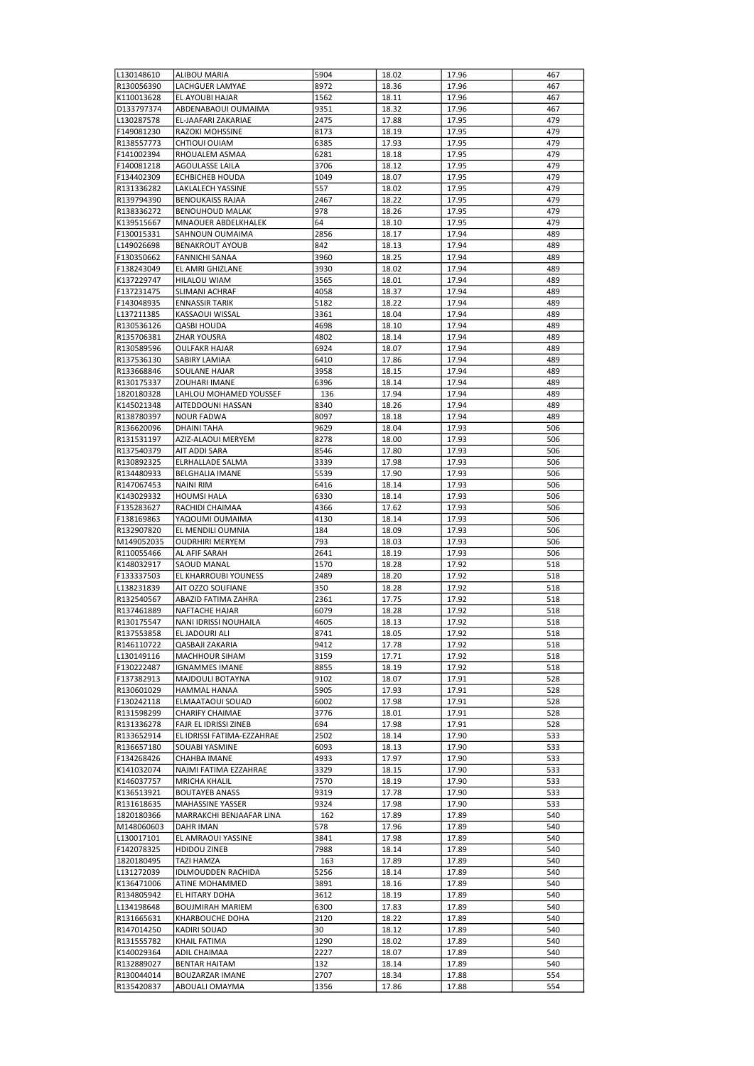| L130148610 | ALIBOU MARIA | 5904 | 18.02 | 17.96 | 467 |
|---|---|---|---|---|---|
| R130056390 | LACHGUER LAMYAE | 8972 | 18.36 | 17.96 | 467 |
| K110013628 | EL AYOUBI HAJAR | 1562 | 18.11 | 17.96 | 467 |
| D133797374 | ABDENABAOUI OUMAIMA | 9351 | 18.32 | 17.96 | 467 |
| L130287578 | EL-JAAFARI ZAKARIAE | 2475 | 17.88 | 17.95 | 479 |
| F149081230 | RAZOKI MOHSSINE | 8173 | 18.19 | 17.95 | 479 |
| R138557773 | CHTIOUI OUIAM | 6385 | 17.93 | 17.95 | 479 |
| F141002394 | RHOUALEM ASMAA | 6281 | 18.18 | 17.95 | 479 |
| F140081218 | AGOULASSE LAILA | 3706 | 18.12 | 17.95 | 479 |
| F134402309 | ECHBICHEB HOUDA | 1049 | 18.07 | 17.95 | 479 |
| R131336282 | LAKLALECH YASSINE | 557 | 18.02 | 17.95 | 479 |
| R139794390 | BENOUKAISS RAJAA | 2467 | 18.22 | 17.95 | 479 |
| R138336272 | BENOUHOUD MALAK | 978 | 18.26 | 17.95 | 479 |
| K139515667 | MNAOUER ABDELKHALEK | 64 | 18.10 | 17.95 | 479 |
| F130015331 | SAHNOUN OUMAIMA | 2856 | 18.17 | 17.94 | 489 |
| L149026698 | BENAKROUT AYOUB | 842 | 18.13 | 17.94 | 489 |
| F130350662 | FANNICHI SANAA | 3960 | 18.25 | 17.94 | 489 |
| F138243049 | EL AMRI GHIZLANE | 3930 | 18.02 | 17.94 | 489 |
| K137229747 | HILALOU WIAM | 3565 | 18.01 | 17.94 | 489 |
| F137231475 | SLIMANI ACHRAF | 4058 | 18.37 | 17.94 | 489 |
| F143048935 | ENNASSIR TARIK | 5182 | 18.22 | 17.94 | 489 |
| L137211385 | KASSAOUI WISSAL | 3361 | 18.04 | 17.94 | 489 |
| R130536126 | QASBI HOUDA | 4698 | 18.10 | 17.94 | 489 |
| R135706381 | ZHAR YOUSRA | 4802 | 18.14 | 17.94 | 489 |
| R130589596 | OULFAKR HAJAR | 6924 | 18.07 | 17.94 | 489 |
| R137536130 | SABIRY LAMIAA | 6410 | 17.86 | 17.94 | 489 |
| R133668846 | SOULANE HAJAR | 3958 | 18.15 | 17.94 | 489 |
| R130175337 | ZOUHARI IMANE | 6396 | 18.14 | 17.94 | 489 |
| 1820180328 | LAHLOU MOHAMED YOUSSEF | 136 | 17.94 | 17.94 | 489 |
| K145021348 | AITEDDOUNI HASSAN | 8340 | 18.26 | 17.94 | 489 |
| R138780397 | NOUR FADWA | 8097 | 18.18 | 17.94 | 489 |
| R136620096 | DHAINI TAHA | 9629 | 18.04 | 17.93 | 506 |
| R131531197 | AZIZ-ALAOUI MERYEM | 8278 | 18.00 | 17.93 | 506 |
| R137540379 | AIT ADDI SARA | 8546 | 17.80 | 17.93 | 506 |
| R130892325 | ELRHALLADE SALMA | 3339 | 17.98 | 17.93 | 506 |
| R134480933 | BELGHALIA IMANE | 5539 | 17.90 | 17.93 | 506 |
| R147067453 | NAINI RIM | 6416 | 18.14 | 17.93 | 506 |
| K143029332 | HOUMSI HALA | 6330 | 18.14 | 17.93 | 506 |
| F135283627 | RACHIDI CHAIMAA | 4366 | 17.62 | 17.93 | 506 |
| F138169863 | YAQOUMI OUMAIMA | 4130 | 18.14 | 17.93 | 506 |
| R132907820 | EL MENDILI OUMNIA | 184 | 18.09 | 17.93 | 506 |
| M149052035 | OUDRHIRI MERYEM | 793 | 18.03 | 17.93 | 506 |
| R110055466 | AL AFIF SARAH | 2641 | 18.19 | 17.93 | 506 |
| K148032917 | SAOUD MANAL | 1570 | 18.28 | 17.92 | 518 |
| F133337503 | EL KHARROUBI YOUNESS | 2489 | 18.20 | 17.92 | 518 |
| L138231839 | AIT OZZO SOUFIANE | 350 | 18.28 | 17.92 | 518 |
| R132540567 | ABAZID FATIMA ZAHRA | 2361 | 17.75 | 17.92 | 518 |
| R137461889 | NAFTACHE HAJAR | 6079 | 18.28 | 17.92 | 518 |
| R130175547 | NANI IDRISSI NOUHAILA | 4605 | 18.13 | 17.92 | 518 |
| R137553858 | EL JADOURI ALI | 8741 | 18.05 | 17.92 | 518 |
| R146110722 | QASBAJI ZAKARIA | 9412 | 17.78 | 17.92 | 518 |
| L130149116 | MACHHOUR SIHAM | 3159 | 17.71 | 17.92 | 518 |
| F130222487 | IGNAMMES IMANE | 8855 | 18.19 | 17.92 | 518 |
| F137382913 | MAJDOULI BOTAYNA | 9102 | 18.07 | 17.91 | 528 |
| R130601029 | HAMMAL HANAA | 5905 | 17.93 | 17.91 | 528 |
| F130242118 | ELMAATAOUI SOUAD | 6002 | 17.98 | 17.91 | 528 |
| R131598299 | CHARIFY CHAIMAE | 3776 | 18.01 | 17.91 | 528 |
| R131336278 | FAJR EL IDRISSI ZINEB | 694 | 17.98 | 17.91 | 528 |
| R133652914 | EL IDRISSI FATIMA-EZZAHRAE | 2502 | 18.14 | 17.90 | 533 |
| R136657180 | SOUABI YASMINE | 6093 | 18.13 | 17.90 | 533 |
| F134268426 | CHAHBA IMANE | 4933 | 17.97 | 17.90 | 533 |
| K141032074 | NAJMI FATIMA EZZAHRAE | 3329 | 18.15 | 17.90 | 533 |
| K146037757 | MRICHA KHALIL | 7570 | 18.19 | 17.90 | 533 |
| K136513921 | BOUTAYEB ANASS | 9319 | 17.78 | 17.90 | 533 |
| R131618635 | MAHASSINE YASSER | 9324 | 17.98 | 17.90 | 533 |
| 1820180366 | MARRAKCHI BENJAAFAR LINA | 162 | 17.89 | 17.89 | 540 |
| M148060603 | DAHR IMAN | 578 | 17.96 | 17.89 | 540 |
| L130017101 | EL AMRAOUI YASSINE | 3841 | 17.98 | 17.89 | 540 |
| F142078325 | HDIDOU ZINEB | 7988 | 18.14 | 17.89 | 540 |
| 1820180495 | TAZI HAMZA | 163 | 17.89 | 17.89 | 540 |
| L131272039 | IDLMOUDDEN RACHIDA | 5256 | 18.14 | 17.89 | 540 |
| K136471006 | ATINE MOHAMMED | 3891 | 18.16 | 17.89 | 540 |
| R134805942 | EL HITARY DOHA | 3612 | 18.19 | 17.89 | 540 |
| L134198648 | BOUJMIRAH MARIEM | 6300 | 17.83 | 17.89 | 540 |
| R131665631 | KHARBOUCHE DOHA | 2120 | 18.22 | 17.89 | 540 |
| R147014250 | KADIRI SOUAD | 30 | 18.12 | 17.89 | 540 |
| R131555782 | KHAIL FATIMA | 1290 | 18.02 | 17.89 | 540 |
| K140029364 | ADIL CHAIMAA | 2227 | 18.07 | 17.89 | 540 |
| R132889027 | BENTAR HAITAM | 132 | 18.14 | 17.89 | 540 |
| R130044014 | BOUZARZAR IMANE | 2707 | 18.34 | 17.88 | 554 |
| R135420837 | ABOUALI OMAYMA | 1356 | 17.86 | 17.88 | 554 |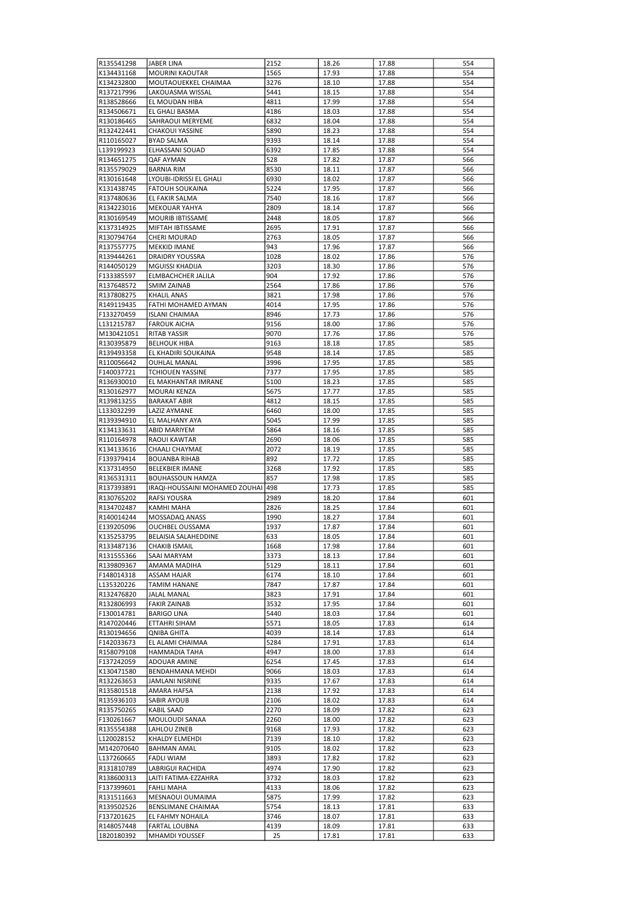| R135541298 | JABER LINA | 2152 | 18.26 | 17.88 | 554 |
|---|---|---|---|---|---|
| K134431168 | MOURINI KAOUTAR | 1565 | 17.93 | 17.88 | 554 |
| K134232800 | MOUTAOUEKKEL CHAIMAA | 3276 | 18.10 | 17.88 | 554 |
| R137217996 | LAKOUASMA WISSAL | 5441 | 18.15 | 17.88 | 554 |
| R138528666 | EL MOUDAN HIBA | 4811 | 17.99 | 17.88 | 554 |
| R134506671 | EL GHALI BASMA | 4186 | 18.03 | 17.88 | 554 |
| R130186465 | SAHRAOUI MERYEME | 6832 | 18.04 | 17.88 | 554 |
| R132422441 | CHAKOUI YASSINE | 5890 | 18.23 | 17.88 | 554 |
| R110165027 | BYAD SALMA | 9393 | 18.14 | 17.88 | 554 |
| L139199923 | ELHASSANI SOUAD | 6392 | 17.85 | 17.88 | 554 |
| R134651275 | QAF AYMAN | 528 | 17.82 | 17.87 | 566 |
| R135579029 | BARNIA RIM | 8530 | 18.11 | 17.87 | 566 |
| R130161648 | LYOUBI-IDRISSI EL GHALI | 6930 | 18.02 | 17.87 | 566 |
| K131438745 | FATOUH SOUKAINA | 5224 | 17.95 | 17.87 | 566 |
| R137480636 | EL FAKIR SALMA | 7540 | 18.16 | 17.87 | 566 |
| R134223016 | MEKOUAR YAHYA | 2809 | 18.14 | 17.87 | 566 |
| R130169549 | MOURIB IBTISSAME | 2448 | 18.05 | 17.87 | 566 |
| K137314925 | MIFTAH IBTISSAME | 2695 | 17.91 | 17.87 | 566 |
| R130794764 | CHERI MOURAD | 2763 | 18.05 | 17.87 | 566 |
| R137557775 | MEKKID IMANE | 943 | 17.96 | 17.87 | 566 |
| R139444261 | DRAIDRY YOUSSRA | 1028 | 18.02 | 17.86 | 576 |
| R144050129 | MGUISSI KHADIJA | 3203 | 18.30 | 17.86 | 576 |
| F133385597 | ELMBACHCHER JALILA | 904 | 17.92 | 17.86 | 576 |
| R137648572 | SMIM ZAINAB | 2564 | 17.86 | 17.86 | 576 |
| R137808275 | KHALIL ANAS | 3821 | 17.98 | 17.86 | 576 |
| R149119435 | FATHI MOHAMED AYMAN | 4014 | 17.95 | 17.86 | 576 |
| F133270459 | ISLANI CHAIMAA | 8946 | 17.73 | 17.86 | 576 |
| L131215787 | FAROUK AICHA | 9156 | 18.00 | 17.86 | 576 |
| M130421051 | RITAB YASSIR | 9070 | 17.76 | 17.86 | 576 |
| R130395879 | BELHOUK HIBA | 9163 | 18.18 | 17.85 | 585 |
| R139493358 | EL KHADIRI SOUKAINA | 9548 | 18.14 | 17.85 | 585 |
| R110056642 | OUHLAL MANAL | 3996 | 17.95 | 17.85 | 585 |
| F140037721 | TCHIOUEN YASSINE | 7377 | 17.95 | 17.85 | 585 |
| R136930010 | EL MAKHANTAR IMRANE | 5100 | 18.23 | 17.85 | 585 |
| R130162977 | MOURAI KENZA | 5675 | 17.77 | 17.85 | 585 |
| R139813255 | BARAKAT ABIR | 4812 | 18.15 | 17.85 | 585 |
| L133032299 | LAZIZ AYMANE | 6460 | 18.00 | 17.85 | 585 |
| R139394910 | EL MALHANY AYA | 5045 | 17.99 | 17.85 | 585 |
| K134133631 | ABID MARIYEM | 5864 | 18.16 | 17.85 | 585 |
| R110164978 | RAOUI KAWTAR | 2690 | 18.06 | 17.85 | 585 |
| K134133616 | CHAALI CHAYMAE | 2072 | 18.19 | 17.85 | 585 |
| F139379414 | BOUANBA RIHAB | 892 | 17.72 | 17.85 | 585 |
| K137314950 | BELEKBIER IMANE | 3268 | 17.92 | 17.85 | 585 |
| R136531311 | BOUHASSOUN HAMZA | 857 | 17.98 | 17.85 | 585 |
| R137393891 | IRAQI-HOUSSAINI MOHAMED ZOUHAI | 498 | 17.73 | 17.85 | 585 |
| R130765202 | RAFSI YOUSRA | 2989 | 18.20 | 17.84 | 601 |
| R134702487 | KAMHI MAHA | 2826 | 18.25 | 17.84 | 601 |
| R140014244 | MOSSADAQ ANASS | 1990 | 18.27 | 17.84 | 601 |
| E139205096 | OUCHBEL OUSSAMA | 1937 | 17.87 | 17.84 | 601 |
| K135253795 | BELAISIA SALAHEDDINE | 633 | 18.05 | 17.84 | 601 |
| R133487136 | CHAKIB ISMAIL | 1668 | 17.98 | 17.84 | 601 |
| R131555366 | SAAI MARYAM | 3373 | 18.13 | 17.84 | 601 |
| R139809367 | AMAMA MADIHA | 5129 | 18.11 | 17.84 | 601 |
| F148014318 | ASSAM HAJAR | 6174 | 18.10 | 17.84 | 601 |
| L135320226 | TAMIM HANANE | 7847 | 17.87 | 17.84 | 601 |
| R132476820 | JALAL MANAL | 3823 | 17.91 | 17.84 | 601 |
| R132806993 | FAKIR ZAINAB | 3532 | 17.95 | 17.84 | 601 |
| F130014781 | BARIGO LINA | 5440 | 18.03 | 17.84 | 601 |
| R147020446 | ETTAHRI SIHAM | 5571 | 18.05 | 17.83 | 614 |
| R130194656 | QNIBA GHITA | 4039 | 18.14 | 17.83 | 614 |
| F142033673 | EL ALAMI CHAIMAA | 5284 | 17.91 | 17.83 | 614 |
| R158079108 | HAMMADIA TAHA | 4947 | 18.00 | 17.83 | 614 |
| F137242059 | ADOUAR AMINE | 6254 | 17.45 | 17.83 | 614 |
| K130471580 | BENDAHMANA MEHDI | 9066 | 18.03 | 17.83 | 614 |
| R132263653 | JAMLANI NISRINE | 9335 | 17.67 | 17.83 | 614 |
| R135801518 | AMARA HAFSA | 2138 | 17.92 | 17.83 | 614 |
| R135936103 | SABIR AYOUB | 2106 | 18.02 | 17.83 | 614 |
| R135750265 | KABIL SAAD | 2270 | 18.09 | 17.82 | 623 |
| F130261667 | MOULOUDI SANAA | 2260 | 18.00 | 17.82 | 623 |
| R135554388 | LAHLOU ZINEB | 9168 | 17.93 | 17.82 | 623 |
| L120028152 | KHALDY ELMEHDI | 7139 | 18.10 | 17.82 | 623 |
| M142070640 | BAHMAN AMAL | 9105 | 18.02 | 17.82 | 623 |
| L137260665 | FADLI WIAM | 3893 | 17.82 | 17.82 | 623 |
| R131810789 | LABRIGUI RACHIDA | 4974 | 17.90 | 17.82 | 623 |
| R138600313 | LAITI FATIMA-EZZAHRA | 3732 | 18.03 | 17.82 | 623 |
| F137399601 | FAHLI MAHA | 4133 | 18.06 | 17.82 | 623 |
| R131511663 | MESNAOUI OUMAIMA | 5875 | 17.99 | 17.82 | 623 |
| R139502526 | BENSLIMANE CHAIMAA | 5754 | 18.13 | 17.81 | 633 |
| F137201625 | EL FAHMY NOHAILA | 3746 | 18.07 | 17.81 | 633 |
| R148057448 | FARTAL LOUBNA | 4139 | 18.09 | 17.81 | 633 |
| 1820180392 | MHAMDI YOUSSEF | 25 | 17.81 | 17.81 | 633 |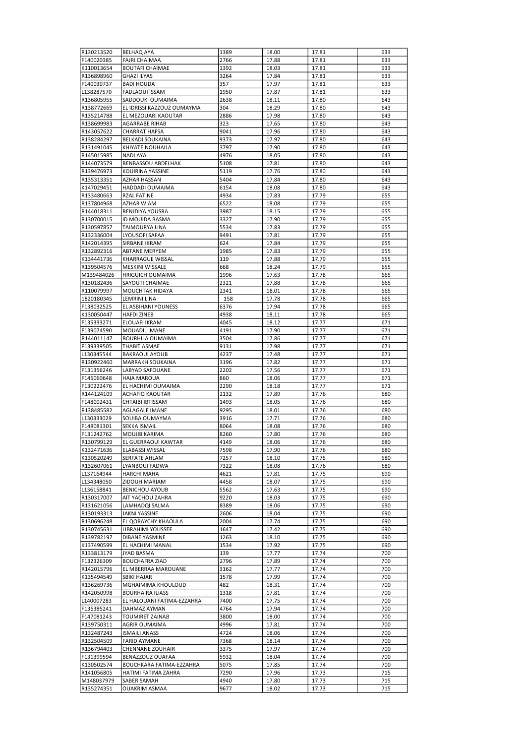| | | | | | |
|---|---|---|---|---|---|
| R130213520 | BELHAQ AYA | 1389 | 18.00 | 17.81 | 633 |
| F140020385 | FAJRI CHAIMAA | 2766 | 17.88 | 17.81 | 633 |
| K110013654 | BOUTAFI CHAIMAE | 1392 | 18.03 | 17.81 | 633 |
| R136898960 | GHAZI ILYAS | 3264 | 17.84 | 17.81 | 633 |
| F140030737 | BADI HOUDA | 357 | 17.97 | 17.81 | 633 |
| L138287570 | FADLAOUI ISSAM | 1950 | 17.87 | 17.81 | 633 |
| R136805955 | SADDOUKI OUMAIMA | 2638 | 18.11 | 17.80 | 643 |
| R138772669 | EL IDRISSI KAZZOUZ OUMAYMA | 304 | 18.29 | 17.80 | 643 |
| R135214788 | EL MEZOUARI KAOUTAR | 2886 | 17.98 | 17.80 | 643 |
| R138699983 | AGARRABE RIHAB | 323 | 17.65 | 17.80 | 643 |
| R143057622 | CHARRAT HAFSA | 9041 | 17.96 | 17.80 | 643 |
| R138284297 | BELKADI SOUKAINA | 9373 | 17.97 | 17.80 | 643 |
| R131491045 | KHIYATE NOUHAILA | 3797 | 17.90 | 17.80 | 643 |
| R145015985 | NADI AYA | 4976 | 18.05 | 17.80 | 643 |
| R144073579 | BENBASSOU ABDELHAK | 5108 | 17.81 | 17.80 | 643 |
| R139476973 | KOUIRINA YASSINE | 5119 | 17.76 | 17.80 | 643 |
| R135313351 | AZHAR HASSAN | 5404 | 17.84 | 17.80 | 643 |
| K147029451 | HADDADI OUMAIMA | 6154 | 18.08 | 17.80 | 643 |
| R133480663 | RZAL FATINE | 4934 | 17.83 | 17.79 | 655 |
| R137804968 | AZHAR WIAM | 6522 | 18.08 | 17.79 | 655 |
| R144018311 | BENJDIYA YOUSRA | 3987 | 18.15 | 17.79 | 655 |
| R130700015 | ID MOUIDA BASMA | 3327 | 17.90 | 17.79 | 655 |
| R130597857 | TAIMOURYA LINA | 5534 | 17.83 | 17.79 | 655 |
| R132336004 | LYOUSOFI SAFAA | 9491 | 17.81 | 17.79 | 655 |
| R142014395 | SIRBANE IKRAM | 624 | 17.84 | 17.79 | 655 |
| R132892316 | ABTANE MERYEM | 1985 | 17.83 | 17.79 | 655 |
| K134441736 | KHARRAGUE WISSAL | 119 | 17.88 | 17.79 | 655 |
| R139504576 | MESKINI WISSALE | 668 | 18.24 | 17.79 | 655 |
| M139484026 | HRIGUICH OUMAIMA | 1996 | 17.63 | 17.78 | 665 |
| R130182436 | SAYOUTI CHAIMAE | 2321 | 17.88 | 17.78 | 665 |
| R110079997 | MOUCHTAK HIDAYA | 2341 | 18.01 | 17.78 | 665 |
| 1820180345 | LEMRINI LINA | 158 | 17.78 | 17.78 | 665 |
| F138032525 | EL ASBIHANI YOUNESS | 6376 | 17.94 | 17.78 | 665 |
| K130050447 | HAFDI ZINEB | 4938 | 18.11 | 17.78 | 665 |
| F135333271 | ELOUAFI IKRAM | 4045 | 18.12 | 17.77 | 671 |
| F139074590 | MOUADIL IMANE | 4191 | 17.90 | 17.77 | 671 |
| R144011147 | BOURHILA OUMAIMA | 3504 | 17.86 | 17.77 | 671 |
| F139339505 | THABIT ASMAE | 9131 | 17.98 | 17.77 | 671 |
| L130345544 | BAKRAOUI AYOUB | 4237 | 17.48 | 17.77 | 671 |
| R130922460 | MARRAKH SOUKAINA | 3196 | 17.82 | 17.77 | 671 |
| F131356246 | LABYAD SAFOUANE | 2202 | 17.56 | 17.77 | 671 |
| F145060648 | HAIA MAROUA | 860 | 18.06 | 17.77 | 671 |
| F130222476 | EL HACHIMI OUMAIMA | 2290 | 18.18 | 17.77 | 671 |
| R144124109 | ACHAFIQ KAOUTAR | 2132 | 17.89 | 17.76 | 680 |
| F148002431 | CHTAIBI IBTISSAM | 1493 | 18.05 | 17.76 | 680 |
| R138485582 | AGLAGALE IMANE | 9295 | 18.01 | 17.76 | 680 |
| L130333029 | SOUIBA OUMAYMA | 3916 | 17.71 | 17.76 | 680 |
| F148081301 | SEKKA ISMAIL | 8064 | 18.08 | 17.76 | 680 |
| F131242762 | MOUJIB KARIMA | 8260 | 17.80 | 17.76 | 680 |
| R130799129 | EL GUERRAOUI KAWTAR | 4149 | 18.06 | 17.76 | 680 |
| K132471636 | ELABASSI WISSAL | 7598 | 17.90 | 17.76 | 680 |
| K130520249 | SERFATE AHLAM | 7257 | 18.10 | 17.76 | 680 |
| R132607061 | LYANBOUI FADWA | 7322 | 18.08 | 17.76 | 680 |
| L137164944 | HARCHI MAHA | 4621 | 17.81 | 17.75 | 690 |
| L134348050 | ZIDOUH MARIAM | 4458 | 18.07 | 17.75 | 690 |
| L136158841 | BENICHOU AYOUB | 5562 | 17.63 | 17.75 | 690 |
| R130317007 | AIT YACHOU ZAHRA | 9220 | 18.03 | 17.75 | 690 |
| R131621056 | LAMHADQI SALMA | 8389 | 18.06 | 17.75 | 690 |
| R130193313 | JAKNI YASSINE | 2606 | 18.04 | 17.75 | 690 |
| R130696248 | EL QORAYCHY KHAOULA | 2004 | 17.74 | 17.75 | 690 |
| R130745631 | LIBRAHIMI YOUSSEF | 1647 | 17.42 | 17.75 | 690 |
| R139782197 | DIBANE YASMINE | 1263 | 18.10 | 17.75 | 690 |
| K137490599 | EL HACHIMI MANAL | 1534 | 17.92 | 17.75 | 690 |
| R133813179 | JYAD BASMA | 139 | 17.77 | 17.74 | 700 |
| F132326309 | BOUCHAFRA ZIAD | 2796 | 17.89 | 17.74 | 700 |
| R142015796 | EL MBERRAA MAROUANE | 3162 | 17.77 | 17.74 | 700 |
| K135494549 | SBIKI HAJAR | 1578 | 17.99 | 17.74 | 700 |
| R136269736 | MGHAIMIMA KHOULOUD | 482 | 18.31 | 17.74 | 700 |
| R142050998 | BOURHAIRA ILIASS | 1318 | 17.81 | 17.74 | 700 |
| L140007283 | EL HALOUANI FATIMA-EZZAHRA | 7400 | 17.75 | 17.74 | 700 |
| F136385241 | DAHMAZ AYMAN | 4764 | 17.94 | 17.74 | 700 |
| F147081243 | TOUMIRET ZAINAB | 3800 | 18.00 | 17.74 | 700 |
| R139750311 | AGRIR OUMAIMA | 4996 | 17.81 | 17.74 | 700 |
| R132487243 | ISMAILI ANASS | 4724 | 18.06 | 17.74 | 700 |
| R132504509 | FARID AYMANE | 7368 | 18.14 | 17.74 | 700 |
| R136794403 | CHENNANE ZOUHAIR | 3375 | 17.97 | 17.74 | 700 |
| F131399594 | BENAZZOUZ OUAFAA | 5932 | 18.04 | 17.74 | 700 |
| K130502574 | BOUCHKARA FATIMA-EZZAHRA | 5075 | 17.85 | 17.74 | 700 |
| R141056805 | HATIMI FATIMA ZAHRA | 7290 | 17.96 | 17.73 | 715 |
| M148037979 | SABER SAMAH | 4940 | 17.80 | 17.73 | 715 |
| R135274351 | OUAKRIM ASMAA | 9677 | 18.02 | 17.73 | 715 |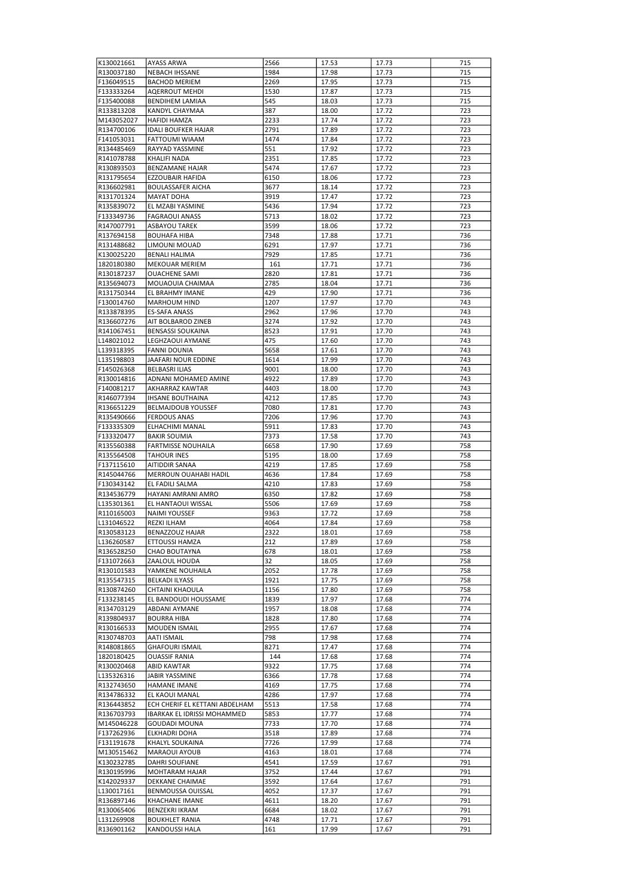| K130021661 | AYASS ARWA | 2566 | 17.53 | 17.73 | 715 |
|---|---|---|---|---|---|
| R130037180 | NEBACH IHSSANE | 1984 | 17.98 | 17.73 | 715 |
| F136049515 | BACHOD MERIEM | 2269 | 17.95 | 17.73 | 715 |
| F133333264 | AQERROUT MEHDI | 1530 | 17.87 | 17.73 | 715 |
| F135400088 | BENDIHEM LAMIAA | 545 | 18.03 | 17.73 | 715 |
| R133813208 | KANDYL CHAYMAA | 387 | 18.00 | 17.72 | 723 |
| M143052027 | HAFIDI HAMZA | 2233 | 17.74 | 17.72 | 723 |
| R134700106 | IDALI BOUFKER HAJAR | 2791 | 17.89 | 17.72 | 723 |
| F141053031 | FATTOUMI WIAAM | 1474 | 17.84 | 17.72 | 723 |
| R134485469 | RAYYAD YASSMINE | 551 | 17.92 | 17.72 | 723 |
| R141078788 | KHALIFI NADA | 2351 | 17.85 | 17.72 | 723 |
| R130893503 | BENZAMANE HAJAR | 5474 | 17.67 | 17.72 | 723 |
| R131795654 | EZZOUBAIR HAFIDA | 6150 | 18.06 | 17.72 | 723 |
| R136602981 | BOULASSAFER AICHA | 3677 | 18.14 | 17.72 | 723 |
| R131701324 | MAYAT DOHA | 3919 | 17.47 | 17.72 | 723 |
| R135839072 | EL MZABI YASMINE | 5436 | 17.94 | 17.72 | 723 |
| F133349736 | FAGRAOUI ANASS | 5713 | 18.02 | 17.72 | 723 |
| R147007791 | ASBAYOU TAREK | 3599 | 18.06 | 17.72 | 723 |
| R137694158 | BOUHAFA HIBA | 7348 | 17.88 | 17.71 | 736 |
| R131488682 | LIMOUNI MOUAD | 6291 | 17.97 | 17.71 | 736 |
| K130025220 | BENALI HALIMA | 7929 | 17.85 | 17.71 | 736 |
| 1820180380 | MEKOUAR MERIEM | 161 | 17.71 | 17.71 | 736 |
| R130187237 | OUACHENE SAMI | 2820 | 17.81 | 17.71 | 736 |
| R135694073 | MOUAOUIA CHAIMAA | 2785 | 18.04 | 17.71 | 736 |
| R131750344 | EL BRAHMY IMANE | 429 | 17.90 | 17.71 | 736 |
| F130014760 | MARHOUM HIND | 1207 | 17.97 | 17.70 | 743 |
| R133878395 | ES-SAFA ANASS | 2962 | 17.96 | 17.70 | 743 |
| R136607276 | AIT BOLBAROD ZINEB | 3274 | 17.92 | 17.70 | 743 |
| R141067451 | BENSASSI SOUKAINA | 8523 | 17.91 | 17.70 | 743 |
| L148021012 | LEGHZAOUI AYMANE | 475 | 17.60 | 17.70 | 743 |
| L139318395 | FANNI DOUNIA | 5658 | 17.61 | 17.70 | 743 |
| L135198803 | JAAFARI NOUR EDDINE | 1614 | 17.99 | 17.70 | 743 |
| F145026368 | BELBASRI ILIAS | 9001 | 18.00 | 17.70 | 743 |
| R130014816 | ADNANI MOHAMED AMINE | 4922 | 17.89 | 17.70 | 743 |
| F140081217 | AKHARRAZ KAWTAR | 4403 | 18.00 | 17.70 | 743 |
| R146077394 | IHSANE BOUTHAINA | 4212 | 17.85 | 17.70 | 743 |
| R136651229 | BELMAJDOUB YOUSSEF | 7080 | 17.81 | 17.70 | 743 |
| R135490666 | FERDOUS ANAS | 7206 | 17.96 | 17.70 | 743 |
| F133335309 | ELHACHIMI MANAL | 5911 | 17.83 | 17.70 | 743 |
| F133320477 | BAKIR SOUMIA | 7373 | 17.58 | 17.70 | 743 |
| R135560388 | FARTMISSE NOUHAILA | 6658 | 17.90 | 17.69 | 758 |
| R135564508 | TAHOUR INES | 5195 | 18.00 | 17.69 | 758 |
| F137115610 | AITIDDIR SANAA | 4219 | 17.85 | 17.69 | 758 |
| R145044766 | MERROUN OUAHABI HADIL | 4636 | 17.84 | 17.69 | 758 |
| F130343142 | EL FADILI SALMA | 4210 | 17.83 | 17.69 | 758 |
| R134536779 | HAYANI AMRANI AMRO | 6350 | 17.82 | 17.69 | 758 |
| L135301361 | EL HANTAOUI WISSAL | 5506 | 17.69 | 17.69 | 758 |
| R110165003 | NAIMI YOUSSEF | 9363 | 17.72 | 17.69 | 758 |
| L131046522 | REZKI ILHAM | 4064 | 17.84 | 17.69 | 758 |
| R130583123 | BENAZZOUZ HAJAR | 2322 | 18.01 | 17.69 | 758 |
| L136260587 | ETTOUSSI HAMZA | 212 | 17.89 | 17.69 | 758 |
| R136528250 | CHAO BOUTAYNA | 678 | 18.01 | 17.69 | 758 |
| F131072663 | ZAALOUL HOUDA | 32 | 18.05 | 17.69 | 758 |
| R130101583 | YAMKENE NOUHAILA | 2052 | 17.78 | 17.69 | 758 |
| R135547315 | BELKADI ILYASS | 1921 | 17.75 | 17.69 | 758 |
| R130874260 | CHTAINI KHAOULA | 1156 | 17.80 | 17.69 | 758 |
| F133238145 | EL BANDOUDI HOUSSAME | 1839 | 17.97 | 17.68 | 774 |
| R134703129 | ABDANI AYMANE | 1957 | 18.08 | 17.68 | 774 |
| R139804937 | BOURRA HIBA | 1828 | 17.80 | 17.68 | 774 |
| R130166533 | MOUDEN ISMAIL | 2955 | 17.67 | 17.68 | 774 |
| R130748703 | AATI ISMAIL | 798 | 17.98 | 17.68 | 774 |
| R148081865 | GHAFOURI ISMAIL | 8271 | 17.47 | 17.68 | 774 |
| 1820180425 | OUASSIF RANIA | 144 | 17.68 | 17.68 | 774 |
| R130020468 | ABID KAWTAR | 9322 | 17.75 | 17.68 | 774 |
| L135326316 | JABIR YASSMINE | 6366 | 17.78 | 17.68 | 774 |
| R132743650 | HAMANE IMANE | 4169 | 17.75 | 17.68 | 774 |
| R134786332 | EL KAOUI MANAL | 4286 | 17.97 | 17.68 | 774 |
| R136443852 | ECH CHERIF EL KETTANI ABDELHAM | 5513 | 17.58 | 17.68 | 774 |
| R136703793 | IBARKAK EL IDRISSI MOHAMMED | 5853 | 17.77 | 17.68 | 774 |
| M145046228 | GOUDADI MOUNA | 7733 | 17.70 | 17.68 | 774 |
| F137262936 | ELKHADRI DOHA | 3518 | 17.89 | 17.68 | 774 |
| F131191678 | KHALYL SOUKAINA | 7726 | 17.99 | 17.68 | 774 |
| M130515462 | MARAOUI AYOUB | 4163 | 18.01 | 17.68 | 774 |
| K130232785 | DAHRI SOUFIANE | 4541 | 17.59 | 17.67 | 791 |
| R130195996 | MOHTARAM HAJAR | 3752 | 17.44 | 17.67 | 791 |
| K142029337 | DEKKANE CHAIMAE | 3592 | 17.64 | 17.67 | 791 |
| L130017161 | BENMOUSSA OUISSAL | 4052 | 17.37 | 17.67 | 791 |
| R136897146 | KHACHANE IMANE | 4611 | 18.20 | 17.67 | 791 |
| R130065406 | BENZEKRI IKRAM | 6684 | 18.02 | 17.67 | 791 |
| L131269908 | BOUKHLET RANIA | 4748 | 17.71 | 17.67 | 791 |
| R136901162 | KANDOUSSI HALA | 161 | 17.99 | 17.67 | 791 |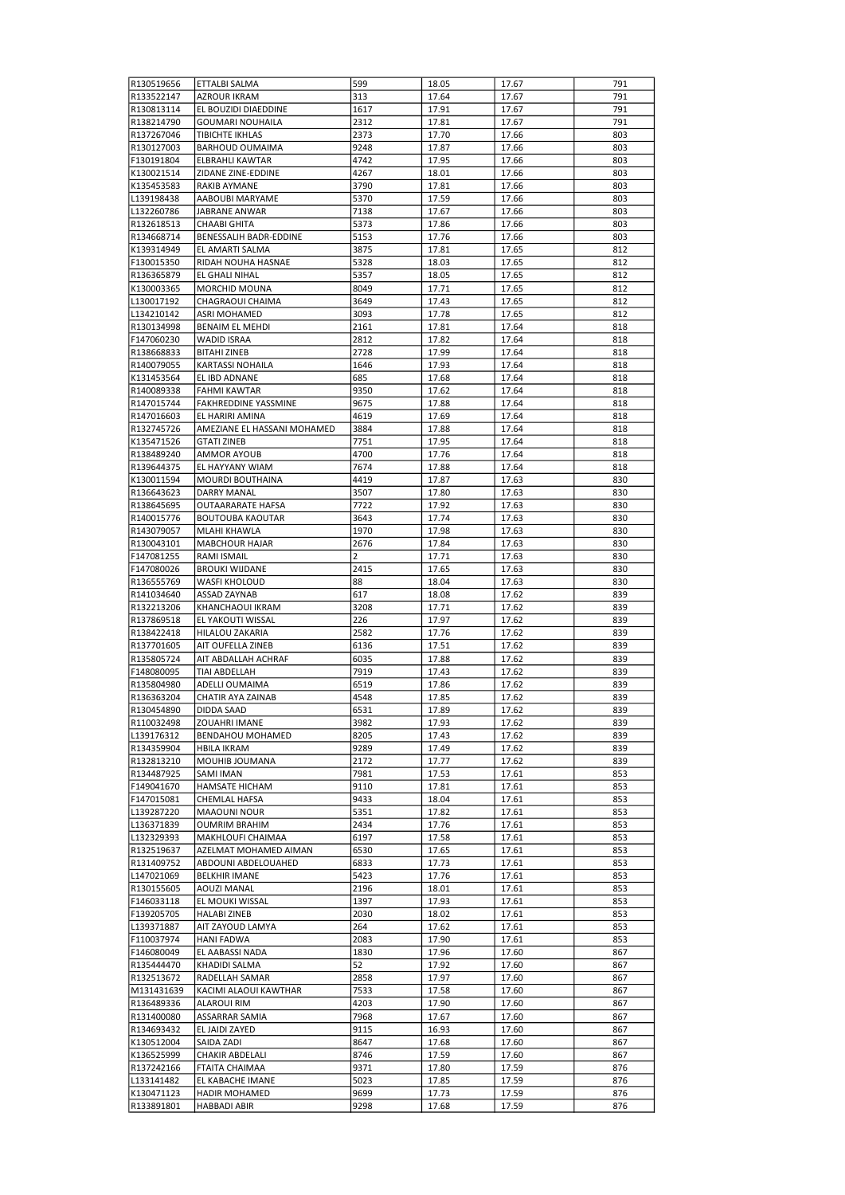| R130519656 | ETTALBI SALMA | 599 | 18.05 | 17.67 | 791 |
|---|---|---|---|---|---|
| R133522147 | AZROUR IKRAM | 313 | 17.64 | 17.67 | 791 |
| R130813114 | EL BOUZIDI DIAEDDINE | 1617 | 17.91 | 17.67 | 791 |
| R138214790 | GOUMARI NOUHAILA | 2312 | 17.81 | 17.67 | 791 |
| R137267046 | TIBICHTE IKHLAS | 2373 | 17.70 | 17.66 | 803 |
| R130127003 | BARHOUD OUMAIMA | 9248 | 17.87 | 17.66 | 803 |
| F130191804 | ELBRAHLI KAWTAR | 4742 | 17.95 | 17.66 | 803 |
| K130021514 | ZIDANE ZINE-EDDINE | 4267 | 18.01 | 17.66 | 803 |
| K135453583 | RAKIB AYMANE | 3790 | 17.81 | 17.66 | 803 |
| L139198438 | AABOUBI MARYAME | 5370 | 17.59 | 17.66 | 803 |
| L132260786 | JABRANE ANWAR | 7138 | 17.67 | 17.66 | 803 |
| R132618513 | CHAABI GHITA | 5373 | 17.86 | 17.66 | 803 |
| R134668714 | BENESSALIH BADR-EDDINE | 5153 | 17.76 | 17.66 | 803 |
| K139314949 | EL AMARTI SALMA | 3875 | 17.81 | 17.65 | 812 |
| F130015350 | RIDAH NOUHA HASNAE | 5328 | 18.03 | 17.65 | 812 |
| R136365879 | EL GHALI NIHAL | 5357 | 18.05 | 17.65 | 812 |
| K130003365 | MORCHID MOUNA | 8049 | 17.71 | 17.65 | 812 |
| L130017192 | CHAGRAOUI CHAIMA | 3649 | 17.43 | 17.65 | 812 |
| L134210142 | ASRI MOHAMED | 3093 | 17.78 | 17.65 | 812 |
| R130134998 | BENAIM EL MEHDI | 2161 | 17.81 | 17.64 | 818 |
| F147060230 | WADID ISRAA | 2812 | 17.82 | 17.64 | 818 |
| R138668833 | BITAHI ZINEB | 2728 | 17.99 | 17.64 | 818 |
| R140079055 | KARTASSI NOHAILA | 1646 | 17.93 | 17.64 | 818 |
| K131453564 | EL IBD ADNANE | 685 | 17.68 | 17.64 | 818 |
| R140089338 | FAHMI KAWTAR | 9350 | 17.62 | 17.64 | 818 |
| R147015744 | FAKHREDDINE YASSMINE | 9675 | 17.88 | 17.64 | 818 |
| R147016603 | EL HARIRI AMINA | 4619 | 17.69 | 17.64 | 818 |
| R132745726 | AMEZIANE EL HASSANI MOHAMED | 3884 | 17.88 | 17.64 | 818 |
| K135471526 | GTATI ZINEB | 7751 | 17.95 | 17.64 | 818 |
| R138489240 | AMMOR AYOUB | 4700 | 17.76 | 17.64 | 818 |
| R139644375 | EL HAYYANY WIAM | 7674 | 17.88 | 17.64 | 818 |
| K130011594 | MOURDI BOUTHAINA | 4419 | 17.87 | 17.63 | 830 |
| R136643623 | DARRY MANAL | 3507 | 17.80 | 17.63 | 830 |
| R138645695 | OUTAARARATE HAFSA | 7722 | 17.92 | 17.63 | 830 |
| R140015776 | BOUTOUBA KAOUTAR | 3643 | 17.74 | 17.63 | 830 |
| R143079057 | MLAHI KHAWLA | 1970 | 17.98 | 17.63 | 830 |
| R130043101 | MABCHOUR HAJAR | 2676 | 17.84 | 17.63 | 830 |
| F147081255 | RAMI ISMAIL | 2 | 17.71 | 17.63 | 830 |
| F147080026 | BROUKI WIJDANE | 2415 | 17.65 | 17.63 | 830 |
| R136555769 | WASFI KHOLOUD | 88 | 18.04 | 17.63 | 830 |
| R141034640 | ASSAD ZAYNAB | 617 | 18.08 | 17.62 | 839 |
| R132213206 | KHANCHAOUI IKRAM | 3208 | 17.71 | 17.62 | 839 |
| R137869518 | EL YAKOUTI WISSAL | 226 | 17.97 | 17.62 | 839 |
| R138422418 | HILALOU ZAKARIA | 2582 | 17.76 | 17.62 | 839 |
| R137701605 | AIT OUFELLA ZINEB | 6136 | 17.51 | 17.62 | 839 |
| R135805724 | AIT ABDALLAH ACHRAF | 6035 | 17.88 | 17.62 | 839 |
| F148080095 | TIAI ABDELLAH | 7919 | 17.43 | 17.62 | 839 |
| R135804980 | ADELLI OUMAIMA | 6519 | 17.86 | 17.62 | 839 |
| R136363204 | CHATIR AYA ZAINAB | 4548 | 17.85 | 17.62 | 839 |
| R130454890 | DIDDA SAAD | 6531 | 17.89 | 17.62 | 839 |
| R110032498 | ZOUAHRI IMANE | 3982 | 17.93 | 17.62 | 839 |
| L139176312 | BENDAHOU MOHAMED | 8205 | 17.43 | 17.62 | 839 |
| R134359904 | HBILA IKRAM | 9289 | 17.49 | 17.62 | 839 |
| R132813210 | MOUHIB JOUMANA | 2172 | 17.77 | 17.62 | 839 |
| R134487925 | SAMI IMAN | 7981 | 17.53 | 17.61 | 853 |
| F149041670 | HAMSATE HICHAM | 9110 | 17.81 | 17.61 | 853 |
| F147015081 | CHEMLAL HAFSA | 9433 | 18.04 | 17.61 | 853 |
| L139287220 | MAAOUNI NOUR | 5351 | 17.82 | 17.61 | 853 |
| L136371839 | OUMRIM BRAHIM | 2434 | 17.76 | 17.61 | 853 |
| L132329393 | MAKHLOUFI CHAIMAA | 6197 | 17.58 | 17.61 | 853 |
| R132519637 | AZELMAT MOHAMED AIMAN | 6530 | 17.65 | 17.61 | 853 |
| R131409752 | ABDOUNI ABDELOUAHED | 6833 | 17.73 | 17.61 | 853 |
| L147021069 | BELKHIR IMANE | 5423 | 17.76 | 17.61 | 853 |
| R130155605 | AOUZI MANAL | 2196 | 18.01 | 17.61 | 853 |
| F146033118 | EL MOUKI WISSAL | 1397 | 17.93 | 17.61 | 853 |
| F139205705 | HALABI ZINEB | 2030 | 18.02 | 17.61 | 853 |
| L139371887 | AIT ZAYOUD LAMYA | 264 | 17.62 | 17.61 | 853 |
| F110037974 | HANI FADWA | 2083 | 17.90 | 17.61 | 853 |
| F146080049 | EL AABASSI NADA | 1830 | 17.96 | 17.60 | 867 |
| R135444470 | KHADIDI SALMA | 52 | 17.92 | 17.60 | 867 |
| R132513672 | RADELLAH SAMAR | 2858 | 17.97 | 17.60 | 867 |
| M131431639 | KACIMI ALAOUI KAWTHAR | 7533 | 17.58 | 17.60 | 867 |
| R136489336 | ALAROUI RIM | 4203 | 17.90 | 17.60 | 867 |
| R131400080 | ASSARRAR SAMIA | 7968 | 17.67 | 17.60 | 867 |
| R134693432 | EL JAIDI ZAYED | 9115 | 16.93 | 17.60 | 867 |
| K130512004 | SAIDA ZADI | 8647 | 17.68 | 17.60 | 867 |
| K136525999 | CHAKIR ABDELALI | 8746 | 17.59 | 17.60 | 867 |
| R137242166 | FTAITA CHAIMAA | 9371 | 17.80 | 17.59 | 876 |
| L133141482 | EL KABACHE IMANE | 5023 | 17.85 | 17.59 | 876 |
| K130471123 | HADIR MOHAMED | 9699 | 17.73 | 17.59 | 876 |
| R133891801 | HABBADI ABIR | 9298 | 17.68 | 17.59 | 876 |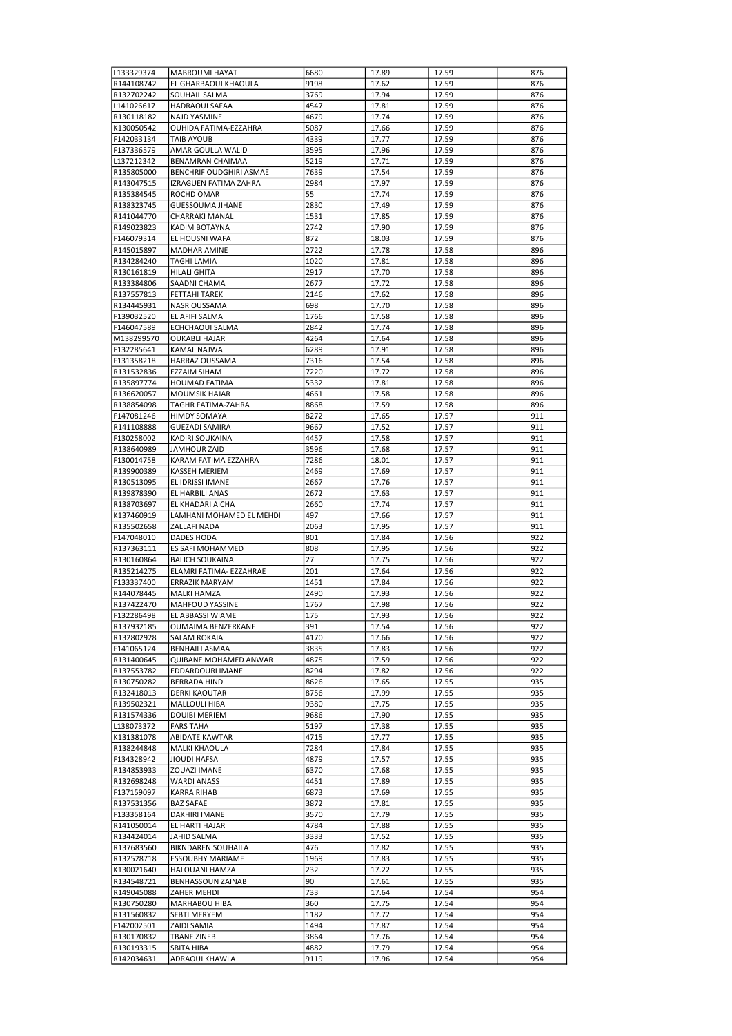| L133329374 | MABROUMI HAYAT | 6680 | 17.89 | 17.59 | 876 |
|---|---|---|---|---|---|
| R144108742 | EL GHARBAOUI KHAOULA | 9198 | 17.62 | 17.59 | 876 |
| R132702242 | SOUHAIL SALMA | 3769 | 17.94 | 17.59 | 876 |
| L141026617 | HADRAOUI SAFAA | 4547 | 17.81 | 17.59 | 876 |
| R130118182 | NAJD YASMINE | 4679 | 17.74 | 17.59 | 876 |
| K130050542 | OUHIDA FATIMA-EZZAHRA | 5087 | 17.66 | 17.59 | 876 |
| F142033134 | TAIB AYOUB | 4339 | 17.77 | 17.59 | 876 |
| F137336579 | AMAR GOULLA WALID | 3595 | 17.96 | 17.59 | 876 |
| L137212342 | BENAMRAN CHAIMAA | 5219 | 17.71 | 17.59 | 876 |
| R135805000 | BENCHRIF OUDGHIRI ASMAE | 7639 | 17.54 | 17.59 | 876 |
| R143047515 | IZRAGUEN FATIMA ZAHRA | 2984 | 17.97 | 17.59 | 876 |
| R135384545 | ROCHD OMAR | 55 | 17.74 | 17.59 | 876 |
| R138323745 | GUESSOUMA JIHANE | 2830 | 17.49 | 17.59 | 876 |
| R141044770 | CHARRAKI MANAL | 1531 | 17.85 | 17.59 | 876 |
| R149023823 | KADIM BOTAYNA | 2742 | 17.90 | 17.59 | 876 |
| F146079314 | EL HOUSNI WAFA | 872 | 18.03 | 17.59 | 876 |
| R145015897 | MADHAR AMINE | 2722 | 17.78 | 17.58 | 896 |
| R134284240 | TAGHI LAMIA | 1020 | 17.81 | 17.58 | 896 |
| R130161819 | HILALI GHITA | 2917 | 17.70 | 17.58 | 896 |
| R133384806 | SAADNI CHAMA | 2677 | 17.72 | 17.58 | 896 |
| R137557813 | FETTAHI TAREK | 2146 | 17.62 | 17.58 | 896 |
| R134445931 | NASR OUSSAMA | 698 | 17.70 | 17.58 | 896 |
| F139032520 | EL AFIFI SALMA | 1766 | 17.58 | 17.58 | 896 |
| F146047589 | ECHCHAOUI SALMA | 2842 | 17.74 | 17.58 | 896 |
| M138299570 | OUKABLI HAJAR | 4264 | 17.64 | 17.58 | 896 |
| F132285641 | KAMAL NAJWA | 6289 | 17.91 | 17.58 | 896 |
| F131358218 | HARRAZ OUSSAMA | 7316 | 17.54 | 17.58 | 896 |
| R131532836 | EZZAIM SIHAM | 7220 | 17.72 | 17.58 | 896 |
| R135897774 | HOUMAD FATIMA | 5332 | 17.81 | 17.58 | 896 |
| R136620057 | MOUMSIK HAJAR | 4661 | 17.58 | 17.58 | 896 |
| R138854098 | TAGHR FATIMA-ZAHRA | 8868 | 17.59 | 17.58 | 896 |
| F147081246 | HIMDY SOMAYA | 8272 | 17.65 | 17.57 | 911 |
| R141108888 | GUEZADI SAMIRA | 9667 | 17.52 | 17.57 | 911 |
| F130258002 | KADIRI SOUKAINA | 4457 | 17.58 | 17.57 | 911 |
| R138640989 | JAMHOUR ZAID | 3596 | 17.68 | 17.57 | 911 |
| F130014758 | KARAM FATIMA EZZAHRA | 7286 | 18.01 | 17.57 | 911 |
| R139900389 | KASSEH MERIEM | 2469 | 17.69 | 17.57 | 911 |
| R130513095 | EL IDRISSI IMANE | 2667 | 17.76 | 17.57 | 911 |
| R139878390 | EL HARBILI ANAS | 2672 | 17.63 | 17.57 | 911 |
| R138703697 | EL KHADARI AICHA | 2660 | 17.74 | 17.57 | 911 |
| K137460919 | LAMHANI MOHAMED EL MEHDI | 497 | 17.66 | 17.57 | 911 |
| R135502658 | ZALLAFI NADA | 2063 | 17.95 | 17.57 | 911 |
| F147048010 | DADES HODA | 801 | 17.84 | 17.56 | 922 |
| R137363111 | ES SAFI MOHAMMED | 808 | 17.95 | 17.56 | 922 |
| R130160864 | BALICH SOUKAINA | 27 | 17.75 | 17.56 | 922 |
| R135214275 | ELAMRI FATIMA- EZZAHRAE | 201 | 17.64 | 17.56 | 922 |
| F133337400 | ERRAZIK MARYAM | 1451 | 17.84 | 17.56 | 922 |
| R144078445 | MALKI HAMZA | 2490 | 17.93 | 17.56 | 922 |
| R137422470 | MAHFOUD YASSINE | 1767 | 17.98 | 17.56 | 922 |
| F132286498 | EL ABBASSI WIAME | 175 | 17.93 | 17.56 | 922 |
| R137932185 | OUMAIMA BENZERKANE | 391 | 17.54 | 17.56 | 922 |
| R132802928 | SALAM ROKAIA | 4170 | 17.66 | 17.56 | 922 |
| F141065124 | BENHAILI ASMAA | 3835 | 17.83 | 17.56 | 922 |
| R131400645 | QUIBANE MOHAMED ANWAR | 4875 | 17.59 | 17.56 | 922 |
| R137553782 | EDDARDOURI IMANE | 8294 | 17.82 | 17.56 | 922 |
| R130750282 | BERRADA HIND | 8626 | 17.65 | 17.55 | 935 |
| R132418013 | DERKI KAOUTAR | 8756 | 17.99 | 17.55 | 935 |
| R139502321 | MALLOULI HIBA | 9380 | 17.75 | 17.55 | 935 |
| R131574336 | DOUIBI MERIEM | 9686 | 17.90 | 17.55 | 935 |
| L138073372 | FARS TAHA | 5197 | 17.38 | 17.55 | 935 |
| K131381078 | ABIDATE KAWTAR | 4715 | 17.77 | 17.55 | 935 |
| R138244848 | MALKI KHAOULA | 7284 | 17.84 | 17.55 | 935 |
| F134328942 | JIOUDI HAFSA | 4879 | 17.57 | 17.55 | 935 |
| R134853933 | ZOUAZI IMANE | 6370 | 17.68 | 17.55 | 935 |
| R132698248 | WARDI ANASS | 4451 | 17.89 | 17.55 | 935 |
| F137159097 | KARRA RIHAB | 6873 | 17.69 | 17.55 | 935 |
| R137531356 | BAZ SAFAE | 3872 | 17.81 | 17.55 | 935 |
| F133358164 | DAKHIRI IMANE | 3570 | 17.79 | 17.55 | 935 |
| R141050014 | EL HARTI HAJAR | 4784 | 17.88 | 17.55 | 935 |
| R134424014 | JAHID SALMA | 3333 | 17.52 | 17.55 | 935 |
| R137683560 | BIKNDAREN SOUHAILA | 476 | 17.82 | 17.55 | 935 |
| R132528718 | ESSOUBHY MARIAME | 1969 | 17.83 | 17.55 | 935 |
| K130021640 | HALOUANI HAMZA | 232 | 17.22 | 17.55 | 935 |
| R134548721 | BENHASSOUN ZAINAB | 90 | 17.61 | 17.55 | 935 |
| R149045088 | ZAHER MEHDI | 733 | 17.64 | 17.54 | 954 |
| R130750280 | MARHABOU HIBA | 360 | 17.75 | 17.54 | 954 |
| R131560832 | SEBTI MERYEM | 1182 | 17.72 | 17.54 | 954 |
| F142002501 | ZAIDI SAMIA | 1494 | 17.87 | 17.54 | 954 |
| R130170832 | TBANE ZINEB | 3864 | 17.76 | 17.54 | 954 |
| R130193315 | SBITA HIBA | 4882 | 17.79 | 17.54 | 954 |
| R142034631 | ADRAOUI KHAWLA | 9119 | 17.96 | 17.54 | 954 |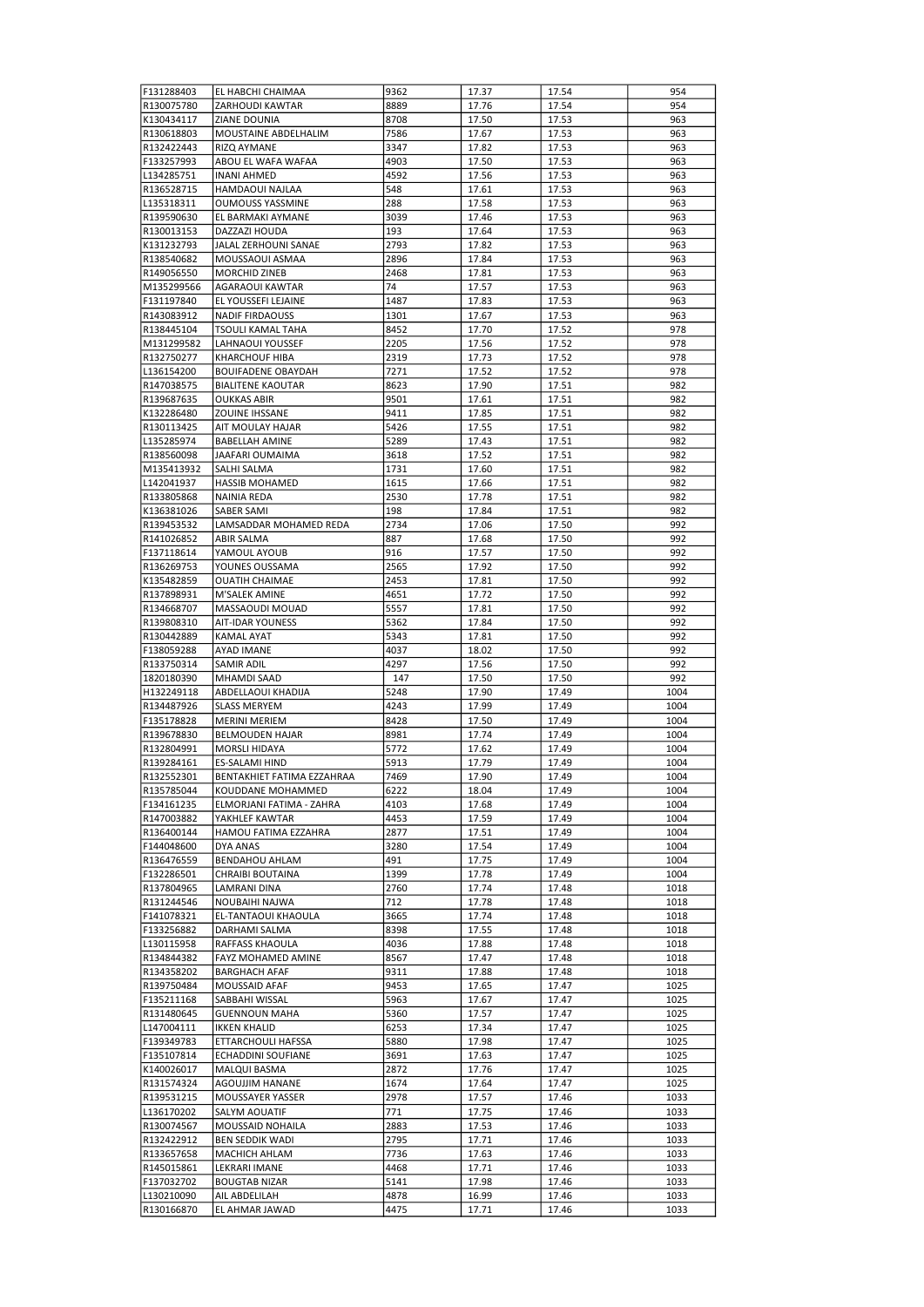| | | | | | |
|---|---|---|---|---|---|
| F131288403 | EL HABCHI CHAIMAA | 9362 | 17.37 | 17.54 | 954 |
| R130075780 | ZARHOUDI KAWTAR | 8889 | 17.76 | 17.54 | 954 |
| K130434117 | ZIANE DOUNIA | 8708 | 17.50 | 17.53 | 963 |
| R130618803 | MOUSTAINE ABDELHALIM | 7586 | 17.67 | 17.53 | 963 |
| R132422443 | RIZQ AYMANE | 3347 | 17.82 | 17.53 | 963 |
| F133257993 | ABOU EL WAFA WAFAA | 4903 | 17.50 | 17.53 | 963 |
| L134285751 | INANI AHMED | 4592 | 17.56 | 17.53 | 963 |
| R136528715 | HAMDAOUI NAJLAA | 548 | 17.61 | 17.53 | 963 |
| L135318311 | OUMOUSS YASSMINE | 288 | 17.58 | 17.53 | 963 |
| R139590630 | EL BARMAKI AYMANE | 3039 | 17.46 | 17.53 | 963 |
| R130013153 | DAZZAZI HOUDA | 193 | 17.64 | 17.53 | 963 |
| K131232793 | JALAL ZERHOUNI SANAE | 2793 | 17.82 | 17.53 | 963 |
| R138540682 | MOUSSAOUI ASMAA | 2896 | 17.84 | 17.53 | 963 |
| R149056550 | MORCHID ZINEB | 2468 | 17.81 | 17.53 | 963 |
| M135299566 | AGARAOUI KAWTAR | 74 | 17.57 | 17.53 | 963 |
| F131197840 | EL YOUSSEFI LEJAINE | 1487 | 17.83 | 17.53 | 963 |
| R143083912 | NADIF FIRDAOUSS | 1301 | 17.67 | 17.53 | 963 |
| R138445104 | TSOULI KAMAL TAHA | 8452 | 17.70 | 17.52 | 978 |
| M131299582 | LAHNAOUI YOUSSEF | 2205 | 17.56 | 17.52 | 978 |
| R132750277 | KHARCHOUF HIBA | 2319 | 17.73 | 17.52 | 978 |
| L136154200 | BOUIFADENE OBAYDAH | 7271 | 17.52 | 17.52 | 978 |
| R147038575 | BIALITENE KAOUTAR | 8623 | 17.90 | 17.51 | 982 |
| R139687635 | OUKKAS ABIR | 9501 | 17.61 | 17.51 | 982 |
| K132286480 | ZOUINE IHSSANE | 9411 | 17.85 | 17.51 | 982 |
| R130113425 | AIT MOULAY HAJAR | 5426 | 17.55 | 17.51 | 982 |
| L135285974 | BABELLAH AMINE | 5289 | 17.43 | 17.51 | 982 |
| R138560098 | JAAFARI OUMAIMA | 3618 | 17.52 | 17.51 | 982 |
| M135413932 | SALHI SALMA | 1731 | 17.60 | 17.51 | 982 |
| L142041937 | HASSIB MOHAMED | 1615 | 17.66 | 17.51 | 982 |
| R133805868 | NAINIA REDA | 2530 | 17.78 | 17.51 | 982 |
| K136381026 | SABER SAMI | 198 | 17.84 | 17.51 | 982 |
| R139453532 | LAMSADDAR MOHAMED REDA | 2734 | 17.06 | 17.50 | 992 |
| R141026852 | ABIR SALMA | 887 | 17.68 | 17.50 | 992 |
| F137118614 | YAMOUL AYOUB | 916 | 17.57 | 17.50 | 992 |
| R136269753 | YOUNES OUSSAMA | 2565 | 17.92 | 17.50 | 992 |
| K135482859 | OUATIH CHAIMAE | 2453 | 17.81 | 17.50 | 992 |
| R137898931 | M'SALEK AMINE | 4651 | 17.72 | 17.50 | 992 |
| R134668707 | MASSAOUDI MOUAD | 5557 | 17.81 | 17.50 | 992 |
| R139808310 | AIT-IDAR YOUNESS | 5362 | 17.84 | 17.50 | 992 |
| R130442889 | KAMAL AYAT | 5343 | 17.81 | 17.50 | 992 |
| F138059288 | AYAD IMANE | 4037 | 18.02 | 17.50 | 992 |
| R133750314 | SAMIR ADIL | 4297 | 17.56 | 17.50 | 992 |
| 1820180390 | MHAMDI SAAD | 147 | 17.50 | 17.50 | 992 |
| H132249118 | ABDELLAOUI KHADIJA | 5248 | 17.90 | 17.49 | 1004 |
| R134487926 | SLASS MERYEM | 4243 | 17.99 | 17.49 | 1004 |
| F135178828 | MERINI MERIEM | 8428 | 17.50 | 17.49 | 1004 |
| R139678830 | BELMOUDEN HAJAR | 8981 | 17.74 | 17.49 | 1004 |
| R132804991 | MORSLI HIDAYA | 5772 | 17.62 | 17.49 | 1004 |
| R139284161 | ES-SALAMI HIND | 5913 | 17.79 | 17.49 | 1004 |
| R132552301 | BENTAKHIET FATIMA EZZAHRAA | 7469 | 17.90 | 17.49 | 1004 |
| R135785044 | KOUDDANE MOHAMMED | 6222 | 18.04 | 17.49 | 1004 |
| F134161235 | ELMORJANI FATIMA - ZAHRA | 4103 | 17.68 | 17.49 | 1004 |
| R147003882 | YAKHLEF KAWTAR | 4453 | 17.59 | 17.49 | 1004 |
| R136400144 | HAMOU FATIMA EZZAHRA | 2877 | 17.51 | 17.49 | 1004 |
| F144048600 | DYA ANAS | 3280 | 17.54 | 17.49 | 1004 |
| R136476559 | BENDAHOU AHLAM | 491 | 17.75 | 17.49 | 1004 |
| F132286501 | CHRAIBI BOUTAINA | 1399 | 17.78 | 17.49 | 1004 |
| R137804965 | LAMRANI DINA | 2760 | 17.74 | 17.48 | 1018 |
| R131244546 | NOUBAIHI NAJWA | 712 | 17.78 | 17.48 | 1018 |
| F141078321 | EL-TANTAOUI KHAOULA | 3665 | 17.74 | 17.48 | 1018 |
| F133256882 | DARHAMI SALMA | 8398 | 17.55 | 17.48 | 1018 |
| L130115958 | RAFFASS KHAOULA | 4036 | 17.88 | 17.48 | 1018 |
| R134844382 | FAYZ MOHAMED AMINE | 8567 | 17.47 | 17.48 | 1018 |
| R134358202 | BARGHACH AFAF | 9311 | 17.88 | 17.48 | 1018 |
| R139750484 | MOUSSAID AFAF | 9453 | 17.65 | 17.47 | 1025 |
| F135211168 | SABBAHI WISSAL | 5963 | 17.67 | 17.47 | 1025 |
| R131480645 | GUENNOUN MAHA | 5360 | 17.57 | 17.47 | 1025 |
| L147004111 | IKKEN KHALID | 6253 | 17.34 | 17.47 | 1025 |
| F139349783 | ETTARCHOULI HAFSSA | 5880 | 17.98 | 17.47 | 1025 |
| F135107814 | ECHADDINI SOUFIANE | 3691 | 17.63 | 17.47 | 1025 |
| K140026017 | MALQUI BASMA | 2872 | 17.76 | 17.47 | 1025 |
| R131574324 | AGOUJJIM HANANE | 1674 | 17.64 | 17.47 | 1025 |
| R139531215 | MOUSSAYER YASSER | 2978 | 17.57 | 17.46 | 1033 |
| L136170202 | SALYM AOUATIF | 771 | 17.75 | 17.46 | 1033 |
| R130074567 | MOUSSAID NOHAILA | 2883 | 17.53 | 17.46 | 1033 |
| R132422912 | BEN SEDDIK WADI | 2795 | 17.71 | 17.46 | 1033 |
| R133657658 | MACHICH AHLAM | 7736 | 17.63 | 17.46 | 1033 |
| R145015861 | LEKRARI IMANE | 4468 | 17.71 | 17.46 | 1033 |
| F137032702 | BOUGTAB NIZAR | 5141 | 17.98 | 17.46 | 1033 |
| L130210090 | AIL ABDELILAH | 4878 | 16.99 | 17.46 | 1033 |
| R130166870 | EL AHMAR JAWAD | 4475 | 17.71 | 17.46 | 1033 |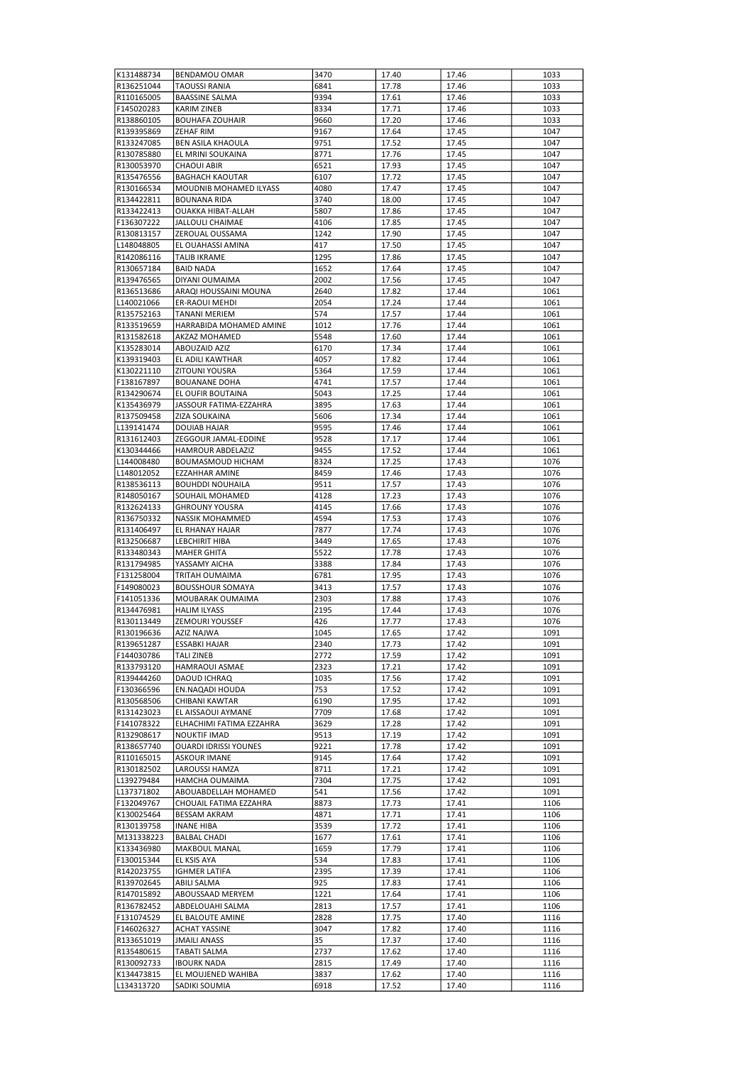| K131488734 | BENDAMOU OMAR | 3470 | 17.40 | 17.46 | 1033 |
|---|---|---|---|---|---|
| R136251044 | TAOUSSI RANIA | 6841 | 17.78 | 17.46 | 1033 |
| R110165005 | BAASSINE SALMA | 9394 | 17.61 | 17.46 | 1033 |
| F145020283 | KARIM ZINEB | 8334 | 17.71 | 17.46 | 1033 |
| R138860105 | BOUHAFA ZOUHAIR | 9660 | 17.20 | 17.46 | 1033 |
| R139395869 | ZEHAF RIM | 9167 | 17.64 | 17.45 | 1047 |
| R133247085 | BEN ASILA KHAOULA | 9751 | 17.52 | 17.45 | 1047 |
| R130785880 | EL MRINI SOUKAINA | 8771 | 17.76 | 17.45 | 1047 |
| R130053970 | CHAOUI ABIR | 6521 | 17.93 | 17.45 | 1047 |
| R135476556 | BAGHACH KAOUTAR | 6107 | 17.72 | 17.45 | 1047 |
| R130166534 | MOUDNIB MOHAMED ILYASS | 4080 | 17.47 | 17.45 | 1047 |
| R134422811 | BOUNANA RIDA | 3740 | 18.00 | 17.45 | 1047 |
| R133422413 | OUAKKA HIBAT-ALLAH | 5807 | 17.86 | 17.45 | 1047 |
| F136307222 | JALLOULI CHAIMAE | 4106 | 17.85 | 17.45 | 1047 |
| R130813157 | ZEROUAL OUSSAMA | 1242 | 17.90 | 17.45 | 1047 |
| L148048805 | EL OUAHASSI AMINA | 417 | 17.50 | 17.45 | 1047 |
| R142086116 | TALIB IKRAME | 1295 | 17.86 | 17.45 | 1047 |
| R130657184 | BAID NADA | 1652 | 17.64 | 17.45 | 1047 |
| R139476565 | DIYANI OUMAIMA | 2002 | 17.56 | 17.45 | 1047 |
| R136513686 | ARAQI HOUSSAINI MOUNA | 2640 | 17.82 | 17.44 | 1061 |
| L140021066 | ER-RAOUI MEHDI | 2054 | 17.24 | 17.44 | 1061 |
| R135752163 | TANANI MERIEM | 574 | 17.57 | 17.44 | 1061 |
| R133519659 | HARRABIDA MOHAMED AMINE | 1012 | 17.76 | 17.44 | 1061 |
| R131582618 | AKZAZ MOHAMED | 5548 | 17.60 | 17.44 | 1061 |
| K135283014 | ABOUZAID AZIZ | 6170 | 17.34 | 17.44 | 1061 |
| K139319403 | EL ADILI KAWTHAR | 4057 | 17.82 | 17.44 | 1061 |
| K130221110 | ZITOUNI YOUSRA | 5364 | 17.59 | 17.44 | 1061 |
| F138167897 | BOUANANE DOHA | 4741 | 17.57 | 17.44 | 1061 |
| R134290674 | EL OUFIR BOUTAINA | 5043 | 17.25 | 17.44 | 1061 |
| K135436979 | JASSOUR FATIMA-EZZAHRA | 3895 | 17.63 | 17.44 | 1061 |
| R137509458 | ZIZA SOUKAINA | 5606 | 17.34 | 17.44 | 1061 |
| L139141474 | DOUIAB HAJAR | 9595 | 17.46 | 17.44 | 1061 |
| R131612403 | ZEGGOUR JAMAL-EDDINE | 9528 | 17.17 | 17.44 | 1061 |
| K130344466 | HAMROUR ABDELAZIZ | 9455 | 17.52 | 17.44 | 1061 |
| L144008480 | BOUMASMOUD HICHAM | 8324 | 17.25 | 17.43 | 1076 |
| L148012052 | EZZAHHAR AMINE | 8459 | 17.46 | 17.43 | 1076 |
| R138536113 | BOUHDDI NOUHAILA | 9511 | 17.57 | 17.43 | 1076 |
| R148050167 | SOUHAIL MOHAMED | 4128 | 17.23 | 17.43 | 1076 |
| R132624133 | GHROUNY YOUSRA | 4145 | 17.66 | 17.43 | 1076 |
| R136750332 | NASSIK MOHAMMED | 4594 | 17.53 | 17.43 | 1076 |
| R131406497 | EL RHANAY HAJAR | 7877 | 17.74 | 17.43 | 1076 |
| R132506687 | LEBCHIRIT HIBA | 3449 | 17.65 | 17.43 | 1076 |
| R133480343 | MAHER GHITA | 5522 | 17.78 | 17.43 | 1076 |
| R131794985 | YASSAMY AICHA | 3388 | 17.84 | 17.43 | 1076 |
| F131258004 | TRITAH OUMAIMA | 6781 | 17.95 | 17.43 | 1076 |
| F149080023 | BOUSSHOUR SOMAYA | 3413 | 17.57 | 17.43 | 1076 |
| F141051336 | MOUBARAK OUMAIMA | 2303 | 17.88 | 17.43 | 1076 |
| R134476981 | HALIM ILYASS | 2195 | 17.44 | 17.43 | 1076 |
| R130113449 | ZEMOURI YOUSSEF | 426 | 17.77 | 17.43 | 1076 |
| R130196636 | AZIZ NAJWA | 1045 | 17.65 | 17.42 | 1091 |
| R139651287 | ESSABKI HAJAR | 2340 | 17.73 | 17.42 | 1091 |
| F144030786 | TALI ZINEB | 2772 | 17.59 | 17.42 | 1091 |
| R133793120 | HAMRAOUI ASMAE | 2323 | 17.21 | 17.42 | 1091 |
| R139444260 | DAOUD ICHRAQ | 1035 | 17.56 | 17.42 | 1091 |
| F130366596 | EN.NAQADI HOUDA | 753 | 17.52 | 17.42 | 1091 |
| R130568506 | CHIBANI KAWTAR | 6190 | 17.95 | 17.42 | 1091 |
| R131423023 | EL AISSAOUI AYMANE | 7709 | 17.68 | 17.42 | 1091 |
| F141078322 | ELHACHIMI FATIMA EZZAHRA | 3629 | 17.28 | 17.42 | 1091 |
| R132908617 | NOUKTIF IMAD | 9513 | 17.19 | 17.42 | 1091 |
| R138657740 | OUARDI IDRISSI YOUNES | 9221 | 17.78 | 17.42 | 1091 |
| R110165015 | ASKOUR IMANE | 9145 | 17.64 | 17.42 | 1091 |
| R130182502 | LAROUSSI HAMZA | 8711 | 17.21 | 17.42 | 1091 |
| L139279484 | HAMCHA OUMAIMA | 7304 | 17.75 | 17.42 | 1091 |
| L137371802 | ABOUABDELLAH MOHAMED | 541 | 17.56 | 17.42 | 1091 |
| F132049767 | CHOUAIL FATIMA EZZAHRA | 8873 | 17.73 | 17.41 | 1106 |
| K130025464 | BESSAM AKRAM | 4871 | 17.71 | 17.41 | 1106 |
| R130139758 | INANE HIBA | 3539 | 17.72 | 17.41 | 1106 |
| M131338223 | BALBAL CHADI | 1677 | 17.61 | 17.41 | 1106 |
| K133436980 | MAKBOUL MANAL | 1659 | 17.79 | 17.41 | 1106 |
| F130015344 | EL KSIS AYA | 534 | 17.83 | 17.41 | 1106 |
| R142023755 | IGHMER LATIFA | 2395 | 17.39 | 17.41 | 1106 |
| R139702645 | ABILI SALMA | 925 | 17.83 | 17.41 | 1106 |
| R147015892 | ABOUSSAAD MERYEM | 1221 | 17.64 | 17.41 | 1106 |
| R136782452 | ABDELOUAHI SALMA | 2813 | 17.57 | 17.41 | 1106 |
| F131074529 | EL BALOUTE AMINE | 2828 | 17.75 | 17.40 | 1116 |
| F146026327 | ACHAT YASSINE | 3047 | 17.82 | 17.40 | 1116 |
| R133651019 | JMAILI ANASS | 35 | 17.37 | 17.40 | 1116 |
| R135480615 | TABATI SALMA | 2737 | 17.62 | 17.40 | 1116 |
| R130092733 | IBOURK NADA | 2815 | 17.49 | 17.40 | 1116 |
| K134473815 | EL MOUJENED WAHIBA | 3837 | 17.62 | 17.40 | 1116 |
| L134313720 | SADIKI SOUMIA | 6918 | 17.52 | 17.40 | 1116 |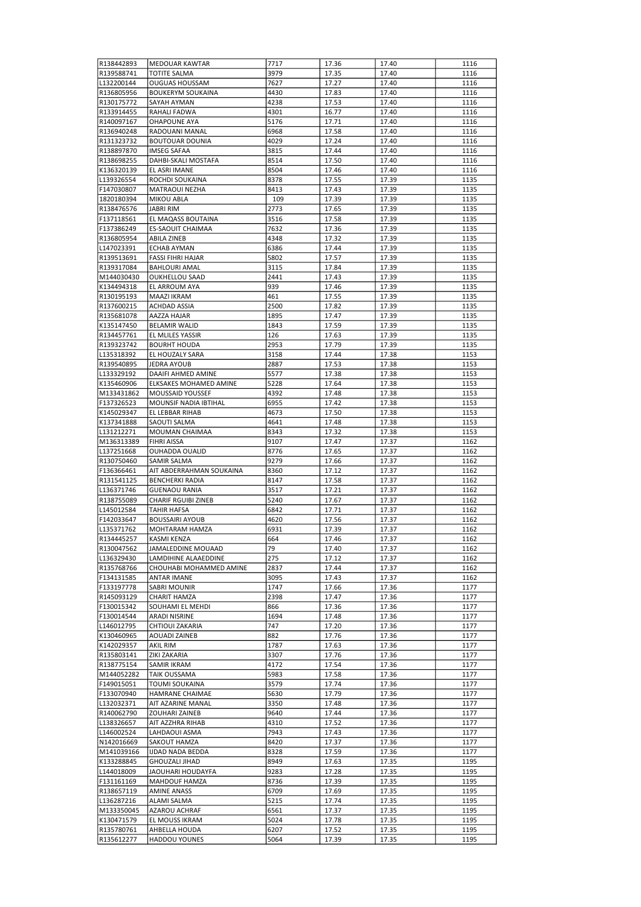| | | | | | |
|---|---|---|---|---|---|
| R138442893 | MEDOUAR KAWTAR | 7717 | 17.36 | 17.40 | 1116 |
| R139588741 | TOTITE SALMA | 3979 | 17.35 | 17.40 | 1116 |
| L132200144 | OUGUAS HOUSSAM | 7627 | 17.27 | 17.40 | 1116 |
| R136805956 | BOUKERYM SOUKAINA | 4430 | 17.83 | 17.40 | 1116 |
| R130175772 | SAYAH AYMAN | 4238 | 17.53 | 17.40 | 1116 |
| R133914455 | RAHALI FADWA | 4301 | 16.77 | 17.40 | 1116 |
| R140097167 | OHAPOUNE AYA | 5176 | 17.71 | 17.40 | 1116 |
| R136940248 | RADOUANI MANAL | 6968 | 17.58 | 17.40 | 1116 |
| R131323732 | BOUTOUAR DOUNIA | 4029 | 17.24 | 17.40 | 1116 |
| R138897870 | IMSEG SAFAA | 3815 | 17.44 | 17.40 | 1116 |
| R138698255 | DAHBI-SKALI MOSTAFA | 8514 | 17.50 | 17.40 | 1116 |
| K136320139 | EL ASRI IMANE | 8504 | 17.46 | 17.40 | 1116 |
| L139326554 | ROCHDI SOUKAINA | 8378 | 17.55 | 17.39 | 1135 |
| F147030807 | MATRAOUI NEZHA | 8413 | 17.43 | 17.39 | 1135 |
| 1820180394 | MIKOU ABLA | 109 | 17.39 | 17.39 | 1135 |
| R138476576 | JABRI RIM | 2773 | 17.65 | 17.39 | 1135 |
| F137118561 | EL MAQASS BOUTAINA | 3516 | 17.58 | 17.39 | 1135 |
| F137386249 | ES-SAOUIT CHAIMAA | 7632 | 17.36 | 17.39 | 1135 |
| R136805954 | ABILA ZINEB | 4348 | 17.32 | 17.39 | 1135 |
| L147023391 | ECHAB AYMAN | 6386 | 17.44 | 17.39 | 1135 |
| R139513691 | FASSI FIHRI HAJAR | 5802 | 17.57 | 17.39 | 1135 |
| R139317084 | BAHLOURI AMAL | 3115 | 17.84 | 17.39 | 1135 |
| M144030430 | OUKHELLOU SAAD | 2441 | 17.43 | 17.39 | 1135 |
| K134494318 | EL ARROUM AYA | 939 | 17.46 | 17.39 | 1135 |
| R130195193 | MAAZI IKRAM | 461 | 17.55 | 17.39 | 1135 |
| R137600215 | ACHDAD ASSIA | 2500 | 17.82 | 17.39 | 1135 |
| R135681078 | AAZZA HAJAR | 1895 | 17.47 | 17.39 | 1135 |
| K135147450 | BELAMIR WALID | 1843 | 17.59 | 17.39 | 1135 |
| R134457761 | EL MLILES YASSIR | 126 | 17.63 | 17.39 | 1135 |
| R139323742 | BOURHT HOUDA | 2953 | 17.79 | 17.39 | 1135 |
| L135318392 | EL HOUZALY SARA | 3158 | 17.44 | 17.38 | 1153 |
| R139540895 | JEDRA AYOUB | 2887 | 17.53 | 17.38 | 1153 |
| L133329192 | DAAIFI AHMED AMINE | 5577 | 17.38 | 17.38 | 1153 |
| K135460906 | ELKSAKES MOHAMED AMINE | 5228 | 17.64 | 17.38 | 1153 |
| M133431862 | MOUSSAID YOUSSEF | 4392 | 17.48 | 17.38 | 1153 |
| F137326523 | MOUNSIF NADIA IBTIHAL | 6955 | 17.42 | 17.38 | 1153 |
| K145029347 | EL LEBBAR RIHAB | 4673 | 17.50 | 17.38 | 1153 |
| K137341888 | SAOUTI SALMA | 4641 | 17.48 | 17.38 | 1153 |
| L131212271 | MOUMAN CHAIMAA | 8343 | 17.32 | 17.38 | 1153 |
| M136313389 | FIHRI AISSA | 9107 | 17.47 | 17.37 | 1162 |
| L137251668 | OUHADDA OUALID | 8776 | 17.65 | 17.37 | 1162 |
| R130750460 | SAMIR SALMA | 9279 | 17.66 | 17.37 | 1162 |
| F136366461 | AIT ABDERRAHMAN SOUKAINA | 8360 | 17.12 | 17.37 | 1162 |
| R131541125 | BENCHERKI RADIA | 8147 | 17.58 | 17.37 | 1162 |
| L136371746 | GUENAOU RANIA | 3517 | 17.21 | 17.37 | 1162 |
| R138755089 | CHARIF RGUIBI ZINEB | 5240 | 17.67 | 17.37 | 1162 |
| L145012584 | TAHIR HAFSA | 6842 | 17.71 | 17.37 | 1162 |
| F142033647 | BOUSSAIRI AYOUB | 4620 | 17.56 | 17.37 | 1162 |
| L135371762 | MOHTARAM HAMZA | 6931 | 17.39 | 17.37 | 1162 |
| R134445257 | KASMI KENZA | 664 | 17.46 | 17.37 | 1162 |
| R130047562 | JAMALEDDINE MOUAAD | 79 | 17.40 | 17.37 | 1162 |
| L136329430 | LAMDIHINE ALAAEDDINE | 275 | 17.12 | 17.37 | 1162 |
| R135768766 | CHOUHABI MOHAMMED AMINE | 2837 | 17.44 | 17.37 | 1162 |
| F134131585 | ANTAR IMANE | 3095 | 17.43 | 17.37 | 1162 |
| F133197778 | SABRI MOUNIR | 1747 | 17.66 | 17.36 | 1177 |
| R145093129 | CHARIT HAMZA | 2398 | 17.47 | 17.36 | 1177 |
| F130015342 | SOUHAMI EL MEHDI | 866 | 17.36 | 17.36 | 1177 |
| F130014544 | ARADI NISRINE | 1694 | 17.48 | 17.36 | 1177 |
| L146012795 | CHTIOUI ZAKARIA | 747 | 17.20 | 17.36 | 1177 |
| K130460965 | AOUADI ZAINEB | 882 | 17.76 | 17.36 | 1177 |
| K142029357 | AKIL RIM | 1787 | 17.63 | 17.36 | 1177 |
| R135803141 | ZIKI ZAKARIA | 3307 | 17.76 | 17.36 | 1177 |
| R138775154 | SAMIR IKRAM | 4172 | 17.54 | 17.36 | 1177 |
| M144052282 | TAIK OUSSAMA | 5983 | 17.58 | 17.36 | 1177 |
| F149015051 | TOUMI SOUKAINA | 3579 | 17.74 | 17.36 | 1177 |
| F133070940 | HAMRANE CHAIMAE | 5630 | 17.79 | 17.36 | 1177 |
| L132032371 | AIT AZARINE MANAL | 3350 | 17.48 | 17.36 | 1177 |
| R140062790 | ZOUHARI ZAINEB | 9640 | 17.44 | 17.36 | 1177 |
| L138326657 | AIT AZZHRA RIHAB | 4310 | 17.52 | 17.36 | 1177 |
| L146002524 | LAHDAOUI ASMA | 7943 | 17.43 | 17.36 | 1177 |
| N142016669 | SAKOUT HAMZA | 8420 | 17.37 | 17.36 | 1177 |
| M141039166 | IJDAD NADA BEDDA | 8328 | 17.59 | 17.36 | 1177 |
| K133288845 | GHOUZALI JIHAD | 8949 | 17.63 | 17.35 | 1195 |
| L144018009 | JAOUHARI HOUDAYFA | 9283 | 17.28 | 17.35 | 1195 |
| F131161169 | MAHDOUF HAMZA | 8736 | 17.39 | 17.35 | 1195 |
| R138657119 | AMINE ANASS | 6709 | 17.69 | 17.35 | 1195 |
| L136287216 | ALAMI SALMA | 5215 | 17.74 | 17.35 | 1195 |
| M133350045 | AZAROU ACHRAF | 6561 | 17.37 | 17.35 | 1195 |
| K130471579 | EL MOUSS IKRAM | 5024 | 17.78 | 17.35 | 1195 |
| R135780761 | AHBELLA HOUDA | 6207 | 17.52 | 17.35 | 1195 |
| R135612277 | HADDOU YOUNES | 5064 | 17.39 | 17.35 | 1195 |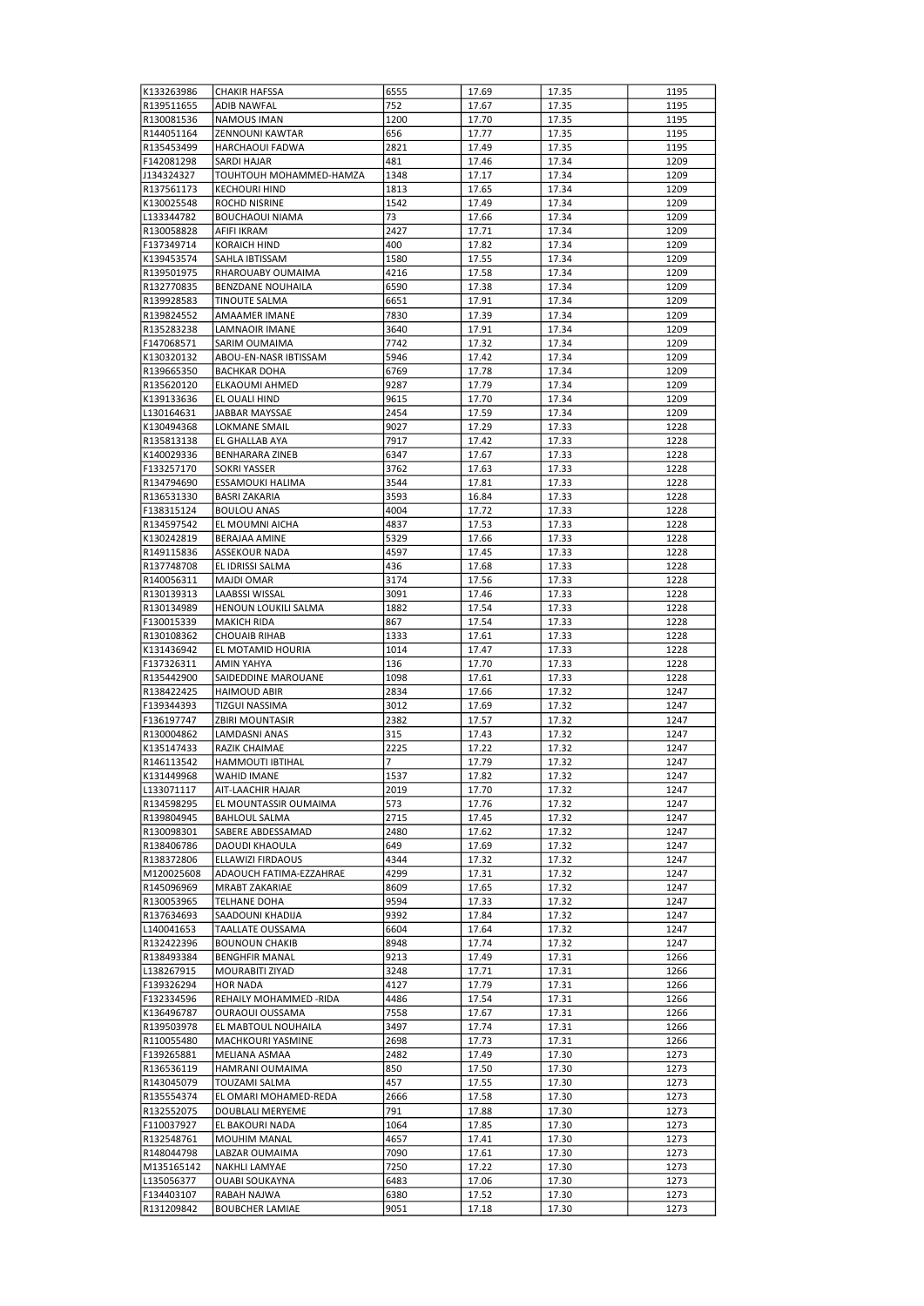| | | | | | |
|---|---|---|---|---|---|
| K133263986 | CHAKIR HAFSSA | 6555 | 17.69 | 17.35 | 1195 |
| R139511655 | ADIB NAWFAL | 752 | 17.67 | 17.35 | 1195 |
| R130081536 | NAMOUS IMAN | 1200 | 17.70 | 17.35 | 1195 |
| R144051164 | ZENNOUNI KAWTAR | 656 | 17.77 | 17.35 | 1195 |
| R135453499 | HARCHAOUI FADWA | 2821 | 17.49 | 17.35 | 1195 |
| F142081298 | SARDI HAJAR | 481 | 17.46 | 17.34 | 1209 |
| J134324327 | TOUHTOUH MOHAMMED-HAMZA | 1348 | 17.17 | 17.34 | 1209 |
| R137561173 | KECHOURI HIND | 1813 | 17.65 | 17.34 | 1209 |
| K130025548 | ROCHD NISRINE | 1542 | 17.49 | 17.34 | 1209 |
| L133344782 | BOUCHAOUI NIAMA | 73 | 17.66 | 17.34 | 1209 |
| R130058828 | AFIFI IKRAM | 2427 | 17.71 | 17.34 | 1209 |
| F137349714 | KORAICH HIND | 400 | 17.82 | 17.34 | 1209 |
| K139453574 | SAHLA IBTISSAM | 1580 | 17.55 | 17.34 | 1209 |
| R139501975 | RHAROUABY OUMAIMA | 4216 | 17.58 | 17.34 | 1209 |
| R132770835 | BENZDANE NOUHAILA | 6590 | 17.38 | 17.34 | 1209 |
| R139928583 | TINOUTE SALMA | 6651 | 17.91 | 17.34 | 1209 |
| R139824552 | AMAAMER IMANE | 7830 | 17.39 | 17.34 | 1209 |
| R135283238 | LAMNAOIR IMANE | 3640 | 17.91 | 17.34 | 1209 |
| F147068571 | SARIM OUMAIMA | 7742 | 17.32 | 17.34 | 1209 |
| K130320132 | ABOU-EN-NASR IBTISSAM | 5946 | 17.42 | 17.34 | 1209 |
| R139665350 | BACHKAR DOHA | 6769 | 17.78 | 17.34 | 1209 |
| R135620120 | ELKAOUMI AHMED | 9287 | 17.79 | 17.34 | 1209 |
| K139133636 | EL OUALI HIND | 9615 | 17.70 | 17.34 | 1209 |
| L130164631 | JABBAR MAYSSAE | 2454 | 17.59 | 17.34 | 1209 |
| K130494368 | LOKMANE SMAIL | 9027 | 17.29 | 17.33 | 1228 |
| R135813138 | EL GHALLAB AYA | 7917 | 17.42 | 17.33 | 1228 |
| K140029336 | BENHARARA ZINEB | 6347 | 17.67 | 17.33 | 1228 |
| F133257170 | SOKRI YASSER | 3762 | 17.63 | 17.33 | 1228 |
| R134794690 | ESSAMOUKI HALIMA | 3544 | 17.81 | 17.33 | 1228 |
| R136531330 | BASRI ZAKARIA | 3593 | 16.84 | 17.33 | 1228 |
| F138315124 | BOULOU ANAS | 4004 | 17.72 | 17.33 | 1228 |
| R134597542 | EL MOUMNI AICHA | 4837 | 17.53 | 17.33 | 1228 |
| K130242819 | BERAJAA AMINE | 5329 | 17.66 | 17.33 | 1228 |
| R149115836 | ASSEKOUR NADA | 4597 | 17.45 | 17.33 | 1228 |
| R137748708 | EL IDRISSI SALMA | 436 | 17.68 | 17.33 | 1228 |
| R140056311 | MAJDI OMAR | 3174 | 17.56 | 17.33 | 1228 |
| R130139313 | LAABSSI WISSAL | 3091 | 17.46 | 17.33 | 1228 |
| R130134989 | HENOUN LOUKILI SALMA | 1882 | 17.54 | 17.33 | 1228 |
| F130015339 | MAKICH RIDA | 867 | 17.54 | 17.33 | 1228 |
| R130108362 | CHOUAIB RIHAB | 1333 | 17.61 | 17.33 | 1228 |
| K131436942 | EL MOTAMID HOURIA | 1014 | 17.47 | 17.33 | 1228 |
| F137326311 | AMIN YAHYA | 136 | 17.70 | 17.33 | 1228 |
| R135442900 | SAIDEDDINE MAROUANE | 1098 | 17.61 | 17.33 | 1228 |
| R138422425 | HAIMOUD ABIR | 2834 | 17.66 | 17.32 | 1247 |
| F139344393 | TIZGUI NASSIMA | 3012 | 17.69 | 17.32 | 1247 |
| F136197747 | ZBIRI MOUNTASIR | 2382 | 17.57 | 17.32 | 1247 |
| R130004862 | LAMDASNI ANAS | 315 | 17.43 | 17.32 | 1247 |
| K135147433 | RAZIK CHAIMAE | 2225 | 17.22 | 17.32 | 1247 |
| R146113542 | HAMMOUTI IBTIHAL | 7 | 17.79 | 17.32 | 1247 |
| K131449968 | WAHID IMANE | 1537 | 17.82 | 17.32 | 1247 |
| L133071117 | AIT-LAACHIR HAJAR | 2019 | 17.70 | 17.32 | 1247 |
| R134598295 | EL MOUNTASSIR OUMAIMA | 573 | 17.76 | 17.32 | 1247 |
| R139804945 | BAHLOUL SALMA | 2715 | 17.45 | 17.32 | 1247 |
| R130098301 | SABERE ABDESSAMAD | 2480 | 17.62 | 17.32 | 1247 |
| R138406786 | DAOUDI KHAOULA | 649 | 17.69 | 17.32 | 1247 |
| R138372806 | ELLAWIZI FIRDAOUS | 4344 | 17.32 | 17.32 | 1247 |
| M120025608 | ADAOUCH FATIMA-EZZAHRAE | 4299 | 17.31 | 17.32 | 1247 |
| R145096969 | MRABT ZAKARIAE | 8609 | 17.65 | 17.32 | 1247 |
| R130053965 | TELHANE DOHA | 9594 | 17.33 | 17.32 | 1247 |
| R137634693 | SAADOUNI KHADIJA | 9392 | 17.84 | 17.32 | 1247 |
| L140041653 | TAALLATE OUSSAMA | 6604 | 17.64 | 17.32 | 1247 |
| R132422396 | BOUNOUN CHAKIB | 8948 | 17.74 | 17.32 | 1247 |
| R138493384 | BENGHFIR MANAL | 9213 | 17.49 | 17.31 | 1266 |
| L138267915 | MOURABITI ZIYAD | 3248 | 17.71 | 17.31 | 1266 |
| F139326294 | HOR NADA | 4127 | 17.79 | 17.31 | 1266 |
| F132334596 | REHAILY MOHAMMED -RIDA | 4486 | 17.54 | 17.31 | 1266 |
| K136496787 | OURAOUI OUSSAMA | 7558 | 17.67 | 17.31 | 1266 |
| R139503978 | EL MABTOUL NOUHAILA | 3497 | 17.74 | 17.31 | 1266 |
| R110055480 | MACHKOURI YASMINE | 2698 | 17.73 | 17.31 | 1266 |
| F139265881 | MELIANA ASMAA | 2482 | 17.49 | 17.30 | 1273 |
| R136536119 | HAMRANI OUMAIMA | 850 | 17.50 | 17.30 | 1273 |
| R143045079 | TOUZAMI SALMA | 457 | 17.55 | 17.30 | 1273 |
| R135554374 | EL OMARI MOHAMED-REDA | 2666 | 17.58 | 17.30 | 1273 |
| R132552075 | DOUBLALI MERYEME | 791 | 17.88 | 17.30 | 1273 |
| F110037927 | EL BAKOURI NADA | 1064 | 17.85 | 17.30 | 1273 |
| R132548761 | MOUHIM MANAL | 4657 | 17.41 | 17.30 | 1273 |
| R148044798 | LABZAR OUMAIMA | 7090 | 17.61 | 17.30 | 1273 |
| M135165142 | NAKHLI LAMYAE | 7250 | 17.22 | 17.30 | 1273 |
| L135056377 | OUABI SOUKAYNA | 6483 | 17.06 | 17.30 | 1273 |
| F134403107 | RABAH NAJWA | 6380 | 17.52 | 17.30 | 1273 |
| R131209842 | BOUBCHER LAMIAE | 9051 | 17.18 | 17.30 | 1273 |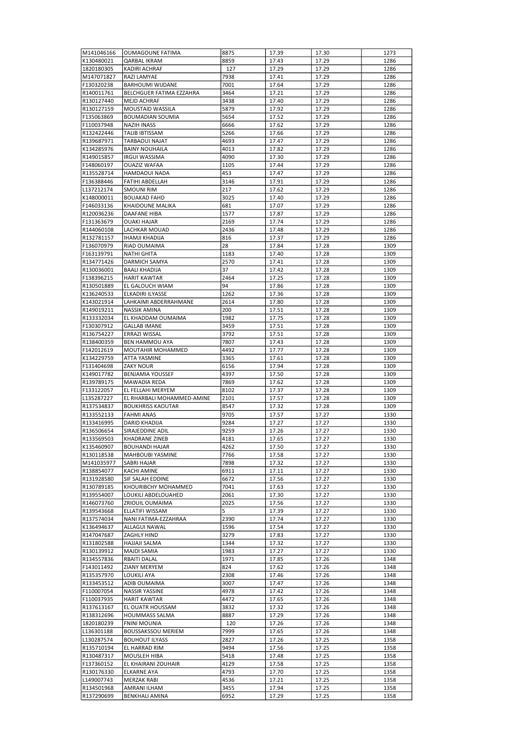| M141046166 | OUMAGOUNE FATIMA | 8875 | 17.39 | 17.30 | 1273 |
|---|---|---|---|---|---|
| K130480021 | QARBAL IKRAM | 8859 | 17.43 | 17.29 | 1286 |
| 1820180305 | KADIRI ACHRAF | 127 | 17.29 | 17.29 | 1286 |
| M147071827 | RAZI LAMYAE | 7938 | 17.41 | 17.29 | 1286 |
| F130320238 | BARHOUMI WIJDANE | 7001 | 17.64 | 17.29 | 1286 |
| R140011761 | BELCHGUER FATIMA EZZAHRA | 3464 | 17.21 | 17.29 | 1286 |
| R130127440 | MEJD ACHRAF | 3438 | 17.40 | 17.29 | 1286 |
| R130127159 | MOUSTAID WASSILA | 5879 | 17.92 | 17.29 | 1286 |
| F135063869 | BOUMADIAN SOUMIA | 5654 | 17.52 | 17.29 | 1286 |
| F110037948 | NAZIH INASS | 6666 | 17.62 | 17.29 | 1286 |
| R132422446 | TALIB IBTISSAM | 5266 | 17.66 | 17.29 | 1286 |
| R139687971 | TARBAOUI NAJAT | 4693 | 17.47 | 17.29 | 1286 |
| K134285976 | BAINY NOUHAILA | 4013 | 17.82 | 17.29 | 1286 |
| R149015857 | IRGUI WASSIMA | 4090 | 17.30 | 17.29 | 1286 |
| F148060197 | OUAZIZ WAFAA | 1105 | 17.44 | 17.29 | 1286 |
| R135528714 | HAMDAOUI NADA | 453 | 17.47 | 17.29 | 1286 |
| F136388446 | FATIHI ABDELLAH | 3146 | 17.91 | 17.29 | 1286 |
| L137212174 | SMOUNI RIM | 217 | 17.62 | 17.29 | 1286 |
| K148000011 | BOUAKAD FAHD | 3025 | 17.40 | 17.29 | 1286 |
| F146033136 | KHAIDOUNE MALIKA | 681 | 17.07 | 17.29 | 1286 |
| R120036236 | DAAFANE HIBA | 1577 | 17.87 | 17.29 | 1286 |
| F131363679 | OUAKI HAJAR | 2169 | 17.74 | 17.29 | 1286 |
| R144060108 | LACHKAR MOUAD | 2436 | 17.48 | 17.29 | 1286 |
| R132781157 | IHAMJI KHADIJA | 816 | 17.37 | 17.29 | 1286 |
| F136070979 | RIAD OUMAIMA | 28 | 17.84 | 17.28 | 1309 |
| F163139791 | NATHI GHITA | 1183 | 17.40 | 17.28 | 1309 |
| R134771426 | DARMICH SAMYA | 2570 | 17.41 | 17.28 | 1309 |
| R130036001 | BAALI KHADIJA | 37 | 17.42 | 17.28 | 1309 |
| F138396215 | HARIT KAWTAR | 2464 | 17.25 | 17.28 | 1309 |
| R130501889 | EL GALOUCH WIAM | 94 | 17.86 | 17.28 | 1309 |
| K136240533 | ELKADIRI ILYASSE | 1262 | 17.36 | 17.28 | 1309 |
| K143021914 | LAHKAIMI ABDERRAHMANE | 2614 | 17.80 | 17.28 | 1309 |
| R149019211 | NASSIK AMINA | 200 | 17.51 | 17.28 | 1309 |
| R133332034 | EL KHADDAM OUMAIMA | 1982 | 17.75 | 17.28 | 1309 |
| F130307912 | GALLAB IMANE | 3459 | 17.51 | 17.28 | 1309 |
| R136754227 | ERRAZI WISSAL | 3792 | 17.51 | 17.28 | 1309 |
| R138400359 | BEN HAMMOU AYA | 7807 | 17.43 | 17.28 | 1309 |
| F142012619 | MOUTAHIR MOHAMMED | 4492 | 17.77 | 17.28 | 1309 |
| K134229759 | ATTA YASMINE | 3365 | 17.61 | 17.28 | 1309 |
| F131404698 | ZAKY NOUR | 6156 | 17.94 | 17.28 | 1309 |
| K149017782 | BENJAMIA YOUSSEF | 4397 | 17.50 | 17.28 | 1309 |
| R139789175 | MAWADIA REDA | 7869 | 17.62 | 17.28 | 1309 |
| F133122057 | EL FELLAHI MERYEM | 8102 | 17.37 | 17.28 | 1309 |
| L135287227 | EL RHARBALI MOHAMMED-AMINE | 2101 | 17.57 | 17.28 | 1309 |
| R137534837 | BOUKHRISS KAOUTAR | 8547 | 17.32 | 17.28 | 1309 |
| R133552133 | FAHMI ANAS | 9705 | 17.57 | 17.27 | 1330 |
| R133416995 | DARID KHADIJA | 9284 | 17.27 | 17.27 | 1330 |
| R136506654 | SIRAJEDDINE ADIL | 9259 | 17.26 | 17.27 | 1330 |
| R133569503 | KHADRANE ZINEB | 4181 | 17.65 | 17.27 | 1330 |
| K135460907 | BOUHANDI HAJAR | 4262 | 17.50 | 17.27 | 1330 |
| R130118538 | MAHBOUBI YASMINE | 7766 | 17.58 | 17.27 | 1330 |
| M141035977 | SABRI HAJAR | 7898 | 17.32 | 17.27 | 1330 |
| R138854077 | KACHI AMINE | 6911 | 17.11 | 17.27 | 1330 |
| R131928580 | SIF SALAH EDDINE | 6672 | 17.56 | 17.27 | 1330 |
| R130789185 | KHOURIBCHY MOHAMMED | 7041 | 17.63 | 17.27 | 1330 |
| R139554007 | LOUKILI ABDELOUAHED | 2061 | 17.30 | 17.27 | 1330 |
| R146073760 | ZRIOUIL OUMAIMA | 2025 | 17.56 | 17.27 | 1330 |
| R139543668 | ELLATIFI WISSAM | 5 | 17.39 | 17.27 | 1330 |
| R137574034 | NANI FATIMA-EZZAHRAA | 2390 | 17.74 | 17.27 | 1330 |
| K136494637 | ALLAGUI NAWAL | 1596 | 17.54 | 17.27 | 1330 |
| R147047687 | ZAGHLY HIND | 3279 | 17.83 | 17.27 | 1330 |
| R131802588 | HAJJAJI SALMA | 1344 | 17.32 | 17.27 | 1330 |
| R130139912 | MAJDI SAMIA | 1983 | 17.27 | 17.27 | 1330 |
| R134557836 | RBAITI DALAL | 1971 | 17.85 | 17.26 | 1348 |
| F143011492 | ZIANY MERYEM | 824 | 17.62 | 17.26 | 1348 |
| R135357970 | LOUKILI AYA | 2308 | 17.46 | 17.26 | 1348 |
| R133453512 | ADIB OUMAIMA | 3007 | 17.47 | 17.26 | 1348 |
| F110007054 | NASSIR YASSINE | 4978 | 17.42 | 17.26 | 1348 |
| F110037935 | HARIT KAWTAR | 4472 | 17.65 | 17.26 | 1348 |
| R137613167 | EL OUATR HOUSSAM | 3832 | 17.32 | 17.26 | 1348 |
| R138312696 | HOUMMASS SALMA | 8887 | 17.29 | 17.26 | 1348 |
| 1820180239 | FNINI MOUNIA | 120 | 17.26 | 17.26 | 1348 |
| L136301188 | BOUSSAKSSOU MERIEM | 7999 | 17.65 | 17.26 | 1348 |
| L130287574 | BOUHOUT ILYASS | 2827 | 17.26 | 17.25 | 1358 |
| R135710194 | EL HARRAD RIM | 9494 | 17.56 | 17.25 | 1358 |
| R130487317 | MOUSLEH HIBA | 5418 | 17.48 | 17.25 | 1358 |
| F137360152 | EL KHAIRANI ZOUHAIR | 4129 | 17.58 | 17.25 | 1358 |
| R130176330 | ELKARNE AYA | 4793 | 17.70 | 17.25 | 1358 |
| L149007743 | MERZAK RABI | 4536 | 17.21 | 17.25 | 1358 |
| R134501968 | AMRANI ILHAM | 3455 | 17.94 | 17.25 | 1358 |
| R137290699 | BENKHALI AMINA | 6952 | 17.29 | 17.25 | 1358 |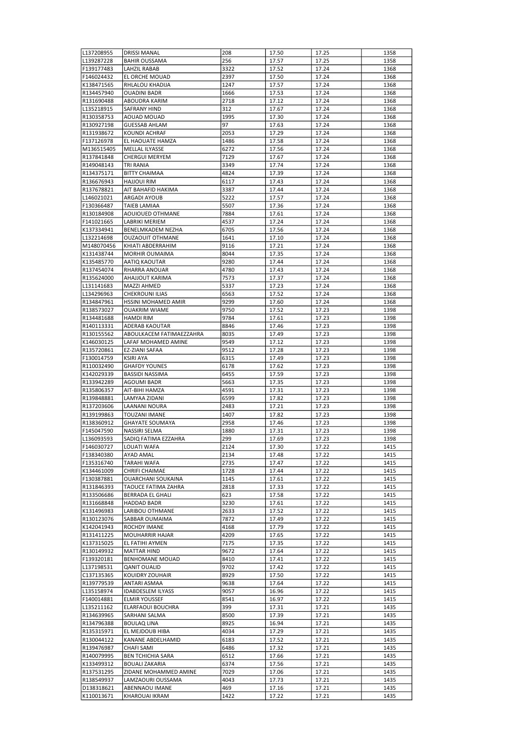| L137208955 | DRISSI MANAL | 208 | 17.50 | 17.25 | 1358 |
|---|---|---|---|---|---|
| L139287228 | BAHIR OUSSAMA | 256 | 17.57 | 17.25 | 1358 |
| F139177483 | LAHZIL RABAB | 3322 | 17.52 | 17.24 | 1368 |
| F146024432 | EL ORCHE MOUAD | 2397 | 17.50 | 17.24 | 1368 |
| K138471565 | RHLALOU KHADIJA | 1247 | 17.57 | 17.24 | 1368 |
| R134457940 | OUADINI BADR | 1666 | 17.53 | 17.24 | 1368 |
| R131690488 | ABOUDRA KARIM | 2718 | 17.12 | 17.24 | 1368 |
| L135218915 | SAFRANY HIND | 312 | 17.67 | 17.24 | 1368 |
| R130358753 | AOUAD MOUAD | 1995 | 17.30 | 17.24 | 1368 |
| R130927198 | GUESSAB AHLAM | 97 | 17.63 | 17.24 | 1368 |
| R131938672 | KOUNDI ACHRAF | 2053 | 17.29 | 17.24 | 1368 |
| F137126978 | EL HAOUATE HAMZA | 1486 | 17.58 | 17.24 | 1368 |
| M136515405 | MELLAL ILYASSE | 6272 | 17.56 | 17.24 | 1368 |
| R137841848 | CHERGUI MERYEM | 7129 | 17.67 | 17.24 | 1368 |
| R149048143 | TRI RANIA | 3349 | 17.74 | 17.24 | 1368 |
| R134375171 | BITTY CHAIMAA | 4824 | 17.39 | 17.24 | 1368 |
| R136676943 | HAJJOUI RIM | 6117 | 17.43 | 17.24 | 1368 |
| R137678821 | AIT BAHAFID HAKIMA | 3387 | 17.44 | 17.24 | 1368 |
| L146021021 | ARGADI AYOUB | 5222 | 17.57 | 17.24 | 1368 |
| F130366487 | TAIEB LAMIAA | 5507 | 17.36 | 17.24 | 1368 |
| R130184908 | AOUIOUED OTHMANE | 7884 | 17.61 | 17.24 | 1368 |
| F141021665 | LABRIKI MERIEM | 4537 | 17.24 | 17.24 | 1368 |
| K137334941 | BENELMKADEM NEZHA | 6705 | 17.56 | 17.24 | 1368 |
| L132214698 | OUZAOUIT OTHMANE | 1641 | 17.10 | 17.24 | 1368 |
| M148070456 | KHIATI ABDERRAHIM | 9116 | 17.21 | 17.24 | 1368 |
| K131438744 | MORHIR OUMAIMA | 8044 | 17.35 | 17.24 | 1368 |
| K135485770 | AATIQ KAOUTAR | 9280 | 17.44 | 17.24 | 1368 |
| R137454074 | RHARRA ANOUAR | 4780 | 17.43 | 17.24 | 1368 |
| R135624000 | AHAJJOUT KARIMA | 7573 | 17.37 | 17.24 | 1368 |
| L131141683 | MAZZI AHMED | 5337 | 17.23 | 17.24 | 1368 |
| L134296963 | CHEKROUNI ILIAS | 6563 | 17.52 | 17.24 | 1368 |
| R134847961 | HSSINI MOHAMED AMIR | 9299 | 17.60 | 17.24 | 1368 |
| R138573027 | OUAKRIM WIAME | 9750 | 17.52 | 17.23 | 1398 |
| R134481688 | HAMDI RIM | 9784 | 17.61 | 17.23 | 1398 |
| R140113331 | ADERAB KAOUTAR | 8846 | 17.46 | 17.23 | 1398 |
| R130155562 | ABOULKACEM FATIMAEZZAHRA | 8035 | 17.49 | 17.23 | 1398 |
| K146030125 | LAFAF MOHAMED AMINE | 9549 | 17.12 | 17.23 | 1398 |
| R135720861 | EZ-ZIANI SAFAA | 9512 | 17.28 | 17.23 | 1398 |
| F130014759 | KSIRI AYA | 6315 | 17.49 | 17.23 | 1398 |
| R110032490 | GHAFDY YOUNES | 6178 | 17.62 | 17.23 | 1398 |
| K142029339 | BASSIDI NASSIMA | 6455 | 17.59 | 17.23 | 1398 |
| R133942289 | AGOUMI BADR | 5663 | 17.35 | 17.23 | 1398 |
| R135806357 | AIT-BIHI HAMZA | 4591 | 17.31 | 17.23 | 1398 |
| R139848881 | LAMYAA ZIDANI | 6599 | 17.82 | 17.23 | 1398 |
| R137203606 | LAANANI NOURA | 2483 | 17.21 | 17.23 | 1398 |
| R139199863 | TOUZANI IMANE | 1407 | 17.82 | 17.23 | 1398 |
| R138360912 | GHAYATE SOUMAYA | 2958 | 17.46 | 17.23 | 1398 |
| F145047590 | NASSIRI SELMA | 1880 | 17.31 | 17.23 | 1398 |
| L136093593 | SADIQ FATIMA EZZAHRA | 299 | 17.69 | 17.23 | 1398 |
| F146030727 | LOUATI WAFA | 2124 | 17.30 | 17.22 | 1415 |
| F138340380 | AYAD AMAL | 2134 | 17.48 | 17.22 | 1415 |
| F135316740 | TARAHI WAFA | 2735 | 17.47 | 17.22 | 1415 |
| K134461009 | CHRIFI CHAIMAE | 1728 | 17.44 | 17.22 | 1415 |
| F130387881 | OUARCHANI SOUKAINA | 1145 | 17.61 | 17.22 | 1415 |
| R131846393 | TAOUCE FATIMA ZAHRA | 2818 | 17.33 | 17.22 | 1415 |
| R133506686 | BERRADA EL GHALI | 623 | 17.58 | 17.22 | 1415 |
| R131668848 | HADDAD BADR | 3230 | 17.61 | 17.22 | 1415 |
| K131496983 | LARIBOU OTHMANE | 2633 | 17.52 | 17.22 | 1415 |
| R130123076 | SABBAR OUMAIMA | 7872 | 17.49 | 17.22 | 1415 |
| K142041943 | ROCHDY IMANE | 4168 | 17.79 | 17.22 | 1415 |
| R131411225 | MOUHARRIR HAJAR | 4209 | 17.65 | 17.22 | 1415 |
| K137315025 | EL FATIHI AYMEN | 7175 | 17.35 | 17.22 | 1415 |
| R130149932 | MATTAR HIND | 9672 | 17.64 | 17.22 | 1415 |
| F139320181 | BENHOMANE MOUAD | 8410 | 17.41 | 17.22 | 1415 |
| L137198531 | QANIT OUALID | 9702 | 17.42 | 17.22 | 1415 |
| C137135365 | KOUIDRY ZOUHAIR | 8929 | 17.50 | 17.22 | 1415 |
| R139779539 | ANTARI ASMAA | 9638 | 17.64 | 17.22 | 1415 |
| L135158974 | IDABDESLEM ILYASS | 9057 | 16.96 | 17.22 | 1415 |
| F140014881 | ELMIR YOUSSEF | 8541 | 16.97 | 17.22 | 1415 |
| L135211162 | ELARFAOUI BOUCHRA | 399 | 17.31 | 17.21 | 1435 |
| R134639965 | SARHANI SALMA | 8500 | 17.39 | 17.21 | 1435 |
| R134796388 | BOULAQ LINA | 8925 | 16.94 | 17.21 | 1435 |
| R135315971 | EL MEJDOUB HIBA | 4034 | 17.29 | 17.21 | 1435 |
| R130044122 | KANANE ABDELHAMID | 6183 | 17.52 | 17.21 | 1435 |
| R139476987 | CHAFI SAMI | 6486 | 17.32 | 17.21 | 1435 |
| R140079995 | BEN TCHICHIA SARA | 6512 | 17.66 | 17.21 | 1435 |
| K133499312 | BOUALI ZAKARIA | 6374 | 17.56 | 17.21 | 1435 |
| R137531295 | ZIDANE MOHAMMED AMINE | 7029 | 17.06 | 17.21 | 1435 |
| R138549937 | LAMZAOURI OUSSAMA | 4043 | 17.73 | 17.21 | 1435 |
| D138318621 | ABENNAOU IMANE | 469 | 17.16 | 17.21 | 1435 |
| K110013671 | KHAROUAI IKRAM | 1422 | 17.22 | 17.21 | 1435 |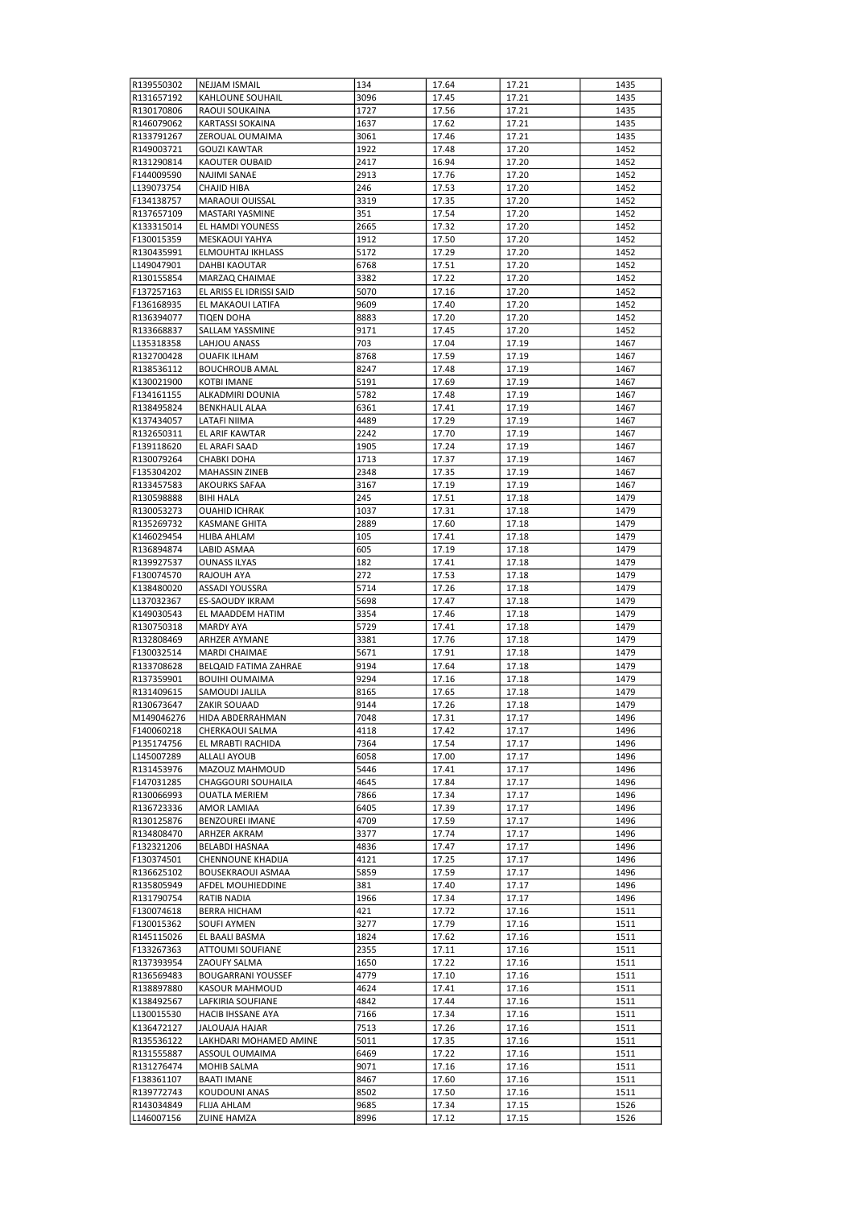| R139550302 | NEJJAM ISMAIL | 134 | 17.64 | 17.21 | 1435 |
|---|---|---|---|---|---|
| R131657192 | KAHLOUNE SOUHAIL | 3096 | 17.45 | 17.21 | 1435 |
| R130170806 | RAOUI SOUKAINA | 1727 | 17.56 | 17.21 | 1435 |
| R146079062 | KARTASSI SOKAINA | 1637 | 17.62 | 17.21 | 1435 |
| R133791267 | ZEROUAL OUMAIMA | 3061 | 17.46 | 17.21 | 1435 |
| R149003721 | GOUZI KAWTAR | 1922 | 17.48 | 17.20 | 1452 |
| R131290814 | KAOUTER OUBAID | 2417 | 16.94 | 17.20 | 1452 |
| F144009590 | NAJIMI SANAE | 2913 | 17.76 | 17.20 | 1452 |
| L139073754 | CHAJID HIBA | 246 | 17.53 | 17.20 | 1452 |
| F134138757 | MARAOUI OUISSAL | 3319 | 17.35 | 17.20 | 1452 |
| R137657109 | MASTARI YASMINE | 351 | 17.54 | 17.20 | 1452 |
| K133315014 | EL HAMDI YOUNESS | 2665 | 17.32 | 17.20 | 1452 |
| F130015359 | MESKAOUI YAHYA | 1912 | 17.50 | 17.20 | 1452 |
| R130435991 | ELMOUHTAJ IKHLASS | 5172 | 17.29 | 17.20 | 1452 |
| L149047901 | DAHBI KAOUTAR | 6768 | 17.51 | 17.20 | 1452 |
| R130155854 | MARZAQ CHAIMAE | 3382 | 17.22 | 17.20 | 1452 |
| F137257163 | EL ARISS EL IDRISSI SAID | 5070 | 17.16 | 17.20 | 1452 |
| F136168935 | EL MAKAOUI LATIFA | 9609 | 17.40 | 17.20 | 1452 |
| R136394077 | TIQEN DOHA | 8883 | 17.20 | 17.20 | 1452 |
| R133668837 | SALLAM YASSMINE | 9171 | 17.45 | 17.20 | 1452 |
| L135318358 | LAHJOU ANASS | 703 | 17.04 | 17.19 | 1467 |
| R132700428 | OUAFIK ILHAM | 8768 | 17.59 | 17.19 | 1467 |
| R138536112 | BOUCHROUB AMAL | 8247 | 17.48 | 17.19 | 1467 |
| K130021900 | KOTBI IMANE | 5191 | 17.69 | 17.19 | 1467 |
| F134161155 | ALKADMIRI DOUNIA | 5782 | 17.48 | 17.19 | 1467 |
| R138495824 | BENKHALIL ALAA | 6361 | 17.41 | 17.19 | 1467 |
| K137434057 | LATAFI NIIMA | 4489 | 17.29 | 17.19 | 1467 |
| R132650311 | EL ARIF KAWTAR | 2242 | 17.70 | 17.19 | 1467 |
| F139118620 | EL ARAFI SAAD | 1905 | 17.24 | 17.19 | 1467 |
| R130079264 | CHABKI DOHA | 1713 | 17.37 | 17.19 | 1467 |
| F135304202 | MAHASSIN ZINEB | 2348 | 17.35 | 17.19 | 1467 |
| R133457583 | AKOURKS SAFAA | 3167 | 17.19 | 17.19 | 1467 |
| R130598888 | BIHI HALA | 245 | 17.51 | 17.18 | 1479 |
| R130053273 | OUAHID ICHRAK | 1037 | 17.31 | 17.18 | 1479 |
| R135269732 | KASMANE GHITA | 2889 | 17.60 | 17.18 | 1479 |
| K146029454 | HLIBA AHLAM | 105 | 17.41 | 17.18 | 1479 |
| R136894874 | LABID ASMAA | 605 | 17.19 | 17.18 | 1479 |
| R139927537 | OUNASS ILYAS | 182 | 17.41 | 17.18 | 1479 |
| F130074570 | RAJOUH AYA | 272 | 17.53 | 17.18 | 1479 |
| K138480020 | ASSADI YOUSSRA | 5714 | 17.26 | 17.18 | 1479 |
| L137032367 | ES-SAOUDY IKRAM | 5698 | 17.47 | 17.18 | 1479 |
| K149030543 | EL MAADDEM HATIM | 3354 | 17.46 | 17.18 | 1479 |
| R130750318 | MARDY AYA | 5729 | 17.41 | 17.18 | 1479 |
| R132808469 | ARHZER AYMANE | 3381 | 17.76 | 17.18 | 1479 |
| F130032514 | MARDI CHAIMAE | 5671 | 17.91 | 17.18 | 1479 |
| R133708628 | BELQAID FATIMA ZAHRAE | 9194 | 17.64 | 17.18 | 1479 |
| R137359901 | BOUIHI OUMAIMA | 9294 | 17.16 | 17.18 | 1479 |
| R131409615 | SAMOUDI JALILA | 8165 | 17.65 | 17.18 | 1479 |
| R130673647 | ZAKIR SOUAAD | 9144 | 17.26 | 17.18 | 1479 |
| M149046276 | HIDA ABDERRAHMAN | 7048 | 17.31 | 17.17 | 1496 |
| F140060218 | CHERKAOUI SALMA | 4118 | 17.42 | 17.17 | 1496 |
| P135174756 | EL MRABTI RACHIDA | 7364 | 17.54 | 17.17 | 1496 |
| L145007289 | ALLALI AYOUB | 6058 | 17.00 | 17.17 | 1496 |
| R131453976 | MAZOUZ MAHMOUD | 5446 | 17.41 | 17.17 | 1496 |
| F147031285 | CHAGGOURI SOUHAILA | 4645 | 17.84 | 17.17 | 1496 |
| R130066993 | OUATLA MERIEM | 7866 | 17.34 | 17.17 | 1496 |
| R136723336 | AMOR LAMIAA | 6405 | 17.39 | 17.17 | 1496 |
| R130125876 | BENZOUREI IMANE | 4709 | 17.59 | 17.17 | 1496 |
| R134808470 | ARHZER AKRAM | 3377 | 17.74 | 17.17 | 1496 |
| F132321206 | BELABDI HASNAA | 4836 | 17.47 | 17.17 | 1496 |
| F130374501 | CHENNOUNE KHADIJA | 4121 | 17.25 | 17.17 | 1496 |
| R136625102 | BOUSEKRAOUI ASMAA | 5859 | 17.59 | 17.17 | 1496 |
| R135805949 | AFDEL MOUHIEDDINE | 381 | 17.40 | 17.17 | 1496 |
| R131790754 | RATIB NADIA | 1966 | 17.34 | 17.17 | 1496 |
| F130074618 | BERRA HICHAM | 421 | 17.72 | 17.16 | 1511 |
| F130015362 | SOUFI AYMEN | 3277 | 17.79 | 17.16 | 1511 |
| R145115026 | EL BAALI BASMA | 1824 | 17.62 | 17.16 | 1511 |
| F133267363 | ATTOUMI SOUFIANE | 2355 | 17.11 | 17.16 | 1511 |
| R137393954 | ZAOUFY SALMA | 1650 | 17.22 | 17.16 | 1511 |
| R136569483 | BOUGARRANI YOUSSEF | 4779 | 17.10 | 17.16 | 1511 |
| R138897880 | KASOUR MAHMOUD | 4624 | 17.41 | 17.16 | 1511 |
| K138492567 | LAFKIRIA SOUFIANE | 4842 | 17.44 | 17.16 | 1511 |
| L130015530 | HACIB IHSSANE AYA | 7166 | 17.34 | 17.16 | 1511 |
| K136472127 | JALOUAJA HAJAR | 7513 | 17.26 | 17.16 | 1511 |
| R135536122 | LAKHDARI MOHAMED AMINE | 5011 | 17.35 | 17.16 | 1511 |
| R131555887 | ASSOUL OUMAIMA | 6469 | 17.22 | 17.16 | 1511 |
| R131276474 | MOHIB SALMA | 9071 | 17.16 | 17.16 | 1511 |
| F138361107 | BAATI IMANE | 8467 | 17.60 | 17.16 | 1511 |
| R139772743 | KOUDOUNI ANAS | 8502 | 17.50 | 17.16 | 1511 |
| R143034849 | FLIJA AHLAM | 9685 | 17.34 | 17.15 | 1526 |
| L146007156 | ZUINE HAMZA | 8996 | 17.12 | 17.15 | 1526 |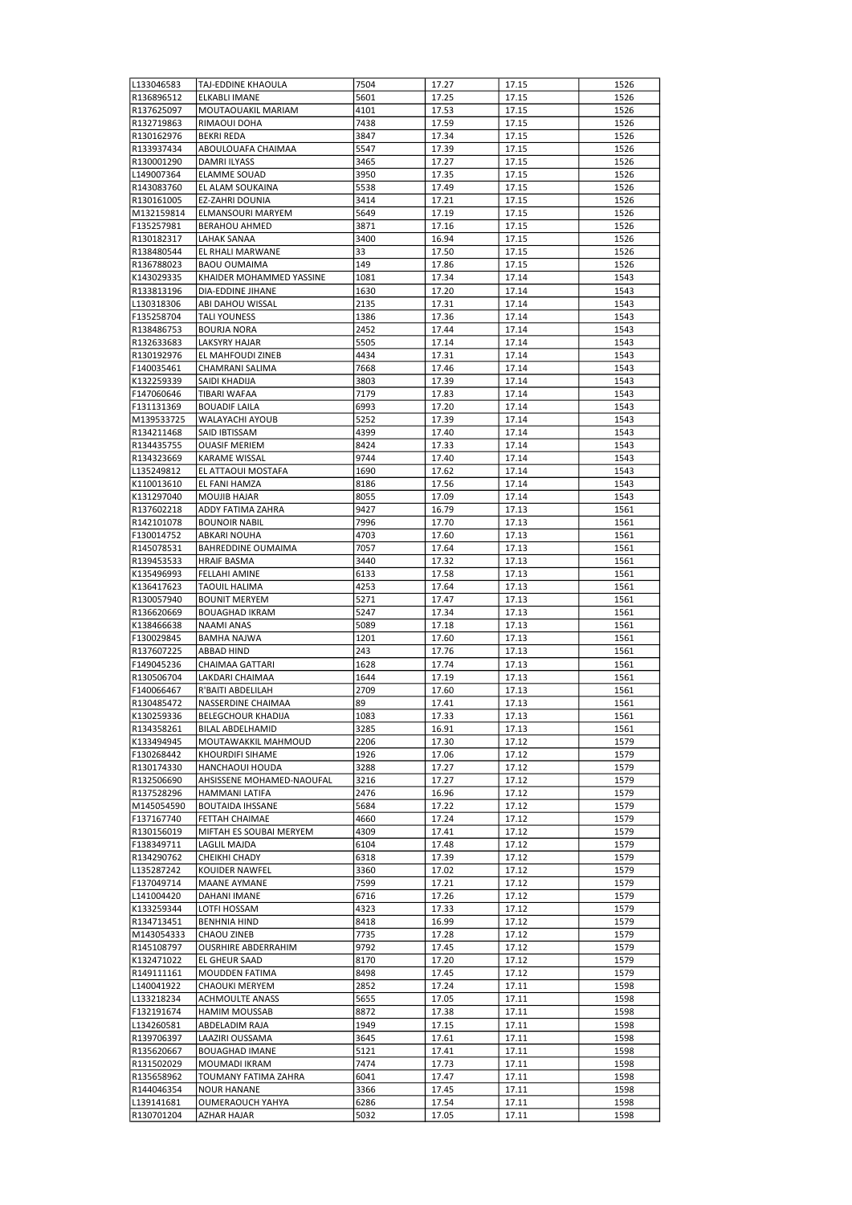| | | | | | |
|---|---|---|---|---|---|
| L133046583 | TAJ-EDDINE KHAOULA | 7504 | 17.27 | 17.15 | 1526 |
| R136896512 | ELKABLI IMANE | 5601 | 17.25 | 17.15 | 1526 |
| R137625097 | MOUTAOUAKIL MARIAM | 4101 | 17.53 | 17.15 | 1526 |
| R132719863 | RIMAOUI DOHA | 7438 | 17.59 | 17.15 | 1526 |
| R130162976 | BEKRI REDA | 3847 | 17.34 | 17.15 | 1526 |
| R133937434 | ABOULOUAFA CHAIMAA | 5547 | 17.39 | 17.15 | 1526 |
| R130001290 | DAMRI ILYASS | 3465 | 17.27 | 17.15 | 1526 |
| L149007364 | ELAMME SOUAD | 3950 | 17.35 | 17.15 | 1526 |
| R143083760 | EL ALAM SOUKAINA | 5538 | 17.49 | 17.15 | 1526 |
| R130161005 | EZ-ZAHRI DOUNIA | 3414 | 17.21 | 17.15 | 1526 |
| M132159814 | ELMANSOURI MARYEM | 5649 | 17.19 | 17.15 | 1526 |
| F135257981 | BERAHOU AHMED | 3871 | 17.16 | 17.15 | 1526 |
| R130182317 | LAHAK SANAA | 3400 | 16.94 | 17.15 | 1526 |
| R138480544 | EL RHALI MARWANE | 33 | 17.50 | 17.15 | 1526 |
| R136788023 | BAOU OUMAIMA | 149 | 17.86 | 17.15 | 1526 |
| K143029335 | KHAIDER MOHAMMED YASSINE | 1081 | 17.34 | 17.14 | 1543 |
| R133813196 | DIA-EDDINE JIHANE | 1630 | 17.20 | 17.14 | 1543 |
| L130318306 | ABI DAHOU WISSAL | 2135 | 17.31 | 17.14 | 1543 |
| F135258704 | TALI YOUNESS | 1386 | 17.36 | 17.14 | 1543 |
| R138486753 | BOURJA NORA | 2452 | 17.44 | 17.14 | 1543 |
| R132633683 | LAKSYRY HAJAR | 5505 | 17.14 | 17.14 | 1543 |
| R130192976 | EL MAHFOUDI ZINEB | 4434 | 17.31 | 17.14 | 1543 |
| F140035461 | CHAMRANI SALIMA | 7668 | 17.46 | 17.14 | 1543 |
| K132259339 | SAIDI KHADIJA | 3803 | 17.39 | 17.14 | 1543 |
| F147060646 | TIBARI WAFAA | 7179 | 17.83 | 17.14 | 1543 |
| F131131369 | BOUADIF LAILA | 6993 | 17.20 | 17.14 | 1543 |
| M139533725 | WALAYACHI AYOUB | 5252 | 17.39 | 17.14 | 1543 |
| R134211468 | SAID IBTISSAM | 4399 | 17.40 | 17.14 | 1543 |
| R134435755 | OUASIF MERIEM | 8424 | 17.33 | 17.14 | 1543 |
| R134323669 | KARAME WISSAL | 9744 | 17.40 | 17.14 | 1543 |
| L135249812 | EL ATTAOUI MOSTAFA | 1690 | 17.62 | 17.14 | 1543 |
| K110013610 | EL FANI HAMZA | 8186 | 17.56 | 17.14 | 1543 |
| K131297040 | MOUJIB HAJAR | 8055 | 17.09 | 17.14 | 1543 |
| R137602218 | ADDY FATIMA ZAHRA | 9427 | 16.79 | 17.13 | 1561 |
| R142101078 | BOUNOIR NABIL | 7996 | 17.70 | 17.13 | 1561 |
| F130014752 | ABKARI NOUHA | 4703 | 17.60 | 17.13 | 1561 |
| R145078531 | BAHREDDINE OUMAIMA | 7057 | 17.64 | 17.13 | 1561 |
| R139453533 | HRAIF BASMA | 3440 | 17.32 | 17.13 | 1561 |
| K135496993 | FELLAHI AMINE | 6133 | 17.58 | 17.13 | 1561 |
| K136417623 | TAOUIL HALIMA | 4253 | 17.64 | 17.13 | 1561 |
| R130057940 | BOUNIT MERYEM | 5271 | 17.47 | 17.13 | 1561 |
| R136620669 | BOUAGHAD IKRAM | 5247 | 17.34 | 17.13 | 1561 |
| K138466638 | NAAMI ANAS | 5089 | 17.18 | 17.13 | 1561 |
| F130029845 | BAMHA NAJWA | 1201 | 17.60 | 17.13 | 1561 |
| R137607225 | ABBAD HIND | 243 | 17.76 | 17.13 | 1561 |
| F149045236 | CHAIMAA GATTARI | 1628 | 17.74 | 17.13 | 1561 |
| R130506704 | LAKDARI CHAIMAA | 1644 | 17.19 | 17.13 | 1561 |
| F140066467 | R'BAITI ABDELILAH | 2709 | 17.60 | 17.13 | 1561 |
| R130485472 | NASSERDINE CHAIMAA | 89 | 17.41 | 17.13 | 1561 |
| K130259336 | BELEGCHOUR KHADIJA | 1083 | 17.33 | 17.13 | 1561 |
| R134358261 | BILAL ABDELHAMID | 3285 | 16.91 | 17.13 | 1561 |
| K133494945 | MOUTAWAKKIL MAHMOUD | 2206 | 17.30 | 17.12 | 1579 |
| F130268442 | KHOURDIFI SIHAME | 1926 | 17.06 | 17.12 | 1579 |
| R130174330 | HANCHAOUI HOUDA | 3288 | 17.27 | 17.12 | 1579 |
| R132506690 | AHSISSENE MOHAMED-NAOUFAL | 3216 | 17.27 | 17.12 | 1579 |
| R137528296 | HAMMANI LATIFA | 2476 | 16.96 | 17.12 | 1579 |
| M145054590 | BOUTAIDA IHSSANE | 5684 | 17.22 | 17.12 | 1579 |
| F137167740 | FETTAH CHAIMAE | 4660 | 17.24 | 17.12 | 1579 |
| R130156019 | MIFTAH ES SOUBAI MERYEM | 4309 | 17.41 | 17.12 | 1579 |
| F138349711 | LAGLIL MAJDA | 6104 | 17.48 | 17.12 | 1579 |
| R134290762 | CHEIKHI CHADY | 6318 | 17.39 | 17.12 | 1579 |
| L135287242 | KOUIDER NAWFEL | 3360 | 17.02 | 17.12 | 1579 |
| F137049714 | MAANE AYMANE | 7599 | 17.21 | 17.12 | 1579 |
| L141004420 | DAHANI IMANE | 6716 | 17.26 | 17.12 | 1579 |
| K133259344 | LOTFI HOSSAM | 4323 | 17.33 | 17.12 | 1579 |
| R134713451 | BENHNIA HIND | 8418 | 16.99 | 17.12 | 1579 |
| M143054333 | CHAOU ZINEB | 7735 | 17.28 | 17.12 | 1579 |
| R145108797 | OUSRHIRE ABDERRAHIM | 9792 | 17.45 | 17.12 | 1579 |
| K132471022 | EL GHEUR SAAD | 8170 | 17.20 | 17.12 | 1579 |
| R149111161 | MOUDDEN FATIMA | 8498 | 17.45 | 17.12 | 1579 |
| L140041922 | CHAOUKI MERYEM | 2852 | 17.24 | 17.11 | 1598 |
| L133218234 | ACHMOULTE ANASS | 5655 | 17.05 | 17.11 | 1598 |
| F132191674 | HAMIM MOUSSAB | 8872 | 17.38 | 17.11 | 1598 |
| L134260581 | ABDELADIM RAJA | 1949 | 17.15 | 17.11 | 1598 |
| R139706397 | LAAZIRI OUSSAMA | 3645 | 17.61 | 17.11 | 1598 |
| R135620667 | BOUAGHAD IMANE | 5121 | 17.41 | 17.11 | 1598 |
| R131502029 | MOUMADI IKRAM | 7474 | 17.73 | 17.11 | 1598 |
| R135658962 | TOUMANY FATIMA ZAHRA | 6041 | 17.47 | 17.11 | 1598 |
| R144046354 | NOUR HANANE | 3366 | 17.45 | 17.11 | 1598 |
| L139141681 | OUMERAOUCH YAHYA | 6286 | 17.54 | 17.11 | 1598 |
| R130701204 | AZHAR HAJAR | 5032 | 17.05 | 17.11 | 1598 |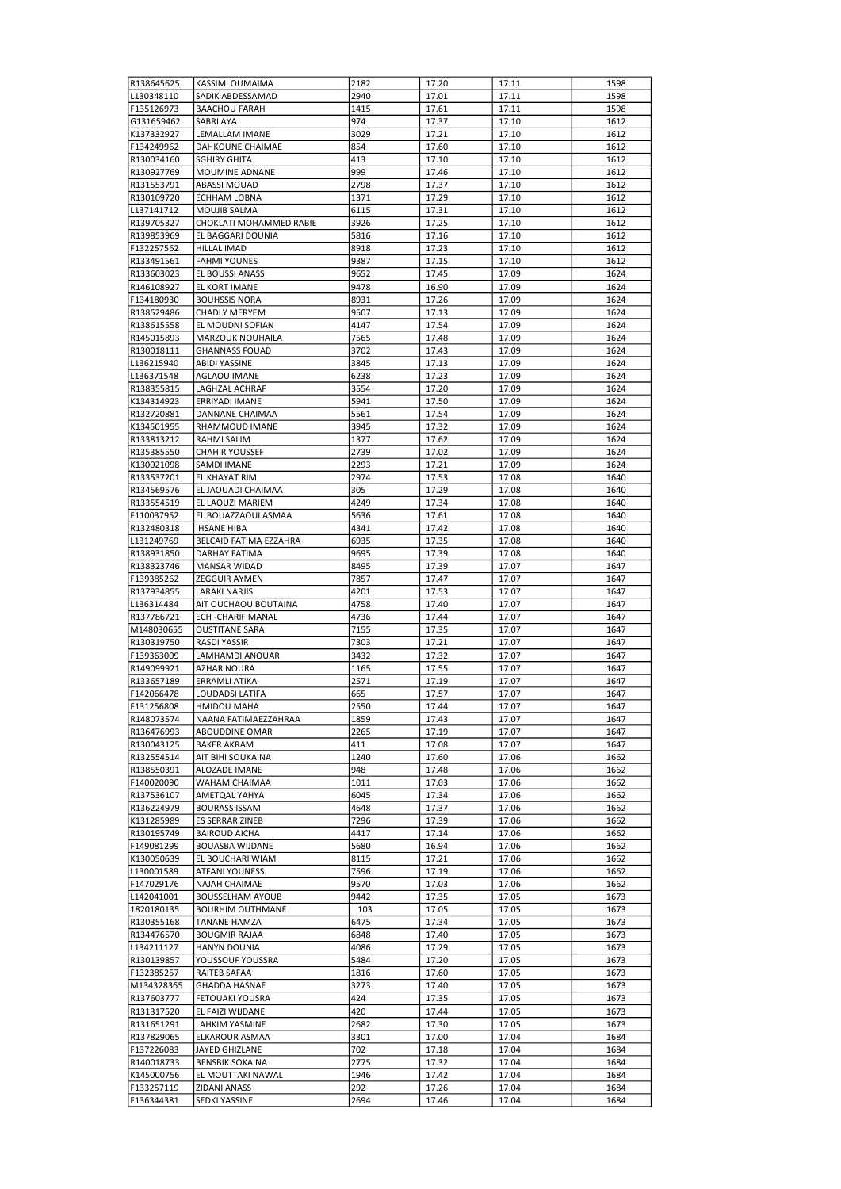| | | | | | |
|---|---|---|---|---|---|
| R138645625 | KASSIMI OUMAIMA | 2182 | 17.20 | 17.11 | 1598 |
| L130348110 | SADIK ABDESSAMAD | 2940 | 17.01 | 17.11 | 1598 |
| F135126973 | BAACHOU FARAH | 1415 | 17.61 | 17.11 | 1598 |
| G131659462 | SABRI AYA | 974 | 17.37 | 17.10 | 1612 |
| K137332927 | LEMALLAM IMANE | 3029 | 17.21 | 17.10 | 1612 |
| F134249962 | DAHKOUNE CHAIMAE | 854 | 17.60 | 17.10 | 1612 |
| R130034160 | SGHIRY GHITA | 413 | 17.10 | 17.10 | 1612 |
| R130927769 | MOUMINE ADNANE | 999 | 17.46 | 17.10 | 1612 |
| R131553791 | ABASSI MOUAD | 2798 | 17.37 | 17.10 | 1612 |
| R130109720 | ECHHAM LOBNA | 1371 | 17.29 | 17.10 | 1612 |
| L137141712 | MOUJIB SALMA | 6115 | 17.31 | 17.10 | 1612 |
| R139705327 | CHOKLATI MOHAMMED RABIE | 3926 | 17.25 | 17.10 | 1612 |
| R139853969 | EL BAGGARI DOUNIA | 5816 | 17.16 | 17.10 | 1612 |
| F132257562 | HILLAL IMAD | 8918 | 17.23 | 17.10 | 1612 |
| R133491561 | FAHMI YOUNES | 9387 | 17.15 | 17.10 | 1612 |
| R133603023 | EL BOUSSI ANASS | 9652 | 17.45 | 17.09 | 1624 |
| R146108927 | EL KORT IMANE | 9478 | 16.90 | 17.09 | 1624 |
| F134180930 | BOUHSSIS NORA | 8931 | 17.26 | 17.09 | 1624 |
| R138529486 | CHADLY MERYEM | 9507 | 17.13 | 17.09 | 1624 |
| R138615558 | EL MOUDNI SOFIAN | 4147 | 17.54 | 17.09 | 1624 |
| R145015893 | MARZOUK NOUHAILA | 7565 | 17.48 | 17.09 | 1624 |
| R130018111 | GHANNASS FOUAD | 3702 | 17.43 | 17.09 | 1624 |
| L136215940 | ABIDI YASSINE | 3845 | 17.13 | 17.09 | 1624 |
| L136371548 | AGLAOU IMANE | 6238 | 17.23 | 17.09 | 1624 |
| R138355815 | LAGHZAL ACHRAF | 3554 | 17.20 | 17.09 | 1624 |
| K134314923 | ERRIYADI IMANE | 5941 | 17.50 | 17.09 | 1624 |
| R132720881 | DANNANE CHAIMAA | 5561 | 17.54 | 17.09 | 1624 |
| K134501955 | RHAMMOUD IMANE | 3945 | 17.32 | 17.09 | 1624 |
| R133813212 | RAHMI SALIM | 1377 | 17.62 | 17.09 | 1624 |
| R135385550 | CHAHIR YOUSSEF | 2739 | 17.02 | 17.09 | 1624 |
| K130021098 | SAMDI IMANE | 2293 | 17.21 | 17.09 | 1624 |
| R133537201 | EL KHAYAT RIM | 2974 | 17.53 | 17.08 | 1640 |
| R134569576 | EL JAOUADI CHAIMAA | 305 | 17.29 | 17.08 | 1640 |
| R133554519 | EL LAOUZI MARIEM | 4249 | 17.34 | 17.08 | 1640 |
| F110037952 | EL BOUAZZAOUI ASMAA | 5636 | 17.61 | 17.08 | 1640 |
| R132480318 | IHSANE HIBA | 4341 | 17.42 | 17.08 | 1640 |
| L131249769 | BELCAID FATIMA EZZAHRA | 6935 | 17.35 | 17.08 | 1640 |
| R138931850 | DARHAY FATIMA | 9695 | 17.39 | 17.08 | 1640 |
| R138323746 | MANSAR WIDAD | 8495 | 17.39 | 17.07 | 1647 |
| F139385262 | ZEGGUIR AYMEN | 7857 | 17.47 | 17.07 | 1647 |
| R137934855 | LARAKI NARJIS | 4201 | 17.53 | 17.07 | 1647 |
| L136314484 | AIT OUCHAOU BOUTAINA | 4758 | 17.40 | 17.07 | 1647 |
| R137786721 | ECH -CHARIF MANAL | 4736 | 17.44 | 17.07 | 1647 |
| M148030655 | OUSTITANE SARA | 7155 | 17.35 | 17.07 | 1647 |
| R130319750 | RASDI YASSIR | 7303 | 17.21 | 17.07 | 1647 |
| F139363009 | LAMHAMDI ANOUAR | 3432 | 17.32 | 17.07 | 1647 |
| R149099921 | AZHAR NOURA | 1165 | 17.55 | 17.07 | 1647 |
| R133657189 | ERRAMLI ATIKA | 2571 | 17.19 | 17.07 | 1647 |
| F142066478 | LOUDADSI LATIFA | 665 | 17.57 | 17.07 | 1647 |
| F131256808 | HMIDOU MAHA | 2550 | 17.44 | 17.07 | 1647 |
| R148073574 | NAANA FATIMAEZZAHRAA | 1859 | 17.43 | 17.07 | 1647 |
| R136476993 | ABOUDDINE OMAR | 2265 | 17.19 | 17.07 | 1647 |
| R130043125 | BAKER AKRAM | 411 | 17.08 | 17.07 | 1647 |
| R132554514 | AIT BIHI SOUKAINA | 1240 | 17.60 | 17.06 | 1662 |
| R138550391 | ALOZADE IMANE | 948 | 17.48 | 17.06 | 1662 |
| F140020090 | WAHAM CHAIMAA | 1011 | 17.03 | 17.06 | 1662 |
| R137536107 | AMETQAL YAHYA | 6045 | 17.34 | 17.06 | 1662 |
| R136224979 | BOURASS ISSAM | 4648 | 17.37 | 17.06 | 1662 |
| K131285989 | ES SERRAR ZINEB | 7296 | 17.39 | 17.06 | 1662 |
| R130195749 | BAIROUD AICHA | 4417 | 17.14 | 17.06 | 1662 |
| F149081299 | BOUASBA WIJDANE | 5680 | 16.94 | 17.06 | 1662 |
| K130050639 | EL BOUCHARI WIAM | 8115 | 17.21 | 17.06 | 1662 |
| L130001589 | ATFANI YOUNESS | 7596 | 17.19 | 17.06 | 1662 |
| F147029176 | NAJAH CHAIMAE | 9570 | 17.03 | 17.06 | 1662 |
| L142041001 | BOUSSELHAM AYOUB | 9442 | 17.35 | 17.05 | 1673 |
| 1820180135 | BOURHIM OUTHMANE | 103 | 17.05 | 17.05 | 1673 |
| R130355168 | TANANE HAMZA | 6475 | 17.34 | 17.05 | 1673 |
| R134476570 | BOUGMIR RAJAA | 6848 | 17.40 | 17.05 | 1673 |
| L134211127 | HANYN DOUNIA | 4086 | 17.29 | 17.05 | 1673 |
| R130139857 | YOUSSOUF YOUSSRA | 5484 | 17.20 | 17.05 | 1673 |
| F132385257 | RAITEB SAFAA | 1816 | 17.60 | 17.05 | 1673 |
| M134328365 | GHADDA HASNAE | 3273 | 17.40 | 17.05 | 1673 |
| R137603777 | FETOUAKI YOUSRA | 424 | 17.35 | 17.05 | 1673 |
| R131317520 | EL FAIZI WIJDANE | 420 | 17.44 | 17.05 | 1673 |
| R131651291 | LAHKIM YASMINE | 2682 | 17.30 | 17.05 | 1673 |
| R137829065 | ELKAROUR ASMAA | 3301 | 17.00 | 17.04 | 1684 |
| F137226083 | JAYED GHIZLANE | 702 | 17.18 | 17.04 | 1684 |
| R140018733 | BENSBIK SOKAINA | 2775 | 17.32 | 17.04 | 1684 |
| K145000756 | EL MOUTTAKI NAWAL | 1946 | 17.42 | 17.04 | 1684 |
| F133257119 | ZIDANI ANASS | 292 | 17.26 | 17.04 | 1684 |
| F136344381 | SEDKI YASSINE | 2694 | 17.46 | 17.04 | 1684 |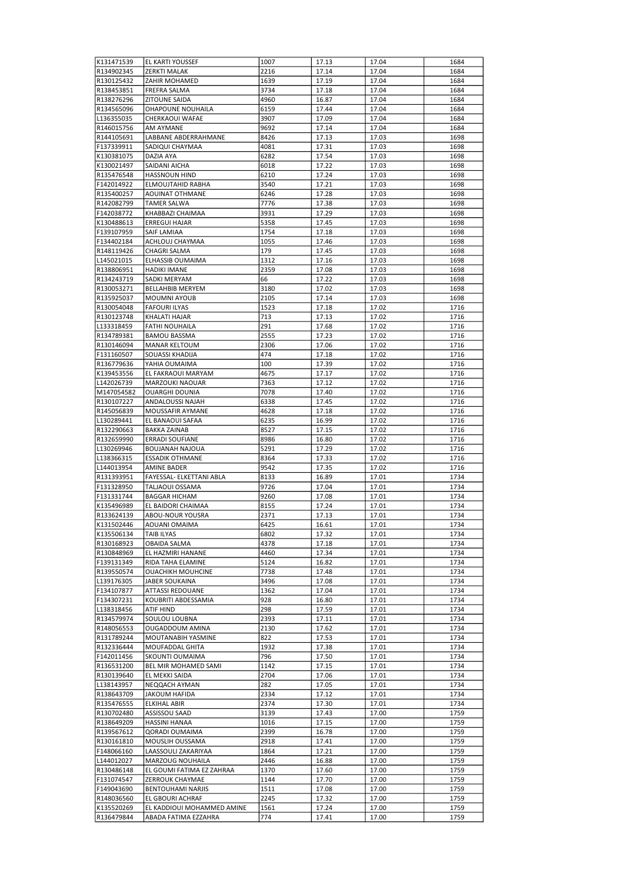| K131471539 | EL KARTI YOUSSEF | 1007 | 17.13 | 17.04 | 1684 |
|---|---|---|---|---|---|
| R134902345 | ZERKTI MALAK | 2216 | 17.14 | 17.04 | 1684 |
| R130125432 | ZAHIR MOHAMED | 1639 | 17.19 | 17.04 | 1684 |
| R138453851 | FREFRA SALMA | 3734 | 17.18 | 17.04 | 1684 |
| R138276296 | ZITOUNE SAIDA | 4960 | 16.87 | 17.04 | 1684 |
| R134565096 | OHAPOUNE NOUHAILA | 6159 | 17.44 | 17.04 | 1684 |
| L136355035 | CHERKAOUI WAFAE | 3907 | 17.09 | 17.04 | 1684 |
| R146015756 | AM AYMANE | 9692 | 17.14 | 17.04 | 1684 |
| R144105691 | LABBANE ABDERRAHMANE | 8426 | 17.13 | 17.03 | 1698 |
| F137339911 | SADIQUI CHAYMAA | 4081 | 17.31 | 17.03 | 1698 |
| K130381075 | DAZIA AYA | 6282 | 17.54 | 17.03 | 1698 |
| K130021497 | SAIDANI AICHA | 6018 | 17.22 | 17.03 | 1698 |
| R135476548 | HASSNOUN HIND | 6210 | 17.24 | 17.03 | 1698 |
| F142014922 | ELMOUJTAHID RABHA | 3540 | 17.21 | 17.03 | 1698 |
| R135400257 | AOUINAT OTHMANE | 6246 | 17.28 | 17.03 | 1698 |
| R142082799 | TAMER SALWA | 7776 | 17.38 | 17.03 | 1698 |
| F142038772 | KHABBAZI CHAIMAA | 3931 | 17.29 | 17.03 | 1698 |
| K130488613 | ERREGUI HAJAR | 5358 | 17.45 | 17.03 | 1698 |
| F139107959 | SAIF LAMIAA | 1754 | 17.18 | 17.03 | 1698 |
| F134402184 | ACHLOUJ CHAYMAA | 1055 | 17.46 | 17.03 | 1698 |
| R148119426 | CHAGRI SALMA | 179 | 17.45 | 17.03 | 1698 |
| L145021015 | ELHASSIB OUMAIMA | 1312 | 17.16 | 17.03 | 1698 |
| R138806951 | HADIKI IMANE | 2359 | 17.08 | 17.03 | 1698 |
| R134243719 | SADKI MERYAM | 66 | 17.22 | 17.03 | 1698 |
| R130053271 | BELLAHBIB MERYEM | 3180 | 17.02 | 17.03 | 1698 |
| R135925037 | MOUMNI AYOUB | 2105 | 17.14 | 17.03 | 1698 |
| R130054048 | FAFOURI ILYAS | 1523 | 17.18 | 17.02 | 1716 |
| R130123748 | KHALATI HAJAR | 713 | 17.13 | 17.02 | 1716 |
| L133318459 | FATHI NOUHAILA | 291 | 17.68 | 17.02 | 1716 |
| R134789381 | BAMOU BASSMA | 2555 | 17.23 | 17.02 | 1716 |
| R130146094 | MANAR KELTOUM | 2306 | 17.06 | 17.02 | 1716 |
| F131160507 | SOUASSI KHADIJA | 474 | 17.18 | 17.02 | 1716 |
| R136779636 | YAHIA OUMAIMA | 100 | 17.39 | 17.02 | 1716 |
| K139453556 | EL FAKRAOUI MARYAM | 4675 | 17.17 | 17.02 | 1716 |
| L142026739 | MARZOUKI NAOUAR | 7363 | 17.12 | 17.02 | 1716 |
| M147054582 | OUARGHI DOUNIA | 7078 | 17.40 | 17.02 | 1716 |
| R130107227 | ANDALOUSSI NAJAH | 6338 | 17.45 | 17.02 | 1716 |
| R145056839 | MOUSSAFIR AYMANE | 4628 | 17.18 | 17.02 | 1716 |
| L130289441 | EL BANAOUI SAFAA | 6235 | 16.99 | 17.02 | 1716 |
| R132290663 | BAKKA ZAINAB | 8527 | 17.15 | 17.02 | 1716 |
| R132659990 | ERRADI SOUFIANE | 8986 | 16.80 | 17.02 | 1716 |
| L130269946 | BOUJANAH NAJOUA | 5291 | 17.29 | 17.02 | 1716 |
| L138366315 | ESSADIK OTHMANE | 8364 | 17.33 | 17.02 | 1716 |
| L144013954 | AMINE BADER | 9542 | 17.35 | 17.02 | 1716 |
| R131393951 | FAYESSAL- ELKETTANI ABLA | 8133 | 16.89 | 17.01 | 1734 |
| F131328950 | TALJAOUI OSSAMA | 9726 | 17.04 | 17.01 | 1734 |
| F131331744 | BAGGAR HICHAM | 9260 | 17.08 | 17.01 | 1734 |
| K135496989 | EL BAIDORI CHAIMAA | 8155 | 17.24 | 17.01 | 1734 |
| R133624139 | ABOU-NOUR YOUSRA | 2371 | 17.13 | 17.01 | 1734 |
| K131502446 | AOUANI OMAIMA | 6425 | 16.61 | 17.01 | 1734 |
| K135506134 | TAIB ILYAS | 6802 | 17.32 | 17.01 | 1734 |
| R130168923 | OBAIDA SALMA | 4378 | 17.18 | 17.01 | 1734 |
| R130848969 | EL HAZMIRI HANANE | 4460 | 17.34 | 17.01 | 1734 |
| F139131349 | RIDA TAHA ELAMINE | 5124 | 16.82 | 17.01 | 1734 |
| R139550574 | OUACHIKH MOUHCINE | 7738 | 17.48 | 17.01 | 1734 |
| L139176305 | JABER SOUKAINA | 3496 | 17.08 | 17.01 | 1734 |
| F134107877 | ATTASSI REDOUANE | 1362 | 17.04 | 17.01 | 1734 |
| F134307231 | KOUBRITI ABDESSAMIA | 928 | 16.80 | 17.01 | 1734 |
| L138318456 | ATIF HIND | 298 | 17.59 | 17.01 | 1734 |
| R134579974 | SOULOU LOUBNA | 2393 | 17.11 | 17.01 | 1734 |
| R148056553 | OUGADDOUM AMINA | 2130 | 17.62 | 17.01 | 1734 |
| R131789244 | MOUTANABIH YASMINE | 822 | 17.53 | 17.01 | 1734 |
| R132336444 | MOUFADDAL GHITA | 1932 | 17.38 | 17.01 | 1734 |
| F142011456 | SKOUNTI OUMAIMA | 796 | 17.50 | 17.01 | 1734 |
| R136531200 | BEL MIR MOHAMED SAMI | 1142 | 17.15 | 17.01 | 1734 |
| R130139640 | EL MEKKI SAIDA | 2704 | 17.06 | 17.01 | 1734 |
| L138143957 | NEQQACH AYMAN | 282 | 17.05 | 17.01 | 1734 |
| R138643709 | JAKOUM HAFIDA | 2334 | 17.12 | 17.01 | 1734 |
| R135476555 | ELKIHAL ABIR | 2374 | 17.30 | 17.01 | 1734 |
| R130702480 | ASSISSOU SAAD | 3139 | 17.43 | 17.00 | 1759 |
| R138649209 | HASSINI HANAA | 1016 | 17.15 | 17.00 | 1759 |
| R139567612 | QORADI OUMAIMA | 2399 | 16.78 | 17.00 | 1759 |
| R130161810 | MOUSLIH OUSSAMA | 2918 | 17.41 | 17.00 | 1759 |
| F148066160 | LAASSOULI ZAKARIYAA | 1864 | 17.21 | 17.00 | 1759 |
| L144012027 | MARZOUG NOUHAILA | 2446 | 16.88 | 17.00 | 1759 |
| R130486148 | EL GOUMI FATIMA EZ ZAHRAA | 1370 | 17.60 | 17.00 | 1759 |
| F131074547 | ZERROUK CHAYMAE | 1144 | 17.70 | 17.00 | 1759 |
| F149043690 | BENTOUHAMI NARJIS | 1511 | 17.08 | 17.00 | 1759 |
| R148036560 | EL GBOURI ACHRAF | 2245 | 17.32 | 17.00 | 1759 |
| K135520269 | EL KADDIOUI MOHAMMED AMINE | 1561 | 17.24 | 17.00 | 1759 |
| R136479844 | ABADA FATIMA EZZAHRA | 774 | 17.41 | 17.00 | 1759 |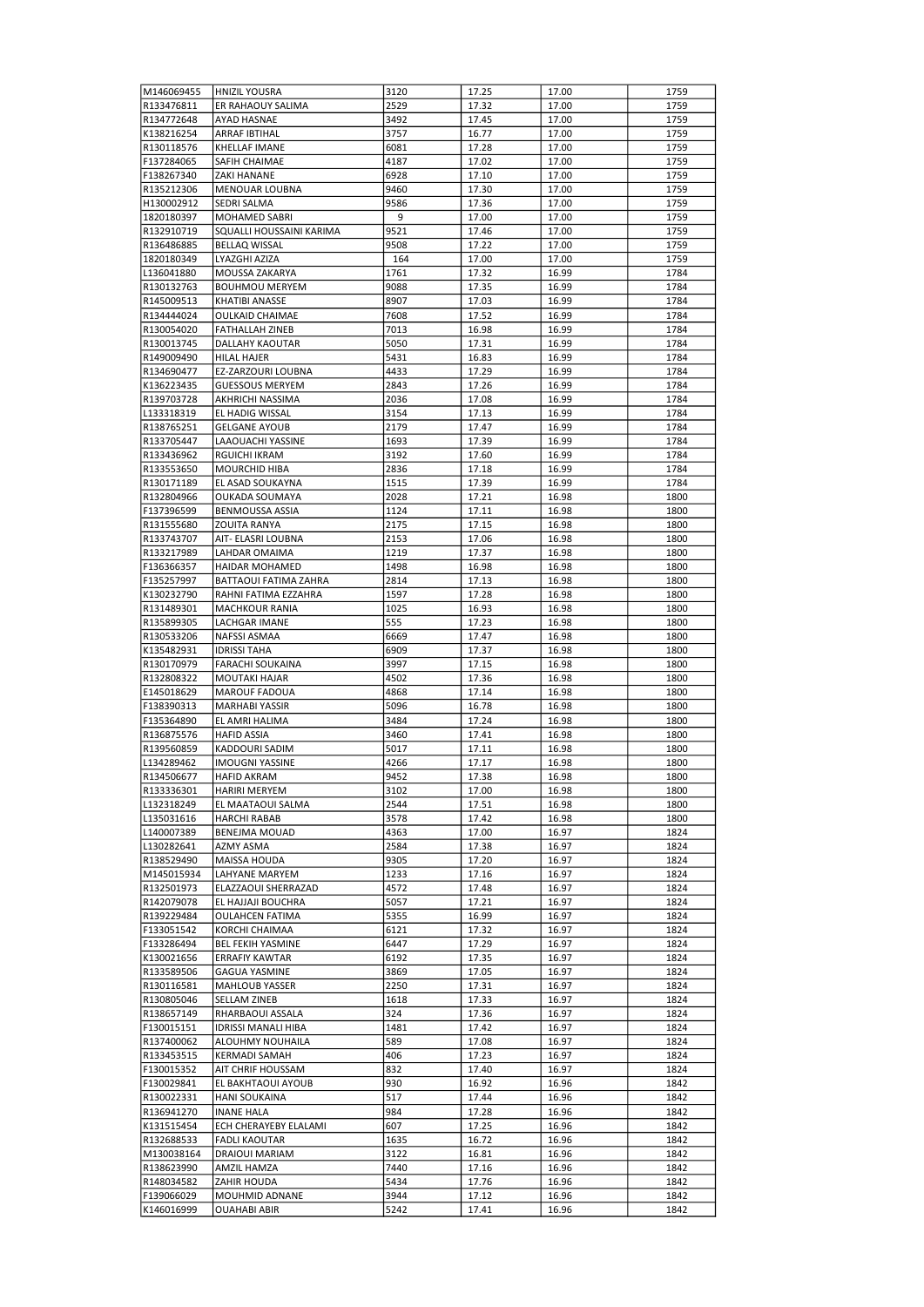| M146069455 | HNIZIL YOUSRA | 3120 | 17.25 | 17.00 | 1759 |
|---|---|---|---|---|---|
| R133476811 | ER RAHAOUY SALIMA | 2529 | 17.32 | 17.00 | 1759 |
| R134772648 | AYAD HASNAE | 3492 | 17.45 | 17.00 | 1759 |
| K138216254 | ARRAF IBTIHAL | 3757 | 16.77 | 17.00 | 1759 |
| R130118576 | KHELLAF IMANE | 6081 | 17.28 | 17.00 | 1759 |
| F137284065 | SAFIH CHAIMAE | 4187 | 17.02 | 17.00 | 1759 |
| F138267340 | ZAKI HANANE | 6928 | 17.10 | 17.00 | 1759 |
| R135212306 | MENOUAR LOUBNA | 9460 | 17.30 | 17.00 | 1759 |
| H130002912 | SEDRI SALMA | 9586 | 17.36 | 17.00 | 1759 |
| 1820180397 | MOHAMED SABRI | 9 | 17.00 | 17.00 | 1759 |
| R132910719 | SQUALLI HOUSSAINI KARIMA | 9521 | 17.46 | 17.00 | 1759 |
| R136486885 | BELLAQ WISSAL | 9508 | 17.22 | 17.00 | 1759 |
| 1820180349 | LYAZGHI AZIZA | 164 | 17.00 | 17.00 | 1759 |
| L136041880 | MOUSSA ZAKARYA | 1761 | 17.32 | 16.99 | 1784 |
| R130132763 | BOUHMOU MERYEM | 9088 | 17.35 | 16.99 | 1784 |
| R145009513 | KHATIBI ANASSE | 8907 | 17.03 | 16.99 | 1784 |
| R134444024 | OULKAID CHAIMAE | 7608 | 17.52 | 16.99 | 1784 |
| R130054020 | FATHALLAH ZINEB | 7013 | 16.98 | 16.99 | 1784 |
| R130013745 | DALLAHY KAOUTAR | 5050 | 17.31 | 16.99 | 1784 |
| R149009490 | HILAL HAJER | 5431 | 16.83 | 16.99 | 1784 |
| R134690477 | EZ-ZARZOURI LOUBNA | 4433 | 17.29 | 16.99 | 1784 |
| K136223435 | GUESSOUS MERYEM | 2843 | 17.26 | 16.99 | 1784 |
| R139703728 | AKHRICHI NASSIMA | 2036 | 17.08 | 16.99 | 1784 |
| L133318319 | EL HADIG WISSAL | 3154 | 17.13 | 16.99 | 1784 |
| R138765251 | GELGANE AYOUB | 2179 | 17.47 | 16.99 | 1784 |
| R133705447 | LAAOUACHI YASSINE | 1693 | 17.39 | 16.99 | 1784 |
| R133436962 | RGUICHI IKRAM | 3192 | 17.60 | 16.99 | 1784 |
| R133553650 | MOURCHID HIBA | 2836 | 17.18 | 16.99 | 1784 |
| R130171189 | EL ASAD SOUKAYNA | 1515 | 17.39 | 16.99 | 1784 |
| R132804966 | OUKADA SOUMAYA | 2028 | 17.21 | 16.98 | 1800 |
| F137396599 | BENMOUSSA ASSIA | 1124 | 17.11 | 16.98 | 1800 |
| R131555680 | ZOUITA RANYA | 2175 | 17.15 | 16.98 | 1800 |
| R133743707 | AIT- ELASRI LOUBNA | 2153 | 17.06 | 16.98 | 1800 |
| R133217989 | LAHDAR OMAIMA | 1219 | 17.37 | 16.98 | 1800 |
| F136366357 | HAIDAR MOHAMED | 1498 | 16.98 | 16.98 | 1800 |
| F135257997 | BATTAOUI FATIMA ZAHRA | 2814 | 17.13 | 16.98 | 1800 |
| K130232790 | RAHNI FATIMA EZZAHRA | 1597 | 17.28 | 16.98 | 1800 |
| R131489301 | MACHKOUR RANIA | 1025 | 16.93 | 16.98 | 1800 |
| R135899305 | LACHGAR IMANE | 555 | 17.23 | 16.98 | 1800 |
| R130533206 | NAFSSI ASMAA | 6669 | 17.47 | 16.98 | 1800 |
| K135482931 | IDRISSI TAHA | 6909 | 17.37 | 16.98 | 1800 |
| R130170979 | FARACHI SOUKAINA | 3997 | 17.15 | 16.98 | 1800 |
| R132808322 | MOUTAKI HAJAR | 4502 | 17.36 | 16.98 | 1800 |
| E145018629 | MAROUF FADOUA | 4868 | 17.14 | 16.98 | 1800 |
| F138390313 | MARHABI YASSIR | 5096 | 16.78 | 16.98 | 1800 |
| F135364890 | EL AMRI HALIMA | 3484 | 17.24 | 16.98 | 1800 |
| R136875576 | HAFID ASSIA | 3460 | 17.41 | 16.98 | 1800 |
| R139560859 | KADDOURI SADIM | 5017 | 17.11 | 16.98 | 1800 |
| L134289462 | IMOUGNI YASSINE | 4266 | 17.17 | 16.98 | 1800 |
| R134506677 | HAFID AKRAM | 9452 | 17.38 | 16.98 | 1800 |
| R133336301 | HARIRI MERYEM | 3102 | 17.00 | 16.98 | 1800 |
| L132318249 | EL MAATAOUI SALMA | 2544 | 17.51 | 16.98 | 1800 |
| L135031616 | HARCHI RABAB | 3578 | 17.42 | 16.98 | 1800 |
| L140007389 | BENEJMA MOUAD | 4363 | 17.00 | 16.97 | 1824 |
| L130282641 | AZMY ASMA | 2584 | 17.38 | 16.97 | 1824 |
| R138529490 | MAISSA HOUDA | 9305 | 17.20 | 16.97 | 1824 |
| M145015934 | LAHYANE MARYEM | 1233 | 17.16 | 16.97 | 1824 |
| R132501973 | ELAZZAOUI SHERRAZAD | 4572 | 17.48 | 16.97 | 1824 |
| R142079078 | EL HAJJAJI BOUCHRA | 5057 | 17.21 | 16.97 | 1824 |
| R139229484 | OULAHCEN FATIMA | 5355 | 16.99 | 16.97 | 1824 |
| F133051542 | KORCHI CHAIMAA | 6121 | 17.32 | 16.97 | 1824 |
| F133286494 | BEL FEKIH YASMINE | 6447 | 17.29 | 16.97 | 1824 |
| K130021656 | ERRAFIY KAWTAR | 6192 | 17.35 | 16.97 | 1824 |
| R133589506 | GAGUA YASMINE | 3869 | 17.05 | 16.97 | 1824 |
| R130116581 | MAHLOUB YASSER | 2250 | 17.31 | 16.97 | 1824 |
| R130805046 | SELLAM ZINEB | 1618 | 17.33 | 16.97 | 1824 |
| R138657149 | RHARBAOUI ASSALA | 324 | 17.36 | 16.97 | 1824 |
| F130015151 | IDRISSI MANALI HIBA | 1481 | 17.42 | 16.97 | 1824 |
| R137400062 | ALOUHMY NOUHAILA | 589 | 17.08 | 16.97 | 1824 |
| R133453515 | KERMADI SAMAH | 406 | 17.23 | 16.97 | 1824 |
| F130015352 | AIT CHRIF HOUSSAM | 832 | 17.40 | 16.97 | 1824 |
| F130029841 | EL BAKHTAOUI AYOUB | 930 | 16.92 | 16.96 | 1842 |
| R130022331 | HANI SOUKAINA | 517 | 17.44 | 16.96 | 1842 |
| R136941270 | INANE HALA | 984 | 17.28 | 16.96 | 1842 |
| K131515454 | ECH CHERAYEBY ELALAMI | 607 | 17.25 | 16.96 | 1842 |
| R132688533 | FADLI KAOUTAR | 1635 | 16.72 | 16.96 | 1842 |
| M130038164 | DRAIOUI MARIAM | 3122 | 16.81 | 16.96 | 1842 |
| R138623990 | AMZIL HAMZA | 7440 | 17.16 | 16.96 | 1842 |
| R148034582 | ZAHIR HOUDA | 5434 | 17.76 | 16.96 | 1842 |
| F139066029 | MOUHMID ADNANE | 3944 | 17.12 | 16.96 | 1842 |
| K146016999 | OUAHABI ABIR | 5242 | 17.41 | 16.96 | 1842 |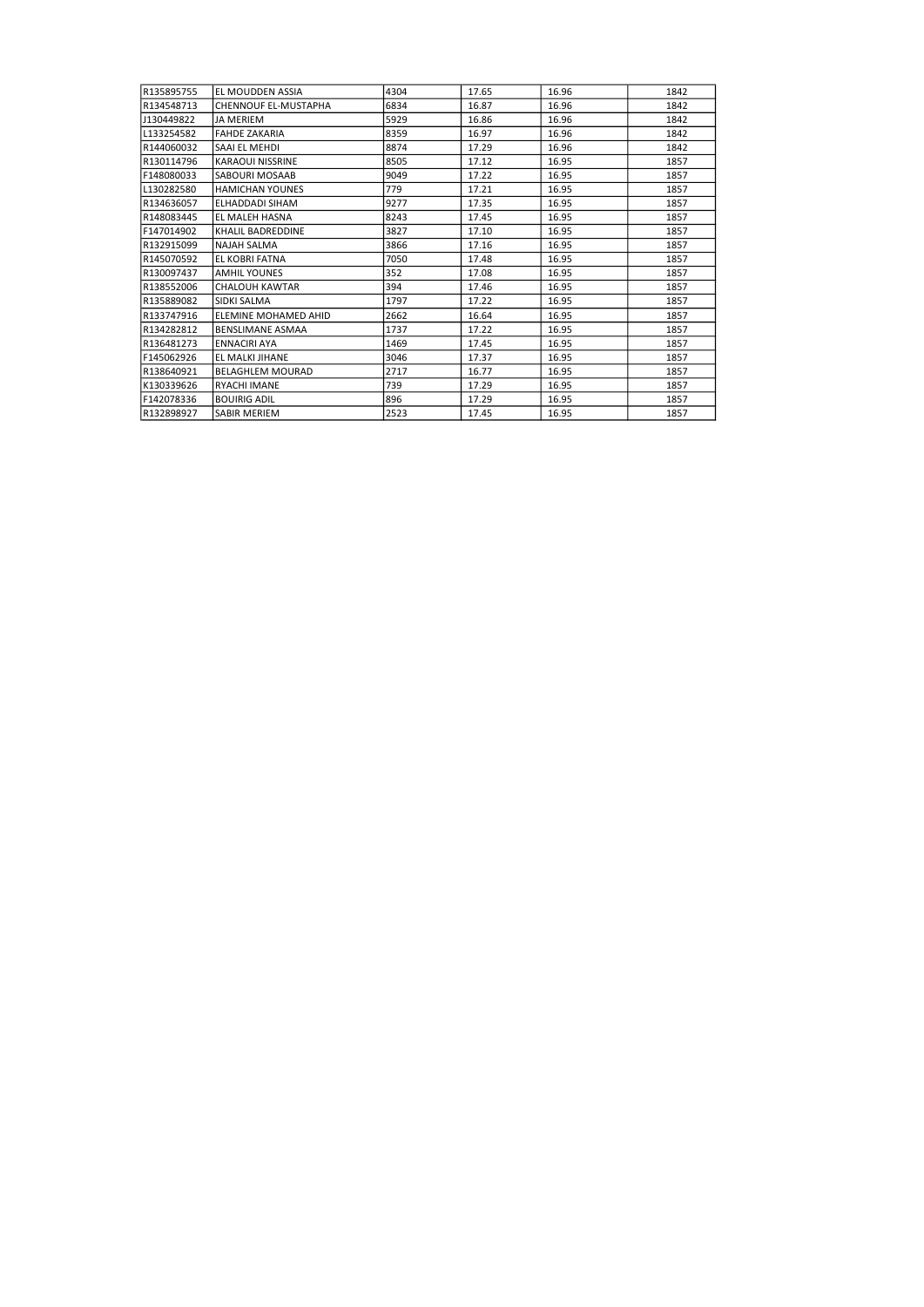| | | | | | |
|---|---|---|---|---|---|
| R135895755 | EL MOUDDEN ASSIA | 4304 | 17.65 | 16.96 | 1842 |
| R134548713 | CHENNOUF EL-MUSTAPHA | 6834 | 16.87 | 16.96 | 1842 |
| J130449822 | JA MERIEM | 5929 | 16.86 | 16.96 | 1842 |
| L133254582 | FAHDE ZAKARIA | 8359 | 16.97 | 16.96 | 1842 |
| R144060032 | SAAI EL MEHDI | 8874 | 17.29 | 16.96 | 1842 |
| R130114796 | KARAOUI NISSRINE | 8505 | 17.12 | 16.95 | 1857 |
| F148080033 | SABOURI MOSAAB | 9049 | 17.22 | 16.95 | 1857 |
| L130282580 | HAMICHAN YOUNES | 779 | 17.21 | 16.95 | 1857 |
| R134636057 | ELHADDADI SIHAM | 9277 | 17.35 | 16.95 | 1857 |
| R148083445 | EL MALEH HASNA | 8243 | 17.45 | 16.95 | 1857 |
| F147014902 | KHALIL BADREDDINE | 3827 | 17.10 | 16.95 | 1857 |
| R132915099 | NAJAH SALMA | 3866 | 17.16 | 16.95 | 1857 |
| R145070592 | EL KOBRI FATNA | 7050 | 17.48 | 16.95 | 1857 |
| R130097437 | AMHIL YOUNES | 352 | 17.08 | 16.95 | 1857 |
| R138552006 | CHALOUH KAWTAR | 394 | 17.46 | 16.95 | 1857 |
| R135889082 | SIDKI SALMA | 1797 | 17.22 | 16.95 | 1857 |
| R133747916 | ELEMINE MOHAMED AHID | 2662 | 16.64 | 16.95 | 1857 |
| R134282812 | BENSLIMANE ASMAA | 1737 | 17.22 | 16.95 | 1857 |
| R136481273 | ENNACIRI AYA | 1469 | 17.45 | 16.95 | 1857 |
| F145062926 | EL MALKI JIHANE | 3046 | 17.37 | 16.95 | 1857 |
| R138640921 | BELAGHLEM MOURAD | 2717 | 16.77 | 16.95 | 1857 |
| K130339626 | RYACHI IMANE | 739 | 17.29 | 16.95 | 1857 |
| F142078336 | BOUIRIG ADIL | 896 | 17.29 | 16.95 | 1857 |
| R132898927 | SABIR MERIEM | 2523 | 17.45 | 16.95 | 1857 |